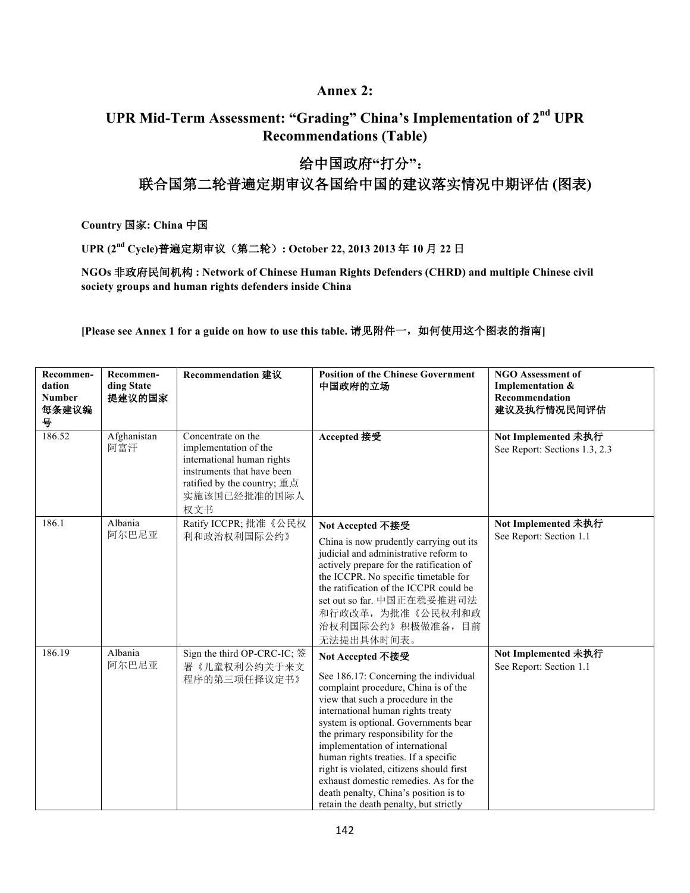## Annex 2:

## UPR Mid-Term Assessment: "Grading" China's Implementation of 2nd UPR Recommendations (Table)

## 给中国政府"打分"：

## 联合国第二轮普遍定期审议各国给中国的建议落实情况中期评估 (图表)

**Country 国家: China 中国**

**UPR (2nd Cycle)普遍定期审议（第二轮）: October 22, 2013 2013 年 10 月 22 日**

**NGOs 非政府民间机构 : Network of Chinese Human Rights Defenders (CHRD) and multiple Chinese civil society groups and human rights defenders inside China**

**[Please see Annex 1 for a guide on how to use this table. 请见附件一，如何使用这个图表的指南]**

| Recommendation Number 每条建议编号 | Recommending State 提建议的国家 | Recommendation 建议 | Position of the Chinese Government 中国政府的立场 | NGO Assessment of Implementation & Recommendation 建议及执行情况民间评估 |
|---|---|---|---|---|
| 186.52 | Afghanistan 阿富汗 | Concentrate on the implementation of the international human rights instruments that have been ratified by the country; 重点实施该国已经批准的国际人权文书 | **Accepted 接受** | **Not Implemented 未执行** See Report: Sections 1.3, 2.3 |
| 186.1 | Albania 阿尔巴尼亚 | Ratify ICCPR; 批准《公民权利和政治权利国际公约》 | **Not Accepted 不接受** China is now prudently carrying out its judicial and administrative reform to actively prepare for the ratification of the ICCPR. No specific timetable for the ratification of the ICCPR could be set out so far. 中国正在稳妥推进司法和行政改革，为批准《公民权利和政治权利国际公约》积极做准备，目前无法提出具体时间表。 | **Not Implemented 未执行** See Report: Section 1.1 |
| 186.19 | Albania 阿尔巴尼亚 | Sign the third OP-CRC-IC; 签署《儿童权利公约关于来文程序的第三项任择议定书》 | **Not Accepted 不接受** See 186.17: Concerning the individual complaint procedure, China is of the view that such a procedure in the international human rights treaty system is optional. Governments bear the primary responsibility for the implementation of international human rights treaties. If a specific right is violated, citizens should first exhaust domestic remedies. As for the death penalty, China's position is to retain the death penalty, but strictly | **Not Implemented 未执行** See Report: Section 1.1 |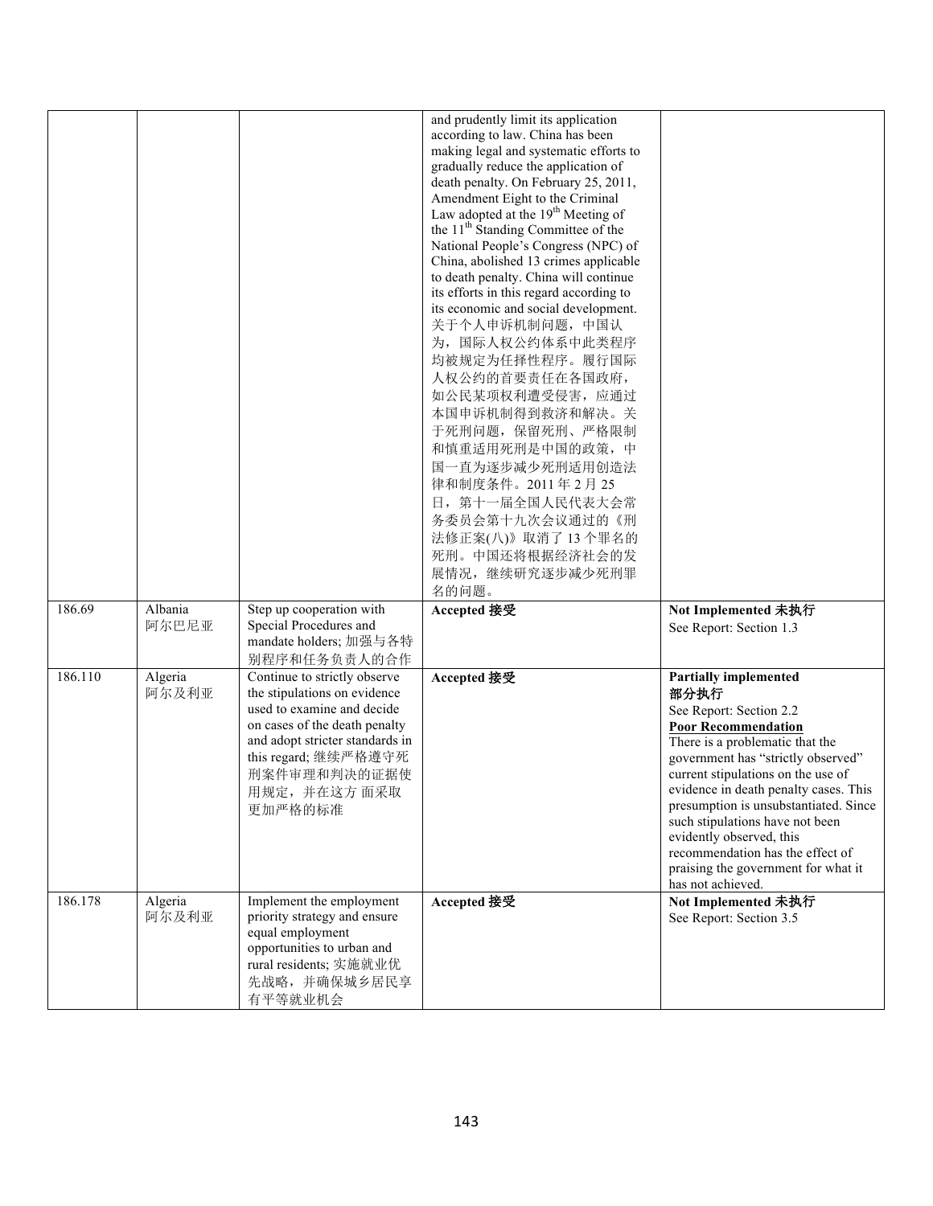| | | | | |
|---|---|---|---|---|
| | | | and prudently limit its application according to law. China has been making legal and systematic efforts to gradually reduce the application of death penalty. On February 25, 2011, Amendment Eight to the Criminal Law adopted at the 19th Meeting of the 11th Standing Committee of the National People's Congress (NPC) of China, abolished 13 crimes applicable to death penalty. China will continue its efforts in this regard according to its economic and social development. 关于个人申诉机制问题，中国认为，国际人权公约体系中此类程序均被规定为任择性程序。履行国际人权公约的首要责任在各国政府，如公民某项权利遭受侵害，应通过本国申诉机制得到救济和解决。关于死刑问题，保留死刑、严格限制和慎重适用死刑是中国的政策，中国一直为逐步减少死刑适用创造法律和制度条件。2011 年 2 月 25 日，第十一届全国人民代表大会常务委员会第十九次会议通过的《刑法修正案(八)》取消了 13 个罪名的死刑。中国还将根据经济社会的发展情况，继续研究逐步减少死刑罪名的问题。 | |
| 186.69 | Albania 阿尔巴尼亚 | Step up cooperation with Special Procedures and mandate holders; 加强与各特别程序和任务负责人的合作 | **Accepted 接受** | **Not Implemented 未执行**<br>See Report: Section 1.3 |
| 186.110 | Algeria 阿尔及利亚 | Continue to strictly observe the stipulations on evidence used to examine and decide on cases of the death penalty and adopt stricter standards in this regard; 继续严格遵守死刑案件审理和判决的证据使用规定，并在这方 面采取更加严格的标准 | **Accepted 接受** | **Partially implemented 部分执行**<br>See Report: Section 2.2<br>**Poor Recommendation**<br>There is a problematic that the government has "strictly observed" current stipulations on the use of evidence in death penalty cases. This presumption is unsubstantiated. Since such stipulations have not been evidently observed, this recommendation has the effect of praising the government for what it has not achieved. |
| 186.178 | Algeria 阿尔及利亚 | Implement the employment priority strategy and ensure equal employment opportunities to urban and rural residents; 实施就业优先战略，并确保城乡居民享有平等就业机会 | **Accepted 接受** | **Not Implemented 未执行**<br>See Report: Section 3.5 |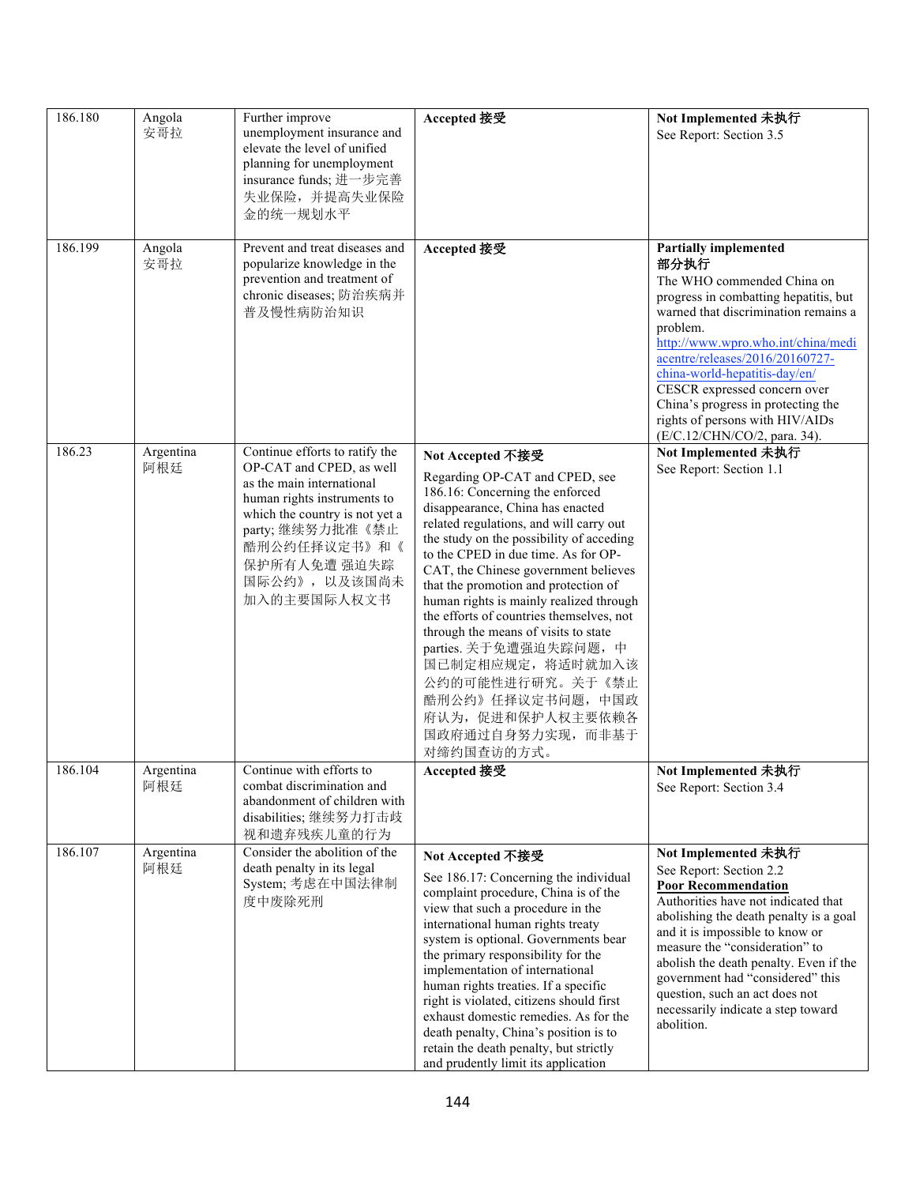| 186.180 | Angola 安哥拉 | Further improve unemployment insurance and elevate the level of unified planning for unemployment insurance funds; 进一步完善失业保险，并提高失业保险金的统一规划水平 | **Accepted 接受** | **Not Implemented 未执行**<br>See Report: Section 3.5 |
|---|---|---|---|---|
| 186.199 | Angola 安哥拉 | Prevent and treat diseases and popularize knowledge in the prevention and treatment of chronic diseases; 防治疾病并普及慢性病防治知识 | **Accepted 接受** | **Partially implemented 部分执行**<br>The WHO commended China on progress in combatting hepatitis, but warned that discrimination remains a problem.<br>http://www.wpro.who.int/china/mediacentre/releases/2016/20160727-china-world-hepatitis-day/en/<br>CESCR expressed concern over China's progress in protecting the rights of persons with HIV/AIDs (E/C.12/CHN/CO/2, para. 34). |
| 186.23 | Argentina 阿根廷 | Continue efforts to ratify the OP-CAT and CPED, as well as the main international human rights instruments to which the country is not yet a party; 继续努力批准《禁止酷刑公约任择议定书》和《保护所有人免遭 强迫失踪国际公约》，以及该国尚未加入的主要国际人权文书 | **Not Accepted 不接受**<br>Regarding OP-CAT and CPED, see 186.16: Concerning the enforced disappearance, China has enacted related regulations, and will carry out the study on the possibility of acceding to the CPED in due time. As for OP-CAT, the Chinese government believes that the promotion and protection of human rights is mainly realized through the efforts of countries themselves, not through the means of visits to state parties. 关于免遭强迫失踪问题，中国已制定相应规定，将适时就加入该公约的可能性进行研究。关于《禁止酷刑公约》任择议定书问题，中国政府认为，促进和保护人权主要依赖各国政府通过自身努力实现，而非基于对缔约国查访的方式。 | **Not Implemented 未执行**<br>See Report: Section 1.1 |
| 186.104 | Argentina 阿根廷 | Continue with efforts to combat discrimination and abandonment of children with disabilities; 继续努力打击歧视和遗弃残疾儿童的行为 | **Accepted 接受** | **Not Implemented 未执行**<br>See Report: Section 3.4 |
| 186.107 | Argentina 阿根廷 | Consider the abolition of the death penalty in its legal System; 考虑在中国法律制度中废除死刑 | **Not Accepted 不接受**<br>See 186.17: Concerning the individual complaint procedure, China is of the view that such a procedure in the international human rights treaty system is optional. Governments bear the primary responsibility for the implementation of international human rights treaties. If a specific right is violated, citizens should first exhaust domestic remedies. As for the death penalty, China's position is to retain the death penalty, but strictly and prudently limit its application | **Not Implemented 未执行**<br>See Report: Section 2.2<br>**Poor Recommendation**<br>Authorities have not indicated that abolishing the death penalty is a goal and it is impossible to know or measure the "consideration" to abolish the death penalty. Even if the government had "considered" this question, such an act does not necessarily indicate a step toward abolition. |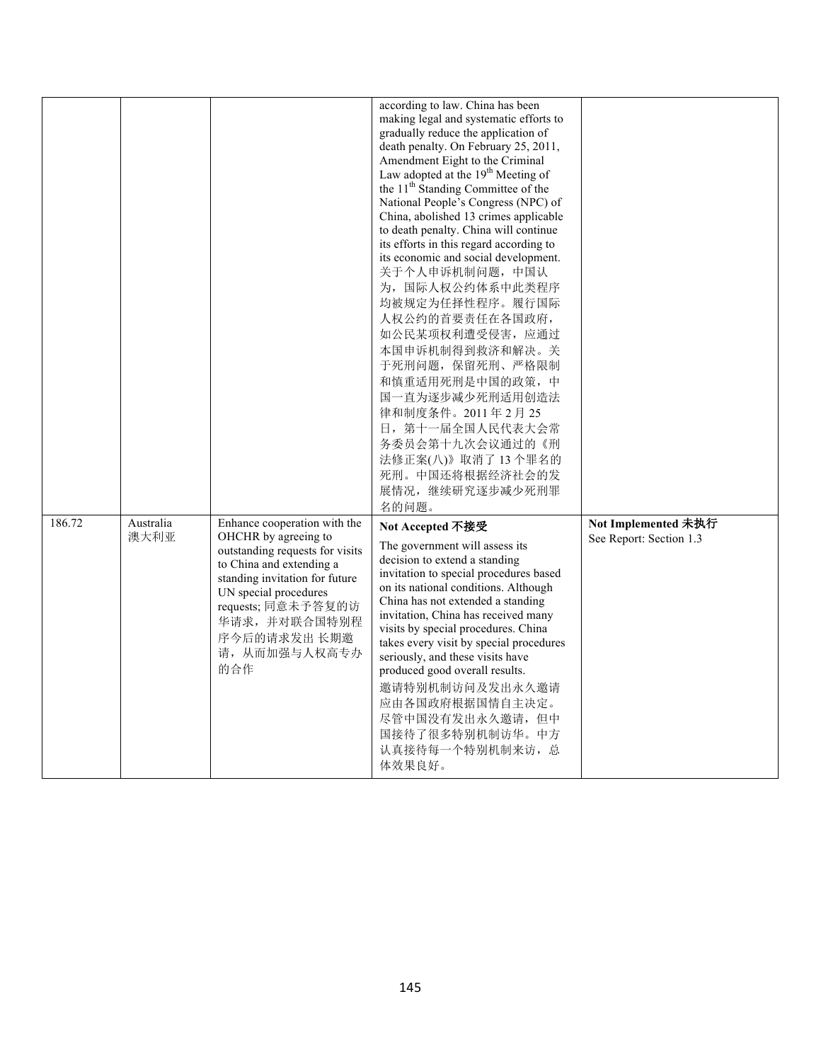| | | | | |
|---|---|---|---|---|
| | | | according to law. China has been making legal and systematic efforts to gradually reduce the application of death penalty. On February 25, 2011, Amendment Eight to the Criminal Law adopted at the 19th Meeting of the 11th Standing Committee of the National People's Congress (NPC) of China, abolished 13 crimes applicable to death penalty. China will continue its efforts in this regard according to its economic and social development. 关于个人申诉机制问题，中国认为，国际人权公约体系中此类程序均被规定为任择性程序。履行国际人权公约的首要责任在各国政府，如公民某项权利遭受侵害，应通过本国申诉机制得到救济和解决。关于死刑问题，保留死刑、严格限制和慎重适用死刑是中国的政策，中国一直为逐步减少死刑适用创造法律和制度条件。2011 年 2 月 25 日，第十一届全国人民代表大会常务委员会第十九次会议通过的《刑法修正案(八)》取消了 13 个罪名的死刑。中国还将根据经济社会的发展情况，继续研究逐步减少死刑罪名的问题。 | |
| 186.72 | Australia 澳大利亚 | Enhance cooperation with the OHCHR by agreeing to outstanding requests for visits to China and extending a standing invitation for future UN special procedures requests; 同意未予答复的访华请求，并对联合国特别程序今后的请求发出 长期邀请，从而加强与人权高专办的合作 | **Not Accepted 不接受** The government will assess its decision to extend a standing invitation to special procedures based on its national conditions. Although China has not extended a standing invitation, China has received many visits by special procedures. China takes every visit by special procedures seriously, and these visits have produced good overall results. 邀请特别机制访问及发出永久邀请应由各国政府根据国情自主决定。尽管中国没有发出永久邀请，但中国接待了很多特别机制访华。中方认真接待每一个特别机制来访，总体效果良好。 | **Not Implemented 未执行** See Report: Section 1.3 |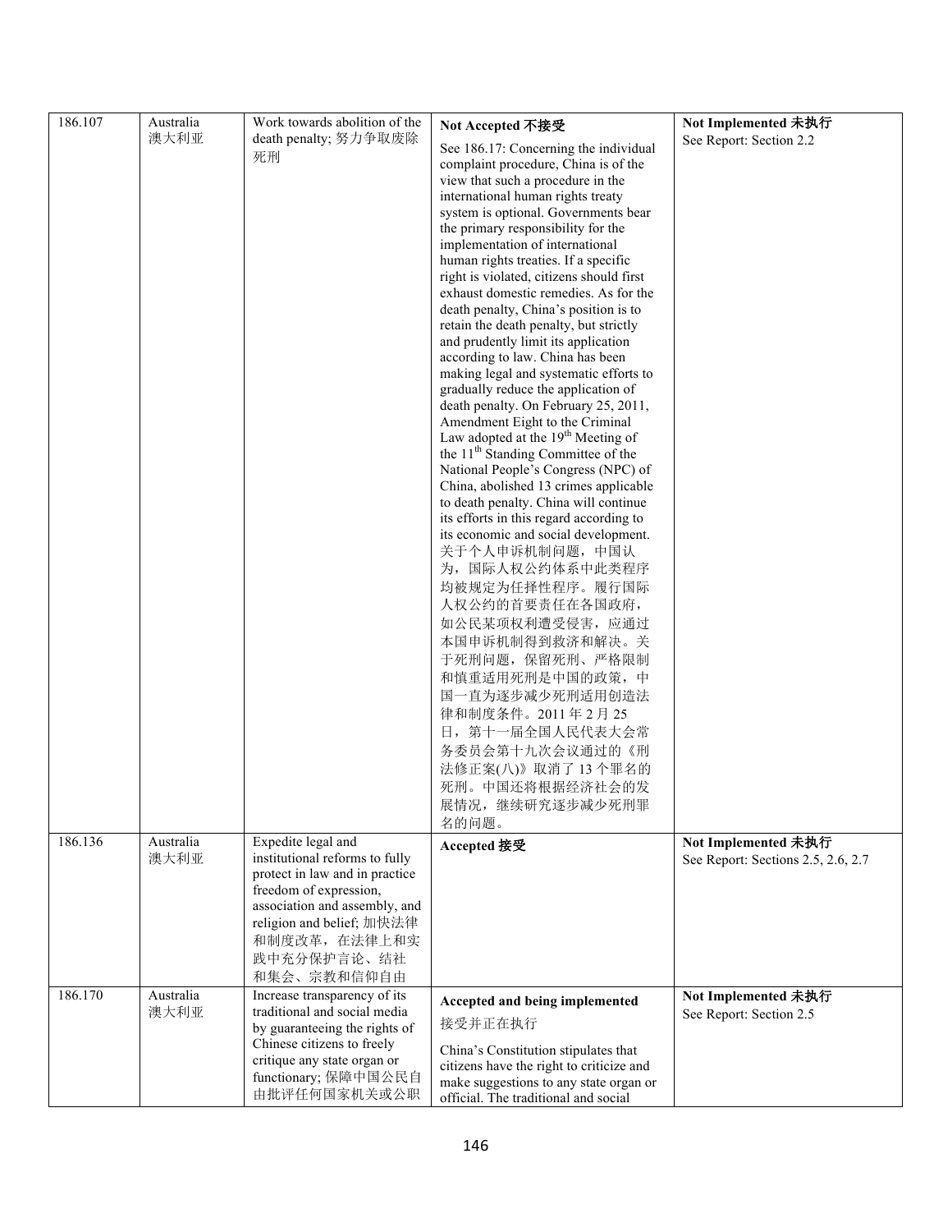| 186.107 | Australia 澳大利亚 | Work towards abolition of the death penalty; 努力争取废除死刑 | **Not Accepted 不接受**<br><br>See 186.17: Concerning the individual complaint procedure, China is of the view that such a procedure in the international human rights treaty system is optional. Governments bear the primary responsibility for the implementation of international human rights treaties. If a specific right is violated, citizens should first exhaust domestic remedies. As for the death penalty, China's position is to retain the death penalty, but strictly and prudently limit its application according to law. China has been making legal and systematic efforts to gradually reduce the application of death penalty. On February 25, 2011, Amendment Eight to the Criminal Law adopted at the 19th Meeting of the 11th Standing Committee of the National People's Congress (NPC) of China, abolished 13 crimes applicable to death penalty. China will continue its efforts in this regard according to its economic and social development.<br>关于个人申诉机制问题，中国认为，国际人权公约体系中此类程序均被规定为任择性程序。履行国际人权公约的首要责任在各国政府，如公民某项权利遭受侵害，应通过本国申诉机制得到救济和解决。关于死刑问题，保留死刑、严格限制和慎重适用死刑是中国的政策，中国一直为逐步减少死刑适用创造法律和制度条件。2011 年 2 月 25 日，第十一届全国人民代表大会常务委员会第十九次会议通过的《刑法修正案(八)》取消了 13 个罪名的死刑。中国还将根据经济社会的发展情况，继续研究逐步减少死刑罪名的问题。 | **Not Implemented 未执行**<br>See Report: Section 2.2 |
|---|---|---|---|---|
| 186.136 | Australia 澳大利亚 | Expedite legal and institutional reforms to fully protect in law and in practice freedom of expression, association and assembly, and religion and belief; 加快法律和制度改革，在法律上和实践中充分保护言论、结社和集会、宗教和信仰自由 | **Accepted 接受** | **Not Implemented 未执行**<br>See Report: Sections 2.5, 2.6, 2.7 |
| 186.170 | Australia 澳大利亚 | Increase transparency of its traditional and social media by guaranteeing the rights of Chinese citizens to freely critique any state organ or functionary; 保障中国公民自由批评任何国家机关或公职 | **Accepted and being implemented**<br>接受并正在执行<br><br>China's Constitution stipulates that citizens have the right to criticize and make suggestions to any state organ or official. The traditional and social | **Not Implemented 未执行**<br>See Report: Section 2.5 |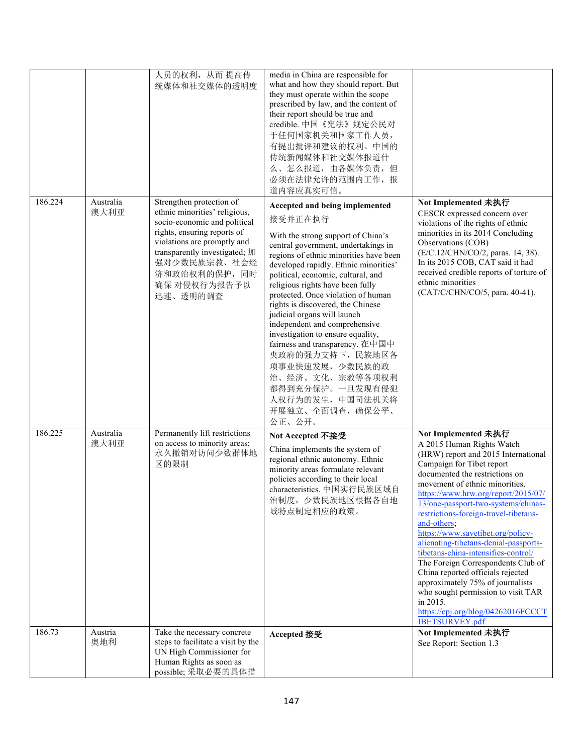| | | | | |
|---|---|---|---|---|
| | | 人员的权利，从而 提高传统媒体和社交媒体的透明度 | media in China are responsible for what and how they should report. But they must operate within the scope prescribed by law, and the content of their report should be true and credible. 中国《宪法》规定公民对于任何国家机关和国家工作人员，有提出批评和建议的权利。中国的传统新闻媒体和社交媒体报道什么、怎么报道，由各媒体负责，但必须在法律允许的范围内工作，报道内容应真实可信。 | |
| 186.224 | Australia 澳大利亚 | Strengthen protection of ethnic minorities' religious, socio-economic and political rights, ensuring reports of violations are promptly and transparently investigated; 加强对少数民族宗教、社会经济和政治权利的保护，同时确保 对侵权行为报告予以迅速、透明的调查 | **Accepted and being implemented** 接受并正在执行<br><br>With the strong support of China's central government, undertakings in regions of ethnic minorities have been developed rapidly. Ethnic minorities' political, economic, cultural, and religious rights have been fully protected. Once violation of human rights is discovered, the Chinese judicial organs will launch independent and comprehensive investigation to ensure equality, fairness and transparency. 在中国中央政府的强力支持下，民族地区各项事业快速发展，少数民族的政治、经济、文化、宗教等各项权利都得到充分保护。一旦发现有侵犯人权行为的发生，中国司法机关将开展独立、全面调查，确保公平、公正、公开。 | **Not Implemented 未执行**<br>CESCR expressed concern over violations of the rights of ethnic minorities in its 2014 Concluding Observations (COB) (E/C.12/CHN/CO/2, paras. 14, 38). In its 2015 COB, CAT said it had received credible reports of torture of ethnic minorities (CAT/C/CHN/CO/5, para. 40-41). |
| 186.225 | Australia 澳大利亚 | Permanently lift restrictions on access to minority areas; 永久撤销对访问少数群体地区的限制 | **Not Accepted 不接受**<br>China implements the system of regional ethnic autonomy. Ethnic minority areas formulate relevant policies according to their local characteristics. 中国实行民族区域自治制度，少数民族地区根据各自地域特点制定相应的政策。 | **Not Implemented 未执行**<br>A 2015 Human Rights Watch (HRW) report and 2015 International Campaign for Tibet report documented the restrictions on movement of ethnic minorities. [https://www.hrw.org/report/2015/07/13/one-passport-two-systems/chinas-restrictions-foreign-travel-tibetans-and-others](https://www.hrw.org/report/2015/07/13/one-passport-two-systems/chinas-restrictions-foreign-travel-tibetans-and-others); [https://www.savetibet.org/policy-alienating-tibetans-denial-passports-tibetans-china-intensifies-control/](https://www.savetibet.org/policy-alienating-tibetans-denial-passports-tibetans-china-intensifies-control/)<br>The Foreign Correspondents Club of China reported officials rejected approximately 75% of journalists who sought permission to visit TAR in 2015. [https://cpj.org/blog/04262016FCCCTIBETSURVEY.pdf](https://cpj.org/blog/04262016FCCCTIBETSURVEY.pdf) |
| 186.73 | Austria 奥地利 | Take the necessary concrete steps to facilitate a visit by the UN High Commissioner for Human Rights as soon as possible; 采取必要的具体措 | **Accepted 接受** | **Not Implemented 未执行**<br>See Report: Section 1.3 |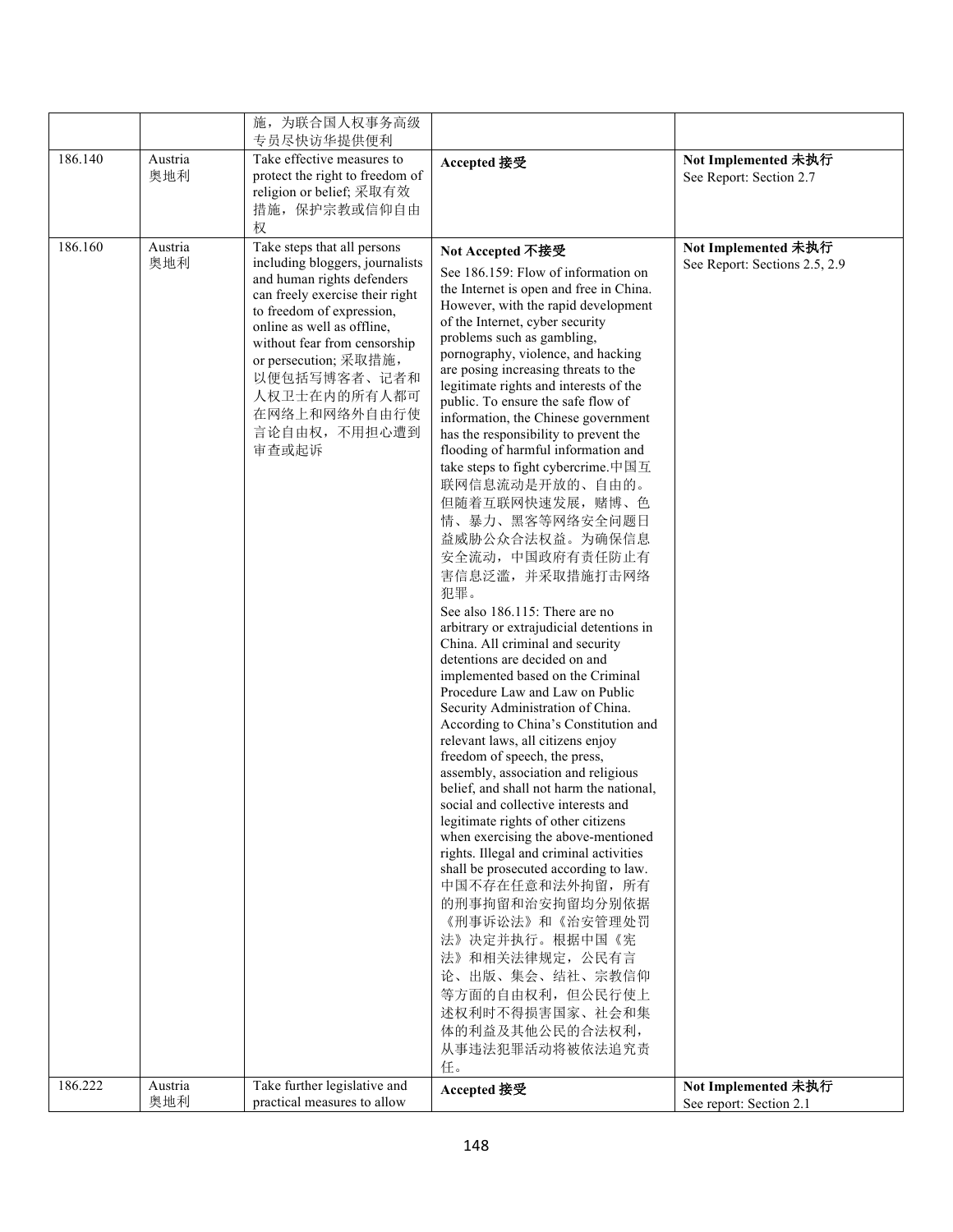| | | | | |
|---|---|---|---|---|
| | | 施，为联合国人权事务高级专员尽快访华提供便利 | | |
| 186.140 | Austria 奥地利 | Take effective measures to protect the right to freedom of religion or belief; 采取有效措施，保护宗教或信仰自由权 | **Accepted 接受** | **Not Implemented 未执行** See Report: Section 2.7 |
| 186.160 | Austria 奥地利 | Take steps that all persons including bloggers, journalists and human rights defenders can freely exercise their right to freedom of expression, online as well as offline, without fear from censorship or persecution; 采取措施，以使包括写博客者、记者和人权卫士在内的所有人都可在网络上和网络外自由行使言论自由权，不用担心遭到审查或起诉 | **Not Accepted 不接受** See 186.159: Flow of information on the Internet is open and free in China. However, with the rapid development of the Internet, cyber security problems such as gambling, pornography, violence, and hacking are posing increasing threats to the legitimate rights and interests of the public. To ensure the safe flow of information, the Chinese government has the responsibility to prevent the flooding of harmful information and take steps to fight cybercrime.中国互联网信息流动是开放的、自由的。但随着互联网快速发展，赌博、色情、暴力、黑客等网络安全问题日益威胁公众合法权益。为确保信息安全流动，中国政府有责任防止有害信息泛滥，并采取措施打击网络犯罪。 See also 186.115: There are no arbitrary or extrajudicial detentions in China. All criminal and security detentions are decided on and implemented based on the Criminal Procedure Law and Law on Public Security Administration of China. According to China's Constitution and relevant laws, all citizens enjoy freedom of speech, the press, assembly, association and religious belief, and shall not harm the national, social and collective interests and legitimate rights of other citizens when exercising the above-mentioned rights. Illegal and criminal activities shall be prosecuted according to law. 中国不存在任意和法外拘留，所有的刑事拘留和治安拘留均分别依据《刑事诉讼法》和《治安管理处罚法》决定并执行。根据中国《宪法》和相关法律规定，公民有言论、出版、集会、结社、宗教信仰等方面的自由权利，但公民行使上述权利时不得损害国家、社会和集体的利益及其他公民的合法权利，从事违法犯罪活动将被依法追究责任。 | **Not Implemented 未执行** See Report: Sections 2.5, 2.9 |
| 186.222 | Austria 奥地利 | Take further legislative and practical measures to allow | **Accepted 接受** | **Not Implemented 未执行** See report: Section 2.1 |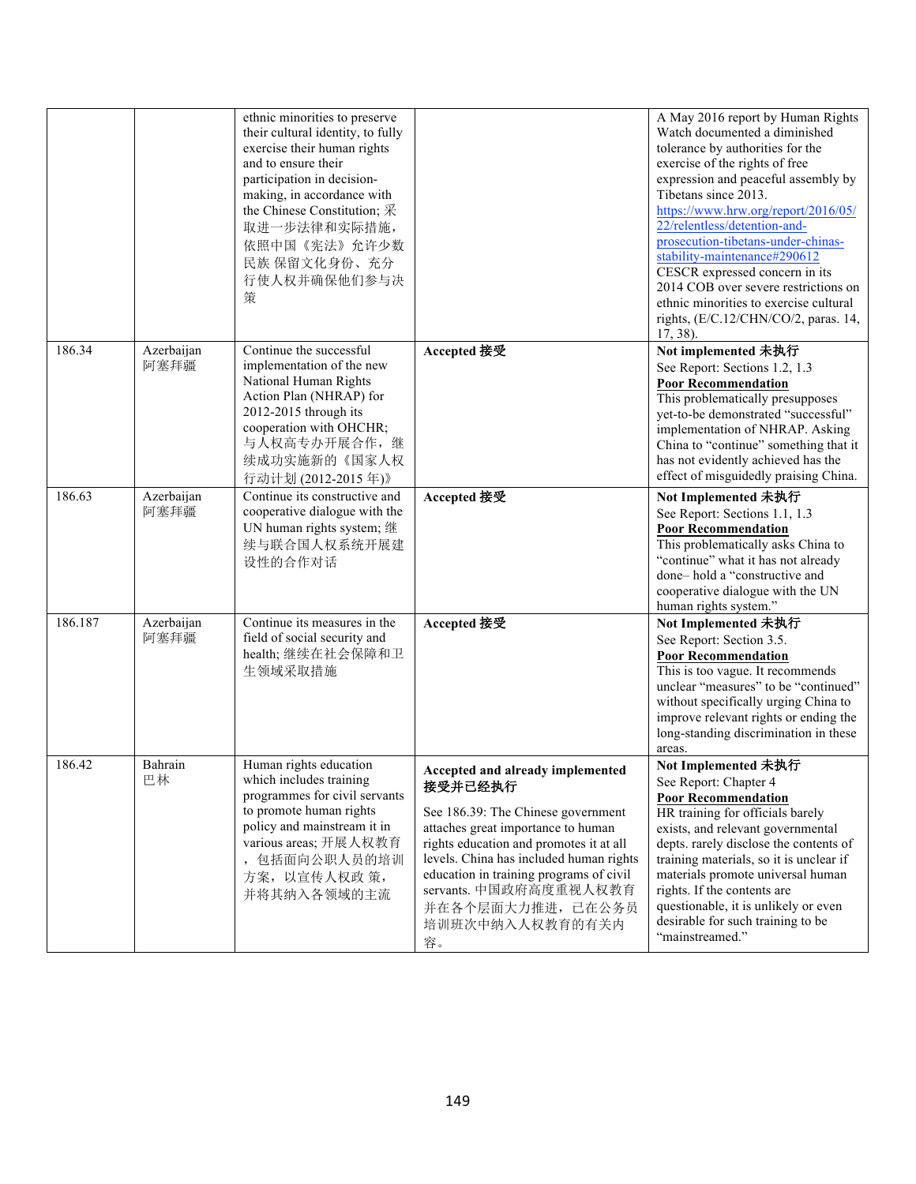| | | | | |
|---|---|---|---|---|
| | | ethnic minorities to preserve their cultural identity, to fully exercise their human rights and to ensure their participation in decision-making, in accordance with the Chinese Constitution; 采取进一步法律和实际措施，依照中国《宪法》允许少数民族 保留文化身份、充分行使人权并确保他们参与决策 | | A May 2016 report by Human Rights Watch documented a diminished tolerance by authorities for the exercise of the rights of free expression and peaceful assembly by Tibetans since 2013. https://www.hrw.org/report/2016/05/22/relentless/detention-and-prosecution-tibetans-under-chinas-stability-maintenance#290612 CESCR expressed concern in its 2014 COB over severe restrictions on ethnic minorities to exercise cultural rights, (E/C.12/CHN/CO/2, paras. 14, 17, 38). |
| 186.34 | Azerbaijan 阿塞拜疆 | Continue the successful implementation of the new National Human Rights Action Plan (NHRAP) for 2012-2015 through its cooperation with OHCHR; 与人权高专办开展合作，继续成功实施新的《国家人权行动计划 (2012-2015 年)》 | **Accepted 接受** | **Not implemented 未执行**<br>See Report: Sections 1.2, 1.3<br>**Poor Recommendation**<br>This problematically presupposes yet-to-be demonstrated "successful" implementation of NHRAP. Asking China to "continue" something that it has not evidently achieved has the effect of misguidedly praising China. |
| 186.63 | Azerbaijan 阿塞拜疆 | Continue its constructive and cooperative dialogue with the UN human rights system; 继续与联合国人权系统开展建设性的合作对话 | **Accepted 接受** | **Not Implemented 未执行**<br>See Report: Sections 1.1, 1.3<br>**Poor Recommendation**<br>This problematically asks China to "continue" what it has not already done– hold a "constructive and cooperative dialogue with the UN human rights system." |
| 186.187 | Azerbaijan 阿塞拜疆 | Continue its measures in the field of social security and health; 继续在社会保障和卫生领域采取措施 | **Accepted 接受** | **Not Implemented 未执行**<br>See Report: Section 3.5.<br>**Poor Recommendation**<br>This is too vague. It recommends unclear "measures" to be "continued" without specifically urging China to improve relevant rights or ending the long-standing discrimination in these areas. |
| 186.42 | Bahrain 巴林 | Human rights education which includes training programmes for civil servants to promote human rights policy and mainstream it in various areas; 开展人权教育，包括面向公职人员的培训方案，以宣传人权政 策，并将其纳入各领域的主流 | **Accepted and already implemented 接受并已经执行**<br>See 186.39: The Chinese government attaches great importance to human rights education and promotes it at all levels. China has included human rights education in training programs of civil servants. 中国政府高度重视人权教育并在各个层面大力推进，已在公务员培训班次中纳入人权教育的有关内容。 | **Not Implemented 未执行**<br>See Report: Chapter 4<br>**Poor Recommendation**<br>HR training for officials barely exists, and relevant governmental depts. rarely disclose the contents of training materials, so it is unclear if materials promote universal human rights. If the contents are questionable, it is unlikely or even desirable for such training to be "mainstreamed." |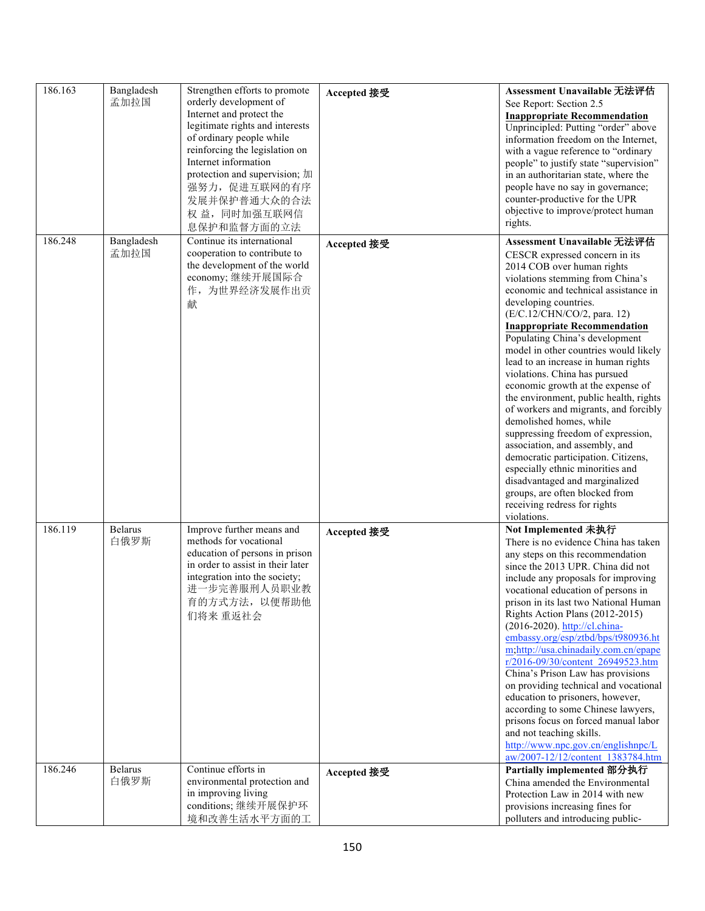| | | | | |
|---|---|---|---|---|
| 186.163 | Bangladesh 孟加拉国 | Strengthen efforts to promote orderly development of Internet and protect the legitimate rights and interests of ordinary people while reinforcing the legislation on Internet information protection and supervision; 加强努力，促进互联网的有序发展并保护普通大众的合法权 益，同时加强互联网信息保护和监督方面的立法 | **Accepted 接受** | **Assessment Unavailable 无法评估** See Report: Section 2.5 **Inappropriate Recommendation** Unprincipled: Putting "order" above information freedom on the Internet, with a vague reference to "ordinary people" to justify state "supervision" in an authoritarian state, where the people have no say in governance; counter-productive for the UPR objective to improve/protect human rights. |
| 186.248 | Bangladesh 孟加拉国 | Continue its international cooperation to contribute to the development of the world economy; 继续开展国际合作，为世界经济发展作出贡献 | **Accepted 接受** | **Assessment Unavailable 无法评估** CESCR expressed concern in its 2014 COB over human rights violations stemming from China's economic and technical assistance in developing countries. (E/C.12/CHN/CO/2, para. 12) **Inappropriate Recommendation** Populating China's development model in other countries would likely lead to an increase in human rights violations. China has pursued economic growth at the expense of the environment, public health, rights of workers and migrants, and forcibly demolished homes, while suppressing freedom of expression, association, and assembly, and democratic participation. Citizens, especially ethnic minorities and disadvantaged and marginalized groups, are often blocked from receiving redress for rights violations. |
| 186.119 | Belarus 白俄罗斯 | Improve further means and methods for vocational education of persons in prison in order to assist in their later integration into the society; 进一步完善服刑人员职业教育的方式方法，以便帮助他们将来 重返社会 | **Accepted 接受** | **Not Implemented 未执行** There is no evidence China has taken any steps on this recommendation since the 2013 UPR. China did not include any proposals for improving vocational education of persons in prison in its last two National Human Rights Action Plans (2012-2015) (2016-2020). http://cl.china-embassy.org/esp/ztbd/bps/t980936.htm;http://usa.chinadaily.com.cn/epaper/2016-09/30/content_26949523.htm China's Prison Law has provisions on providing technical and vocational education to prisoners, however, according to some Chinese lawyers, prisons focus on forced manual labor and not teaching skills. http://www.npc.gov.cn/englishnpc/Law/2007-12/12/content_1383784.htm |
| 186.246 | Belarus 白俄罗斯 | Continue efforts in environmental protection and in improving living conditions; 继续开展保护环境和改善生活水平方面的工 | **Accepted 接受** | **Partially implemented 部分执行** China amended the Environmental Protection Law in 2014 with new provisions increasing fines for polluters and introducing public- |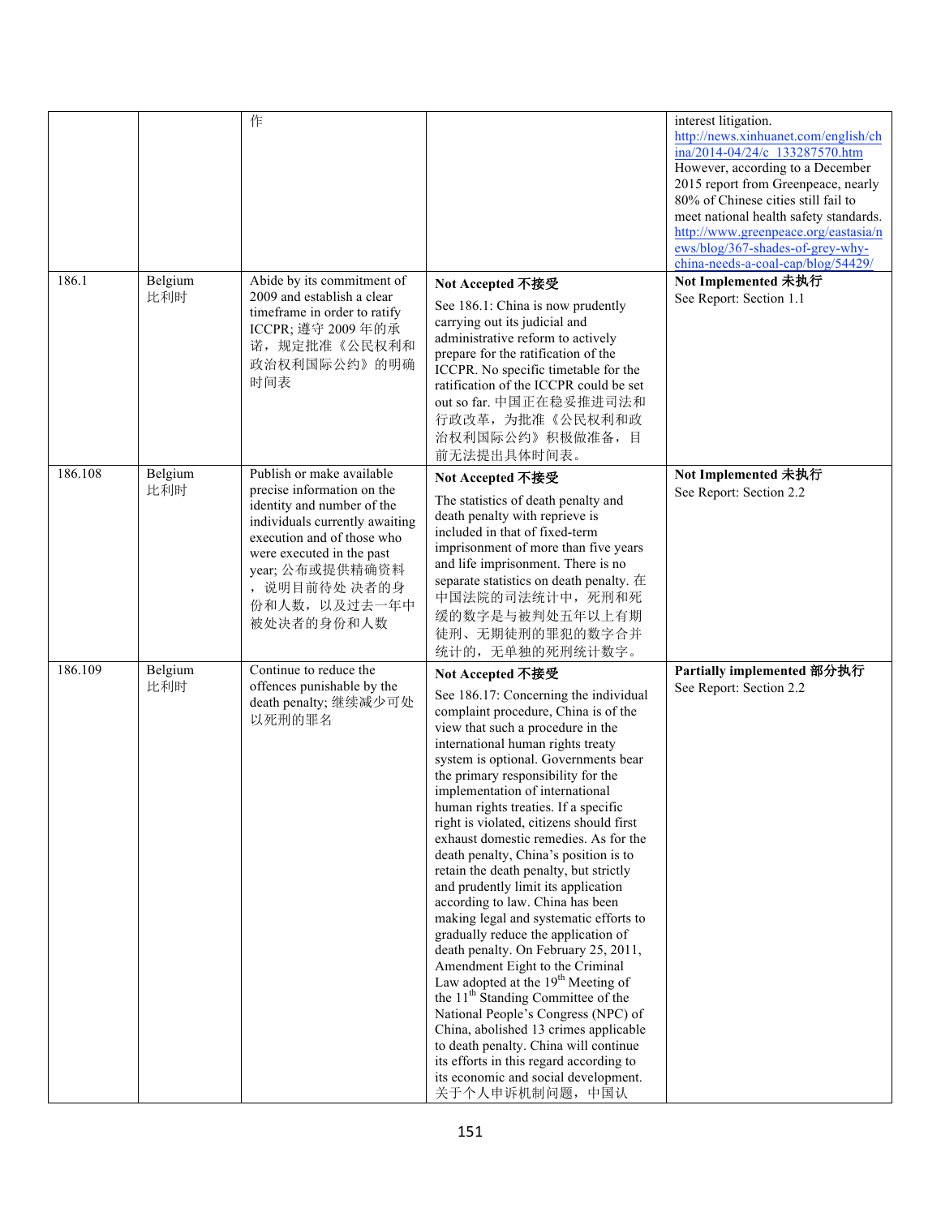| | | | | |
|---|---|---|---|---|
| | | 作 | | interest litigation. http://news.xinhuanet.com/english/china/2014-04/24/c_133287570.htm However, according to a December 2015 report from Greenpeace, nearly 80% of Chinese cities still fail to meet national health safety standards. http://www.greenpeace.org/eastasia/news/blog/367-shades-of-grey-why-china-needs-a-coal-cap/blog/54429/ |
| 186.1 | Belgium 比利时 | Abide by its commitment of 2009 and establish a clear timeframe in order to ratify ICCPR; 遵守 2009 年的承诺，规定批准《公民权利和政治权利国际公约》的明确时间表 | **Not Accepted 不接受** See 186.1: China is now prudently carrying out its judicial and administrative reform to actively prepare for the ratification of the ICCPR. No specific timetable for the ratification of the ICCPR could be set out so far. 中国正在稳妥推进司法和行政改革，为批准《公民权利和政治权利国际公约》积极做准备，目前无法提出具体时间表。 | **Not Implemented 未执行** See Report: Section 1.1 |
| 186.108 | Belgium 比利时 | Publish or make available precise information on the identity and number of the individuals currently awaiting execution and of those who were executed in the past year; 公布或提供精确资料，说明目前待处 决者的身份和人数，以及过去一年中被处决者的身份和人数 | **Not Accepted 不接受** The statistics of death penalty and death penalty with reprieve is included in that of fixed-term imprisonment of more than five years and life imprisonment. There is no separate statistics on death penalty. 在中国法院的司法统计中，死刑和死缓的数字是与被判处五年以上有期徒刑、无期徒刑的罪犯的数字合并统计的，无单独的死刑统计数字。 | **Not Implemented 未执行** See Report: Section 2.2 |
| 186.109 | Belgium 比利时 | Continue to reduce the offences punishable by the death penalty; 继续减少可处以死刑的罪名 | **Not Accepted 不接受** See 186.17: Concerning the individual complaint procedure, China is of the view that such a procedure in the international human rights treaty system is optional. Governments bear the primary responsibility for the implementation of international human rights treaties. If a specific right is violated, citizens should first exhaust domestic remedies. As for the death penalty, China's position is to retain the death penalty, but strictly and prudently limit its application according to law. China has been making legal and systematic efforts to gradually reduce the application of death penalty. On February 25, 2011, Amendment Eight to the Criminal Law adopted at the 19th Meeting of the 11th Standing Committee of the National People's Congress (NPC) of China, abolished 13 crimes applicable to death penalty. China will continue its efforts in this regard according to its economic and social development. 关于个人申诉机制问题，中国认 | **Partially implemented 部分执行** See Report: Section 2.2 |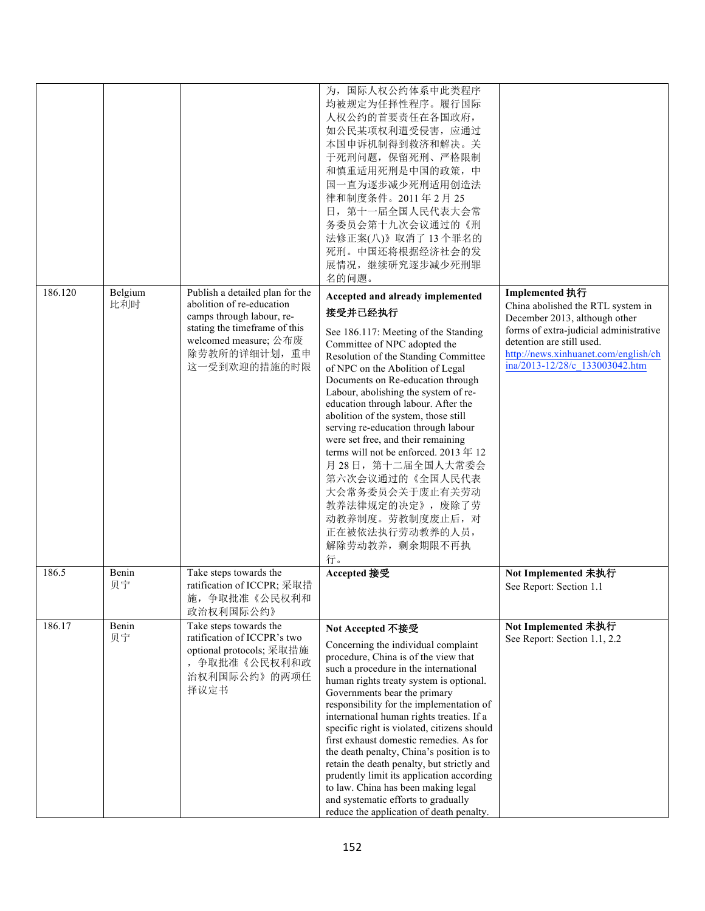|  |  |  | 为，国际人权公约体系中此类程序均被规定为任择性程序。履行国际人权公约的首要责任在各国政府，如公民某项权利遭受侵害，应通过本国申诉机制得到救济和解决。关于死刑问题，保留死刑、严格限制和慎重适用死刑是中国的政策，中国一直为逐步减少死刑适用创造法律和制度条件。2011 年 2 月 25 日，第十一届全国人民代表大会常务委员会第十九次会议通过的《刑法修正案(八)》取消了 13 个罪名的死刑。中国还将根据经济社会的发展情况，继续研究逐步减少死刑罪名的问题。 |  |
|---|---|---|---|---|
| 186.120 | Belgium 比利时 | Publish a detailed plan for the abolition of re-education camps through labour, re-stating the timeframe of this welcomed measure; 公布废除劳教所的详细计划，重申这一受到欢迎的措施的时限 | **Accepted and already implemented 接受并已经执行**<br><br>See 186.117: Meeting of the Standing Committee of NPC adopted the Resolution of the Standing Committee of NPC on the Abolition of Legal Documents on Re-education through Labour, abolishing the system of re-education through labour. After the abolition of the system, those still serving re-education through labour were set free, and their remaining terms will not be enforced. 2013 年 12 月 28 日，第十二届全国人大常委会第六次会议通过的《全国人民代表大会常务委员会关于废止有关劳动教养法律规定的决定》，废除了劳动教养制度。劳教制度废止后，对正在被依法执行劳动教养的人员，解除劳动教养，剩余期限不再执行。 | **Implemented 执行**<br>China abolished the RTL system in December 2013, although other forms of extra-judicial administrative detention are still used.<br>http://news.xinhuanet.com/english/china/2013-12/28/c_133003042.htm |
| 186.5 | Benin 贝宁 | Take steps towards the ratification of ICCPR; 采取措施，争取批准《公民权利和政治权利国际公约》 | **Accepted 接受** | **Not Implemented 未执行**<br>See Report: Section 1.1 |
| 186.17 | Benin 贝宁 | Take steps towards the ratification of ICCPR's two optional protocols; 采取措施，争取批准《公民权利和政治权利国际公约》的两项任择议定书 | **Not Accepted 不接受**<br><br>Concerning the individual complaint procedure, China is of the view that such a procedure in the international human rights treaty system is optional. Governments bear the primary responsibility for the implementation of international human rights treaties. If a specific right is violated, citizens should first exhaust domestic remedies. As for the death penalty, China's position is to retain the death penalty, but strictly and prudently limit its application according to law. China has been making legal and systematic efforts to gradually reduce the application of death penalty. | **Not Implemented 未执行**<br>See Report: Section 1.1, 2.2 |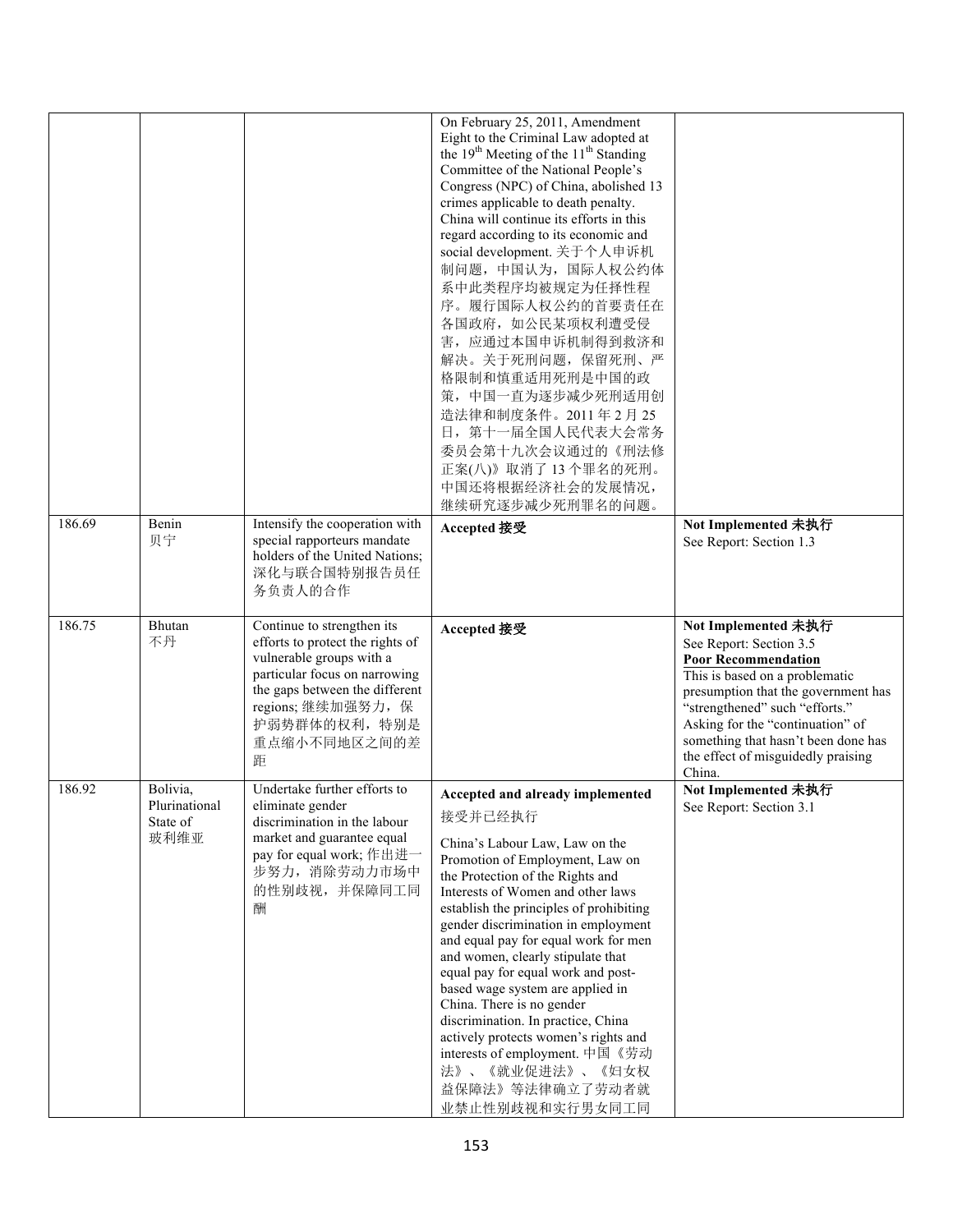| | | | On February 25, 2011, Amendment Eight to the Criminal Law adopted at the 19th Meeting of the 11th Standing Committee of the National People's Congress (NPC) of China, abolished 13 crimes applicable to death penalty. China will continue its efforts in this regard according to its economic and social development. 关于个人申诉机制问题，中国认为，国际人权公约体系中此类程序均被规定为任择性程序。履行国际人权公约的首要责任在各国政府，如公民某项权利遭受侵害，应通过本国申诉机制得到救济和解决。关于死刑问题，保留死刑、严格限制和慎重适用死刑是中国的政策，中国一直为逐步减少死刑适用创造法律和制度条件。2011 年 2 月 25 日，第十一届全国人民代表大会常务委员会第十九次会议通过的《刑法修正案(八)》取消了 13 个罪名的死刑。中国还将根据经济社会的发展情况，继续研究逐步减少死刑罪名的问题。 | |
|---|---|---|---|---|
| 186.69 | Benin<br>贝宁 | Intensify the cooperation with special rapporteurs mandate holders of the United Nations; 深化与联合国特别报告员任务负责人的合作 | **Accepted 接受** | **Not Implemented 未执行**<br>See Report: Section 1.3 |
| 186.75 | Bhutan<br>不丹 | Continue to strengthen its efforts to protect the rights of vulnerable groups with a particular focus on narrowing the gaps between the different regions; 继续加强努力，保护弱势群体的权利，特别是重点缩小不同地区之间的差距 | **Accepted 接受** | **Not Implemented 未执行**<br>See Report: Section 3.5<br>**Poor Recommendation**<br>This is based on a problematic presumption that the government has "strengthened" such "efforts." Asking for the "continuation" of something that hasn't been done has the effect of misguidedly praising China. |
| 186.92 | Bolivia, Plurinational State of<br>玻利维亚 | Undertake further efforts to eliminate gender discrimination in the labour market and guarantee equal pay for equal work; 作出进一步努力，消除劳动力市场中的性别歧视，并保障同工同酬 | **Accepted and already implemented**<br>接受并已经执行<br>China's Labour Law, Law on the Promotion of Employment, Law on the Protection of the Rights and Interests of Women and other laws establish the principles of prohibiting gender discrimination in employment and equal pay for equal work for men and women, clearly stipulate that equal pay for equal work and post-based wage system are applied in China. There is no gender discrimination. In practice, China actively protects women's rights and interests of employment. 中国《劳动法》、《就业促进法》、《妇女权益保障法》等法律确立了劳动者就业禁止性别歧视和实行男女同工同 | **Not Implemented 未执行**<br>See Report: Section 3.1 |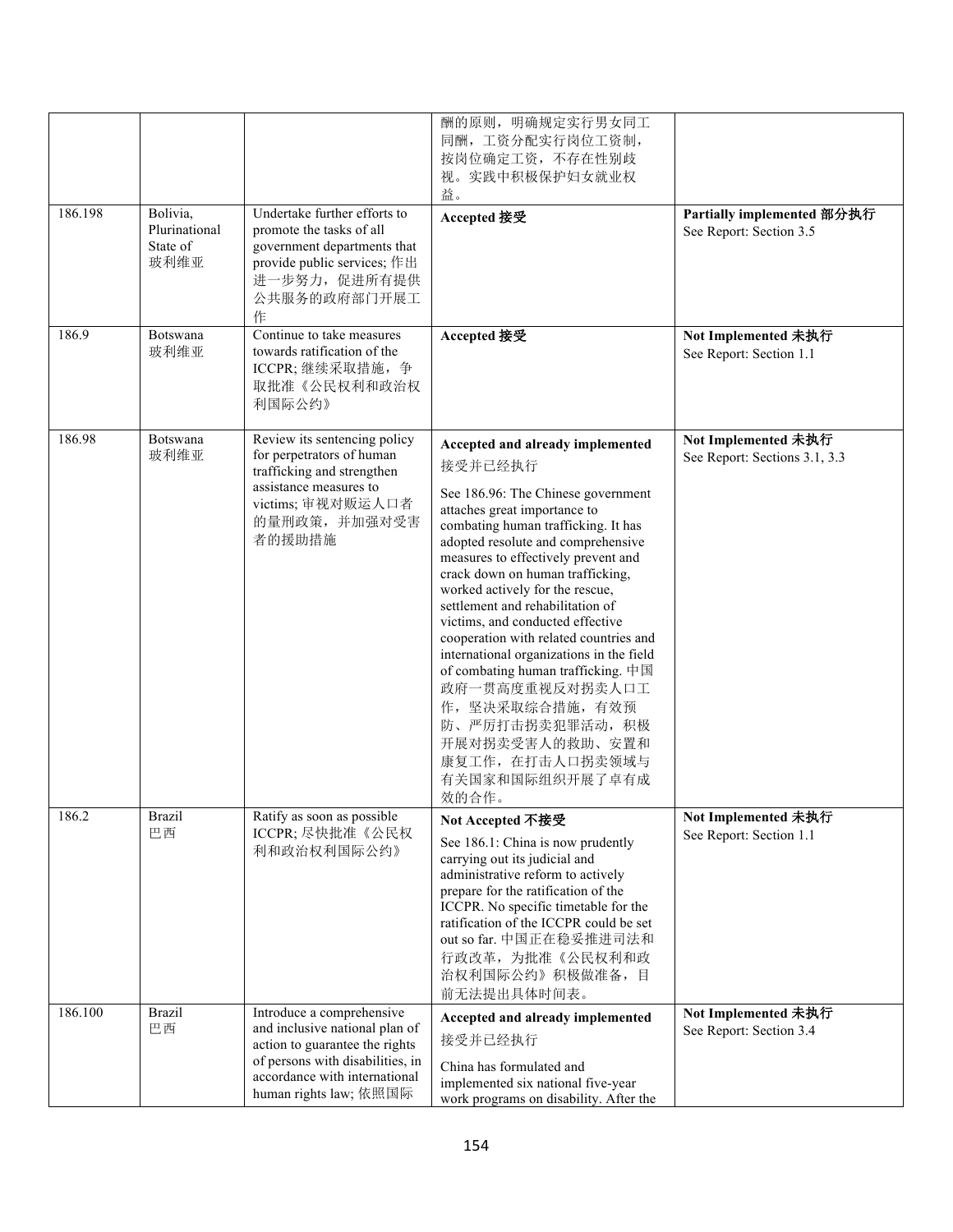| | | | 酬的原则，明确规定实行男女同工同酬，工资分配实行岗位工资制，按岗位确定工资，不存在性别歧视。实践中积极保护妇女就业权益。 | |
|---|---|---|---|---|
| 186.198 | Bolivia, Plurinational State of 玻利维亚 | Undertake further efforts to promote the tasks of all government departments that provide public services; 作出进一步努力，促进所有提供公共服务的政府部门开展工作 | **Accepted 接受** | **Partially implemented 部分执行** See Report: Section 3.5 |
| 186.9 | Botswana 玻利维亚 | Continue to take measures towards ratification of the ICCPR; 继续采取措施，争取批准《公民权利和政治权利国际公约》 | **Accepted 接受** | **Not Implemented 未执行** See Report: Section 1.1 |
| 186.98 | Botswana 玻利维亚 | Review its sentencing policy for perpetrators of human trafficking and strengthen assistance measures to victims; 审视对贩运人口者的量刑政策，并加强对受害者的援助措施 | **Accepted and already implemented** 接受并已经执行<br><br>See 186.96: The Chinese government attaches great importance to combating human trafficking. It has adopted resolute and comprehensive measures to effectively prevent and crack down on human trafficking, worked actively for the rescue, settlement and rehabilitation of victims, and conducted effective cooperation with related countries and international organizations in the field of combating human trafficking. 中国政府一贯高度重视反对拐卖人口工作，坚决采取综合措施，有效预防、严厉打击拐卖犯罪活动，积极开展对拐卖受害人的救助、安置和康复工作，在打击人口拐卖领域与有关国家和国际组织开展了卓有成效的合作。 | **Not Implemented 未执行** See Report: Sections 3.1, 3.3 |
| 186.2 | Brazil 巴西 | Ratify as soon as possible ICCPR; 尽快批准《公民权利和政治权利国际公约》 | **Not Accepted 不接受**<br><br>See 186.1: China is now prudently carrying out its judicial and administrative reform to actively prepare for the ratification of the ICCPR. No specific timetable for the ratification of the ICCPR could be set out so far. 中国正在稳妥推进司法和行政改革，为批准《公民权利和政治权利国际公约》积极做准备，目前无法提出具体时间表。 | **Not Implemented 未执行** See Report: Section 1.1 |
| 186.100 | Brazil 巴西 | Introduce a comprehensive and inclusive national plan of action to guarantee the rights of persons with disabilities, in accordance with international human rights law; 依照国际 | **Accepted and already implemented** 接受并已经执行<br><br>China has formulated and implemented six national five-year work programs on disability. After the | **Not Implemented 未执行** See Report: Section 3.4 |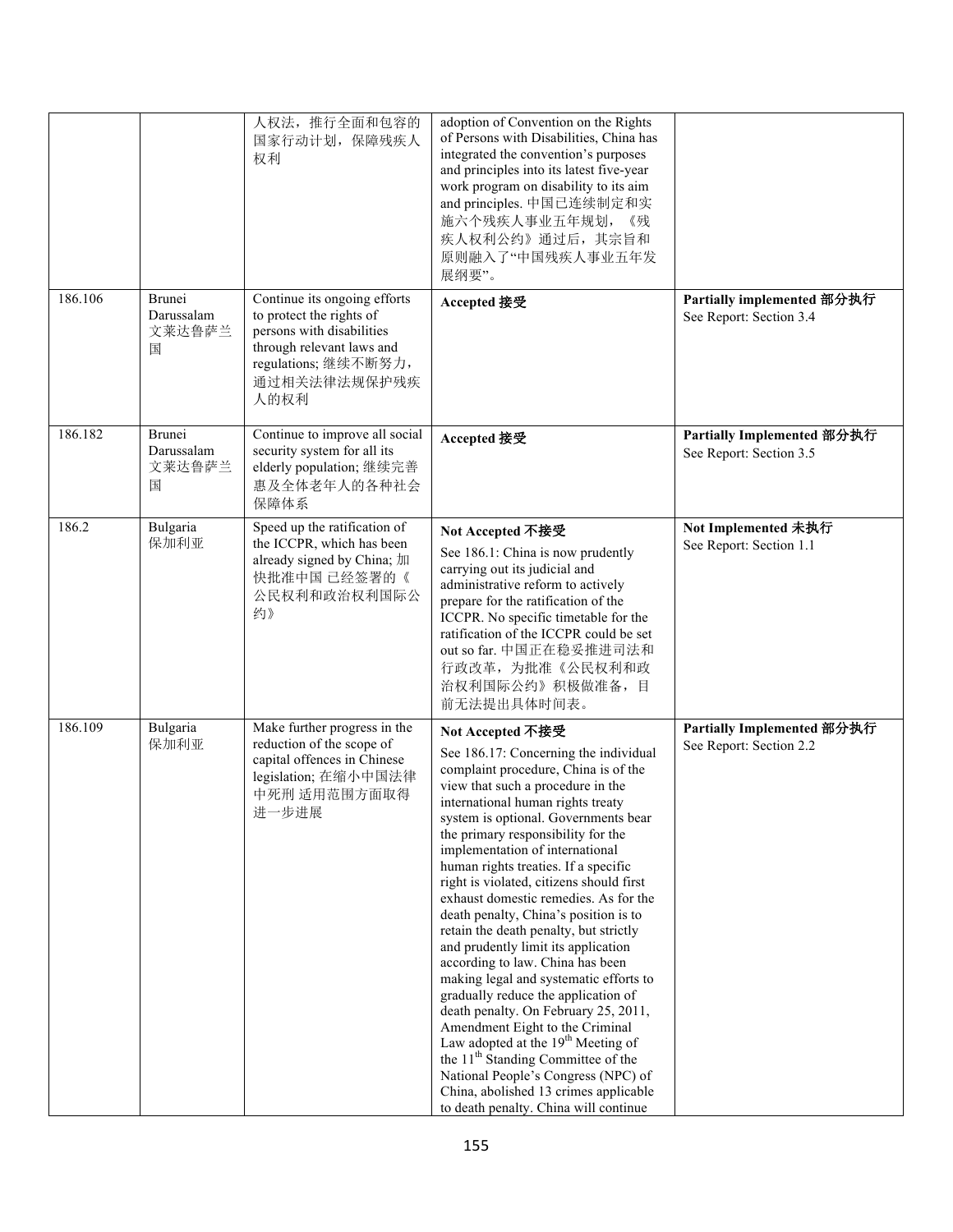| | | | | |
|---|---|---|---|---|
| | | 人权法，推行全面和包容的国家行动计划，保障残疾人权利 | adoption of Convention on the Rights of Persons with Disabilities, China has integrated the convention's purposes and principles into its latest five-year work program on disability to its aim and principles. 中国已连续制定和实施六个残疾人事业五年规划，《残疾人权利公约》通过后，其宗旨和原则融入了"中国残疾人事业五年发展纲要"。 | |
| 186.106 | Brunei Darussalam 文莱达鲁萨兰国 | Continue its ongoing efforts to protect the rights of persons with disabilities through relevant laws and regulations; 继续不断努力，通过相关法律法规保护残疾人的权利 | **Accepted 接受** | **Partially implemented 部分执行** See Report: Section 3.4 |
| 186.182 | Brunei Darussalam 文莱达鲁萨兰国 | Continue to improve all social security system for all its elderly population; 继续完善惠及全体老年人的各种社会保障体系 | **Accepted 接受** | **Partially Implemented 部分执行** See Report: Section 3.5 |
| 186.2 | Bulgaria 保加利亚 | Speed up the ratification of the ICCPR, which has been already signed by China; 加快批准中国 已经签署的《公民权利和政治权利国际公约》 | **Not Accepted 不接受** See 186.1: China is now prudently carrying out its judicial and administrative reform to actively prepare for the ratification of the ICCPR. No specific timetable for the ratification of the ICCPR could be set out so far. 中国正在稳妥推进司法和行政改革，为批准《公民权利和政治权利国际公约》积极做准备，目前无法提出具体时间表。 | **Not Implemented 未执行** See Report: Section 1.1 |
| 186.109 | Bulgaria 保加利亚 | Make further progress in the reduction of the scope of capital offences in Chinese legislation; 在缩小中国法律中死刑 适用范围方面取得进一步进展 | **Not Accepted 不接受** See 186.17: Concerning the individual complaint procedure, China is of the view that such a procedure in the international human rights treaty system is optional. Governments bear the primary responsibility for the implementation of international human rights treaties. If a specific right is violated, citizens should first exhaust domestic remedies. As for the death penalty, China's position is to retain the death penalty, but strictly and prudently limit its application according to law. China has been making legal and systematic efforts to gradually reduce the application of death penalty. On February 25, 2011, Amendment Eight to the Criminal Law adopted at the 19th Meeting of the 11th Standing Committee of the National People's Congress (NPC) of China, abolished 13 crimes applicable to death penalty. China will continue | **Partially Implemented 部分执行** See Report: Section 2.2 |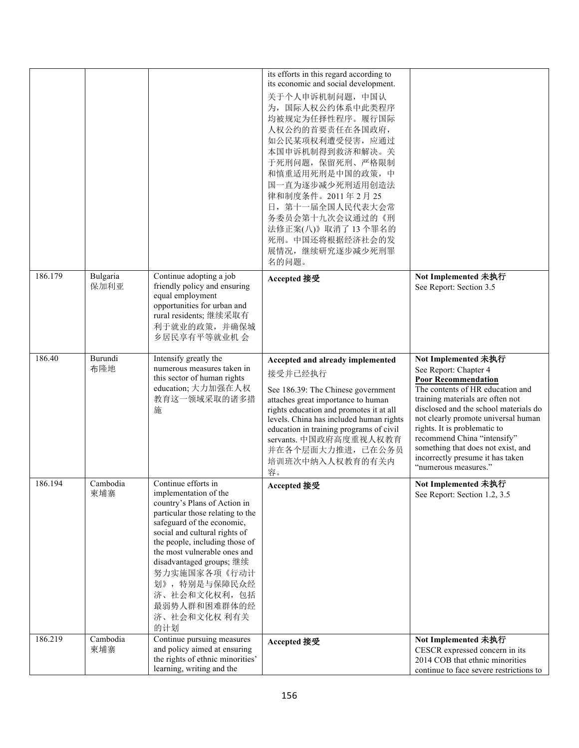| | | | its efforts in this regard according to its economic and social development. 关于个人申诉机制问题，中国认为，国际人权公约体系中此类程序均被规定为任择性程序。履行国际人权公约的首要责任在各国政府，如公民某项权利遭受侵害，应通过本国申诉机制得到救济和解决。关于死刑问题，保留死刑、严格限制和慎重适用死刑是中国的政策，中国一直为逐步减少死刑适用创造法律和制度条件。2011 年 2 月 25 日，第十一届全国人民代表大会常务委员会第十九次会议通过的《刑法修正案(八)》取消了 13 个罪名的死刑。中国还将根据经济社会的发展情况，继续研究逐步减少死刑罪名的问题。 | |
|---|---|---|---|---|
| 186.179 | Bulgaria 保加利亚 | Continue adopting a job friendly policy and ensuring equal employment opportunities for urban and rural residents; 继续采取有利于就业的政策，并确保城乡居民享有平等就业机 会 | **Accepted 接受** | **Not Implemented 未执行** See Report: Section 3.5 |
| 186.40 | Burundi 布隆地 | Intensify greatly the numerous measures taken in this sector of human rights education; 大力加强在人权教育这一领域采取的诸多措施 | **Accepted and already implemented** 接受并已经执行 See 186.39: The Chinese government attaches great importance to human rights education and promotes it at all levels. China has included human rights education in training programs of civil servants. 中国政府高度重视人权教育并在各个层面大力推进，已在公务员培训班次中纳入人权教育的有关内容。 | **Not Implemented 未执行** See Report: Chapter 4 **Poor Recommendation** The contents of HR education and training materials are often not disclosed and the school materials do not clearly promote universal human rights. It is problematic to recommend China "intensify" something that does not exist, and incorrectly presume it has taken "numerous measures." |
| 186.194 | Cambodia 柬埔寨 | Continue efforts in implementation of the country's Plans of Action in particular those relating to the safeguard of the economic, social and cultural rights of the people, including those of the most vulnerable ones and disadvantaged groups; 继续努力实施国家各项《行动计划》，特别是与保障民众经济、社会和文化权利，包括最弱势人群和困难群体的经济、社会和文化权 利有关的计划 | **Accepted 接受** | **Not Implemented 未执行** See Report: Section 1.2, 3.5 |
| 186.219 | Cambodia 柬埔寨 | Continue pursuing measures and policy aimed at ensuring the rights of ethnic minorities' learning, writing and the | **Accepted 接受** | **Not Implemented 未执行** CESCR expressed concern in its 2014 COB that ethnic minorities continue to face severe restrictions to |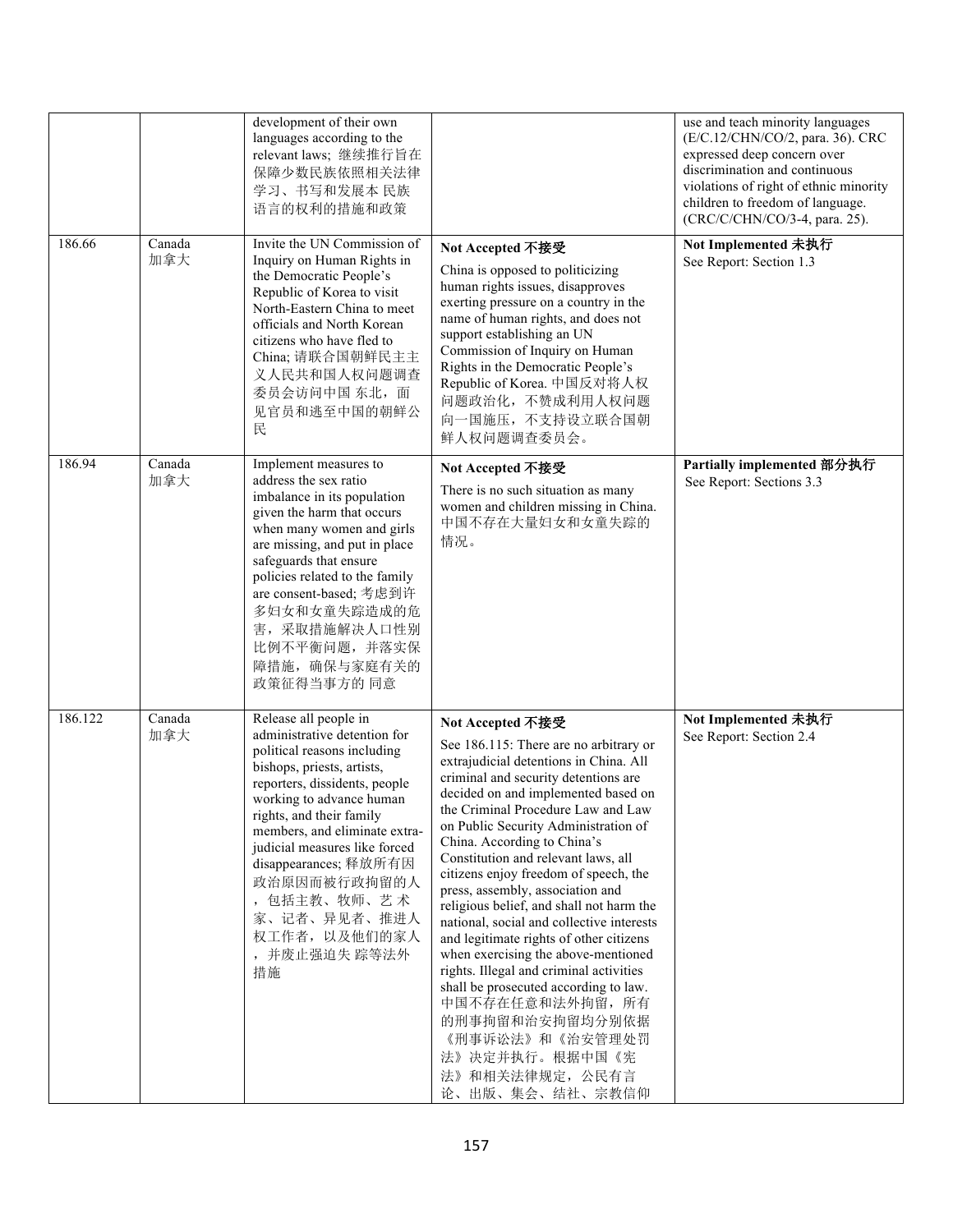| | | | | |
|---|---|---|---|---|
| | | development of their own languages according to the relevant laws; 继续推行旨在保障少数民族依照相关法律学习、书写和发展本 民族语言的权利的措施和政策 | | use and teach minority languages (E/C.12/CHN/CO/2, para. 36). CRC expressed deep concern over discrimination and continuous violations of right of ethnic minority children to freedom of language. (CRC/C/CHN/CO/3-4, para. 25). |
| 186.66 | Canada 加拿大 | Invite the UN Commission of Inquiry on Human Rights in the Democratic People's Republic of Korea to visit North-Eastern China to meet officials and North Korean citizens who have fled to China; 请联合国朝鲜民主主义人民共和国人权问题调查委员会访问中国 东北，面见官员和逃至中国的朝鲜公民 | **Not Accepted 不接受** China is opposed to politicizing human rights issues, disapproves exerting pressure on a country in the name of human rights, and does not support establishing an UN Commission of Inquiry on Human Rights in the Democratic People's Republic of Korea. 中国反对将人权问题政治化，不赞成利用人权问题向一国施压，不支持设立联合国朝鲜人权问题调查委员会。 | **Not Implemented 未执行** See Report: Section 1.3 |
| 186.94 | Canada 加拿大 | Implement measures to address the sex ratio imbalance in its population given the harm that occurs when many women and girls are missing, and put in place safeguards that ensure policies related to the family are consent-based; 考虑到许多妇女和女童失踪造成的危害，采取措施解决人口性别比例不平衡问题，并落实保障措施，确保与家庭有关的政策征得当事方的 同意 | **Not Accepted 不接受** There is no such situation as many women and children missing in China. 中国不存在大量妇女和女童失踪的情况。 | **Partially implemented 部分执行** See Report: Sections 3.3 |
| 186.122 | Canada 加拿大 | Release all people in administrative detention for political reasons including bishops, priests, artists, reporters, dissidents, people working to advance human rights, and their family members, and eliminate extra-judicial measures like forced disappearances; 释放所有因政治原因而被行政拘留的人，包括主教、牧师、艺 术家、记者、异见者、推进人权工作者，以及他们的家人，并废止强迫失 踪等法外措施 | **Not Accepted 不接受** See 186.115: There are no arbitrary or extrajudicial detentions in China. All criminal and security detentions are decided on and implemented based on the Criminal Procedure Law and Law on Public Security Administration of China. According to China's Constitution and relevant laws, all citizens enjoy freedom of speech, the press, assembly, association and religious belief, and shall not harm the national, social and collective interests and legitimate rights of other citizens when exercising the above-mentioned rights. Illegal and criminal activities shall be prosecuted according to law. 中国不存在任意和法外拘留，所有的刑事拘留和治安拘留均分别依据《刑事诉讼法》和《治安管理处罚法》决定并执行。根据中国《宪法》和相关法律规定，公民有言论、出版、集会、结社、宗教信仰 | **Not Implemented 未执行** See Report: Section 2.4 |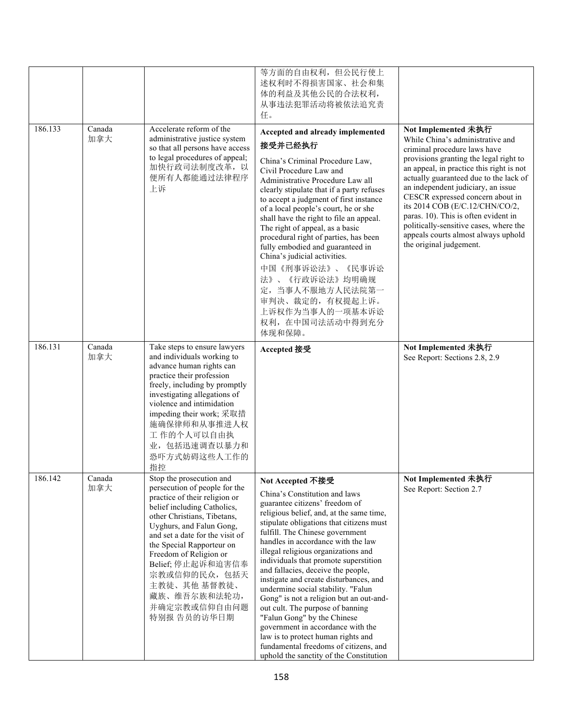| | | | 等方面的自由权利，但公民行使上述权利时不得损害国家、社会和集体的利益及其他公民的合法权利，从事违法犯罪活动将被依法追究责任。 | |
|---|---|---|---|---|
| 186.133 | Canada 加拿大 | Accelerate reform of the administrative justice system so that all persons have access to legal procedures of appeal; 加快行政司法制度改革，以便所有人都能通过法律程序上诉 | **Accepted and already implemented 接受并已经执行**<br><br>China's Criminal Procedure Law, Civil Procedure Law and Administrative Procedure Law all clearly stipulate that if a party refuses to accept a judgment of first instance of a local people's court, he or she shall have the right to file an appeal. The right of appeal, as a basic procedural right of parties, has been fully embodied and guaranteed in China's judicial activities.<br><br>中国《刑事诉讼法》、《民事诉讼法》、《行政诉讼法》均明确规定，当事人不服地方人民法院第一审判决、裁定的，有权提起上诉。上诉权作为当事人的一项基本诉讼权利，在中国司法活动中得到充分体现和保障。 | **Not Implemented 未执行**<br>While China's administrative and criminal procedure laws have provisions granting the legal right to an appeal, in practice this right is not actually guaranteed due to the lack of an independent judiciary, an issue CESCR expressed concern about in its 2014 COB (E/C.12/CHN/CO/2, paras. 10). This is often evident in politically-sensitive cases, where the appeals courts almost always uphold the original judgement. |
| 186.131 | Canada 加拿大 | Take steps to ensure lawyers and individuals working to advance human rights can practice their profession freely, including by promptly investigating allegations of violence and intimidation impeding their work; 采取措施确保律师和从事推进人权工 作的个人可以自由执业，包括迅速调查以暴力和恐吓方式妨碍这些人工作的指控 | **Accepted 接受** | **Not Implemented 未执行**<br>See Report: Sections 2.8, 2.9 |
| 186.142 | Canada 加拿大 | Stop the prosecution and persecution of people for the practice of their religion or belief including Catholics, other Christians, Tibetans, Uyghurs, and Falun Gong, and set a date for the visit of the Special Rapporteur on Freedom of Religion or Belief; 停止起诉和迫害信奉宗教或信仰的民众，包括天主教徒、其他 基督教徒、藏族、维吾尔族和法轮功，并确定宗教或信仰自由问题特别报 告员的访华日期 | **Not Accepted 不接受**<br><br>China's Constitution and laws guarantee citizens' freedom of religious belief, and, at the same time, stipulate obligations that citizens must fulfill. The Chinese government handles in accordance with the law illegal religious organizations and individuals that promote superstition and fallacies, deceive the people, instigate and create disturbances, and undermine social stability. "Falun Gong" is not a religion but an out-and-out cult. The purpose of banning "Falun Gong" by the Chinese government in accordance with the law is to protect human rights and fundamental freedoms of citizens, and uphold the sanctity of the Constitution | **Not Implemented 未执行**<br>See Report: Section 2.7 |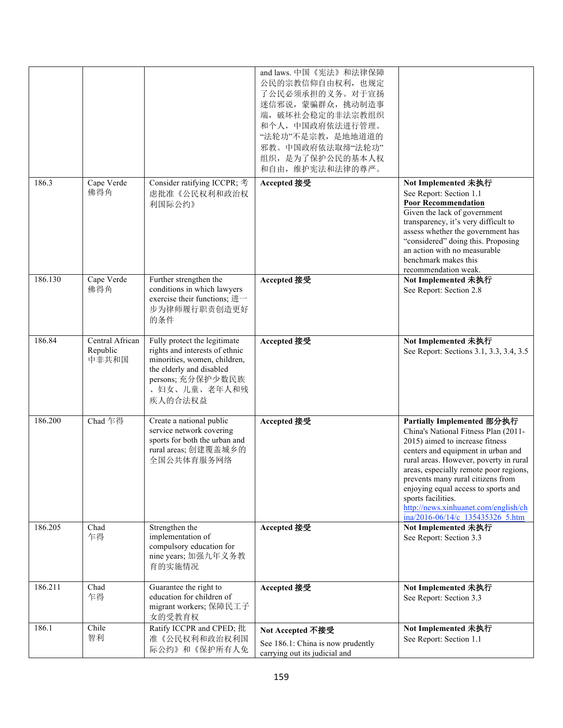| | | | and laws. 中国《宪法》和法律保障公民的宗教信仰自由权利，也规定了公民必须承担的义务。对于宣扬迷信邪说，蒙骗群众，挑动制造事端，破坏社会稳定的非法宗教组织和个人，中国政府依法进行管理。"法轮功"不是宗教，是地地道道的邪教。中国政府依法取缔"法轮功"组织，是为了保护公民的基本人权和自由，维护宪法和法律的尊严。 | |
|---|---|---|---|---|
| 186.3 | Cape Verde 佛得角 | Consider ratifying ICCPR; 考虑批准《公民权利和政治权利国际公约》 | **Accepted 接受** | **Not Implemented 未执行**<br>See Report: Section 1.1<br>**Poor Recommendation**<br>Given the lack of government transparency, it's very difficult to assess whether the government has "considered" doing this. Proposing an action with no measurable benchmark makes this recommendation weak. |
| 186.130 | Cape Verde 佛得角 | Further strengthen the conditions in which lawyers exercise their functions; 进一步为律师履行职责创造更好的条件 | **Accepted 接受** | **Not Implemented 未执行**<br>See Report: Section 2.8 |
| 186.84 | Central African Republic 中非共和国 | Fully protect the legitimate rights and interests of ethnic minorities, women, children, the elderly and disabled persons; 充分保护少数民族、妇女、儿童、老年人和残疾人的合法权益 | **Accepted 接受** | **Not Implemented 未执行**<br>See Report: Sections 3.1, 3.3, 3.4, 3.5 |
| 186.200 | Chad 乍得 | Create a national public service network covering sports for both the urban and rural areas; 创建覆盖城乡的全国公共体育服务网络 | **Accepted 接受** | **Partially Implemented 部分执行**<br>China's National Fitness Plan (2011-2015) aimed to increase fitness centers and equipment in urban and rural areas. However, poverty in rural areas, especially remote poor regions, prevents many rural citizens from enjoying equal access to sports and sports facilities.<br>http://news.xinhuanet.com/english/china/2016-06/14/c_135435326_5.htm |
| 186.205 | Chad 乍得 | Strengthen the implementation of compulsory education for nine years; 加强九年义务教育的实施情况 | **Accepted 接受** | **Not Implemented 未执行**<br>See Report: Section 3.3 |
| 186.211 | Chad 乍得 | Guarantee the right to education for children of migrant workers; 保障民工子女的受教育权 | **Accepted 接受** | **Not Implemented 未执行**<br>See Report: Section 3.3 |
| 186.1 | Chile 智利 | Ratify ICCPR and CPED; 批准《公民权利和政治权利国际公约》和《保护所有人免 | **Not Accepted 不接受**<br>See 186.1: China is now prudently carrying out its judicial and | **Not Implemented 未执行**<br>See Report: Section 1.1 |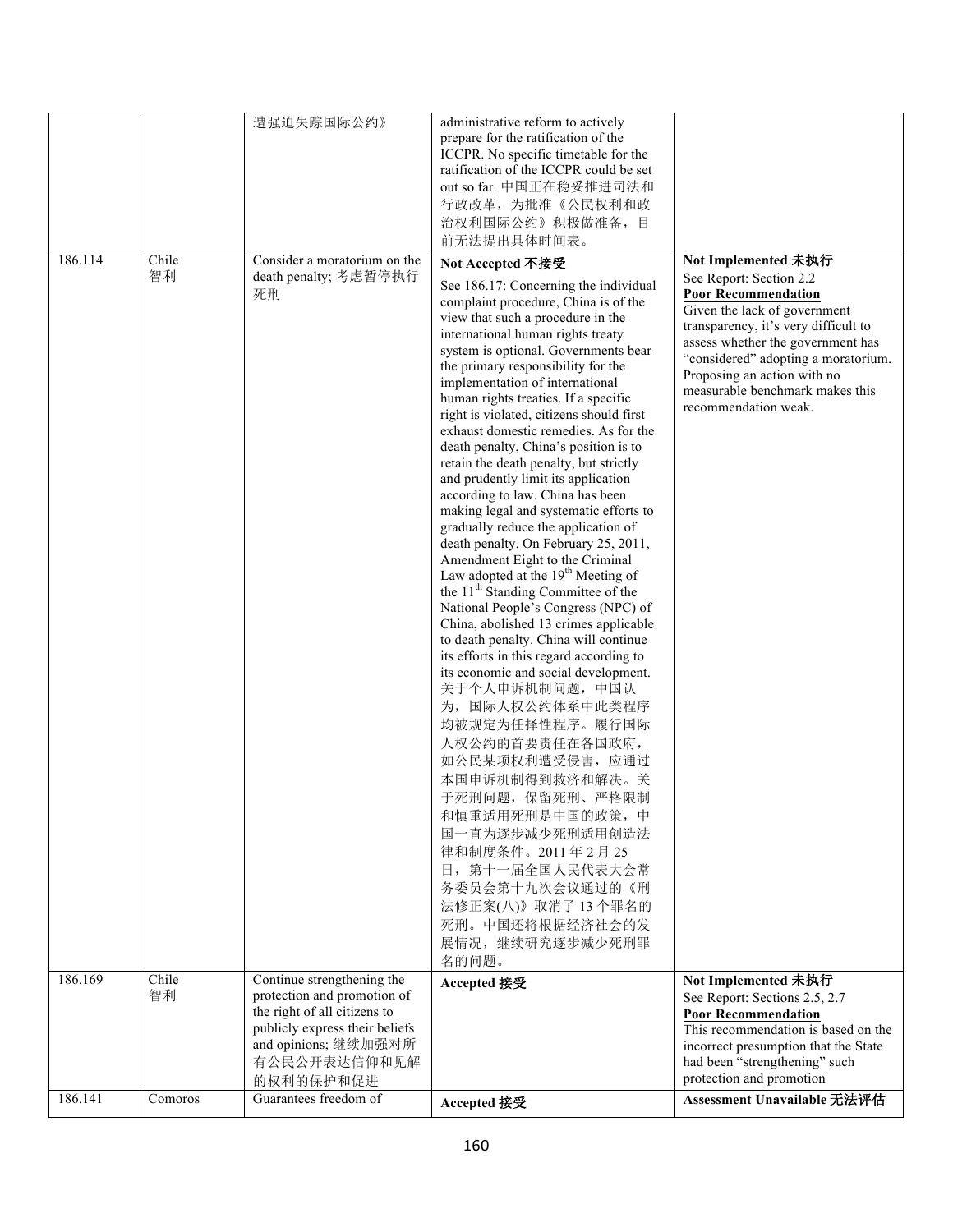| | | | | |
|---|---|---|---|---|
| | | 遭强迫失踪国际公约》 | administrative reform to actively prepare for the ratification of the ICCPR. No specific timetable for the ratification of the ICCPR could be set out so far. 中国正在稳妥推进司法和行政改革，为批准《公民权利和政治权利国际公约》积极做准备，目前无法提出具体时间表。 | |
| 186.114 | Chile 智利 | Consider a moratorium on the death penalty; 考虑暂停执行死刑 | **Not Accepted 不接受**<br>See 186.17: Concerning the individual complaint procedure, China is of the view that such a procedure in the international human rights treaty system is optional. Governments bear the primary responsibility for the implementation of international human rights treaties. If a specific right is violated, citizens should first exhaust domestic remedies. As for the death penalty, China's position is to retain the death penalty, but strictly and prudently limit its application according to law. China has been making legal and systematic efforts to gradually reduce the application of death penalty. On February 25, 2011, Amendment Eight to the Criminal Law adopted at the 19th Meeting of the 11th Standing Committee of the National People's Congress (NPC) of China, abolished 13 crimes applicable to death penalty. China will continue its efforts in this regard according to its economic and social development. 关于个人申诉机制问题，中国认为，国际人权公约体系中此类程序均被规定为任择性程序。履行国际人权公约的首要责任在各国政府，如公民某项权利遭受侵害，应通过本国申诉机制得到救济和解决。关于死刑问题，保留死刑、严格限制和慎重适用死刑是中国的政策，中国一直为逐步减少死刑适用创造法律和制度条件。2011 年 2 月 25 日，第十一届全国人民代表大会常务委员会第十九次会议通过的《刑法修正案(八)》取消了 13 个罪名的死刑。中国还将根据经济社会的发展情况，继续研究逐步减少死刑罪名的问题。 | **Not Implemented 未执行**<br>See Report: Section 2.2<br>**Poor Recommendation**<br>Given the lack of government transparency, it's very difficult to assess whether the government has "considered" adopting a moratorium. Proposing an action with no measurable benchmark makes this recommendation weak. |
| 186.169 | Chile 智利 | Continue strengthening the protection and promotion of the right of all citizens to publicly express their beliefs and opinions; 继续加强对所有公民公开表达信仰和见解的权利的保护和促进 | **Accepted 接受** | **Not Implemented 未执行**<br>See Report: Sections 2.5, 2.7<br>**Poor Recommendation**<br>This recommendation is based on the incorrect presumption that the State had been "strengthening" such protection and promotion |
| 186.141 | Comoros | Guarantees freedom of | **Accepted 接受** | **Assessment Unavailable 无法评估** |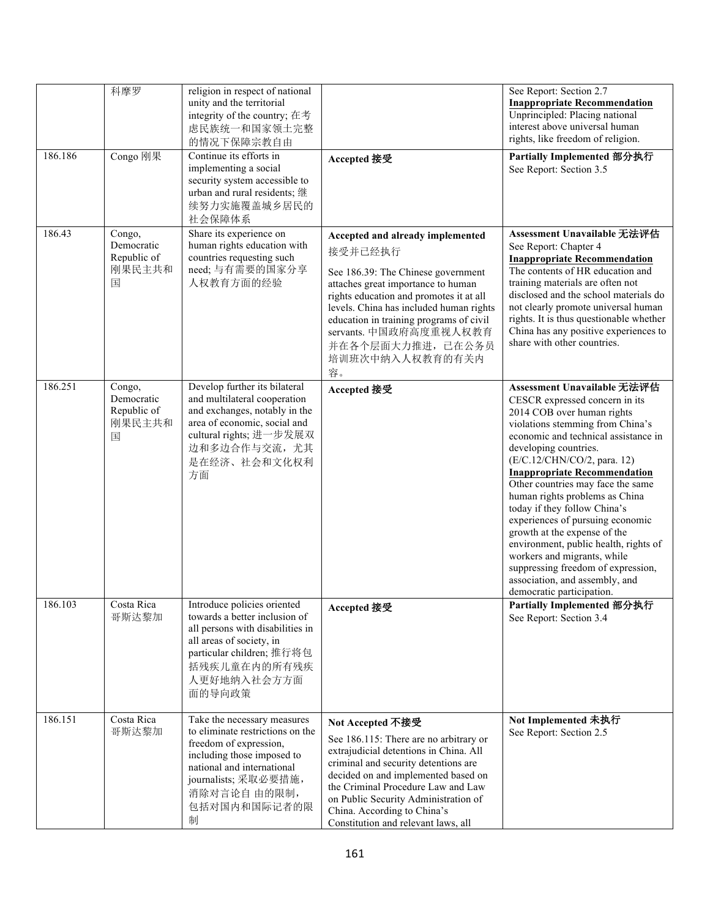|  | 科摩罗 | religion in respect of national unity and the territorial integrity of the country; 在考虑民族统一和国家领土完整的情况下保障宗教自由 |  | See Report: Section 2.7<br>**Inappropriate Recommendation**<br>Unprincipled: Placing national interest above universal human rights, like freedom of religion. |
|---|---|---|---|---|
| 186.186 | Congo 刚果 | Continue its efforts in implementing a social security system accessible to urban and rural residents; 继续努力实施覆盖城乡居民的社会保障体系 | **Accepted 接受** | **Partially Implemented 部分执行**<br>See Report: Section 3.5 |
| 186.43 | Congo, Democratic Republic of 刚果民主共和国 | Share its experience on human rights education with countries requesting such need; 与有需要的国家分享人权教育方面的经验 | **Accepted and already implemented** 接受并已经执行<br>See 186.39: The Chinese government attaches great importance to human rights education and promotes it at all levels. China has included human rights education in training programs of civil servants. 中国政府高度重视人权教育并在各个层面大力推进，已在公务员培训班次中纳入人权教育的有关内容。 | **Assessment Unavailable 无法评估**<br>See Report: Chapter 4<br>**Inappropriate Recommendation**<br>The contents of HR education and training materials are often not disclosed and the school materials do not clearly promote universal human rights. It is thus questionable whether China has any positive experiences to share with other countries. |
| 186.251 | Congo, Democratic Republic of 刚果民主共和国 | Develop further its bilateral and multilateral cooperation and exchanges, notably in the area of economic, social and cultural rights; 进一步发展双边和多边合作与交流，尤其是在经济、社会和文化权利方面 | **Accepted 接受** | **Assessment Unavailable 无法评估**<br>CESCR expressed concern in its 2014 COB over human rights violations stemming from China's economic and technical assistance in developing countries. (E/C.12/CHN/CO/2, para. 12)<br>**Inappropriate Recommendation**<br>Other countries may face the same human rights problems as China today if they follow China's experiences of pursuing economic growth at the expense of the environment, public health, rights of workers and migrants, while suppressing freedom of expression, association, and assembly, and democratic participation. |
| 186.103 | Costa Rica 哥斯达黎加 | Introduce policies oriented towards a better inclusion of all persons with disabilities in all areas of society, in particular children; 推行将包括残疾儿童在内的所有残疾人更好地纳入社会方方面面的导向政策 | **Accepted 接受** | **Partially Implemented 部分执行**<br>See Report: Section 3.4 |
| 186.151 | Costa Rica 哥斯达黎加 | Take the necessary measures to eliminate restrictions on the freedom of expression, including those imposed to national and international journalists; 采取必要措施，消除对言论自 由的限制，包括对国内和国际记者的限制 | **Not Accepted 不接受**<br>See 186.115: There are no arbitrary or extrajudicial detentions in China. All criminal and security detentions are decided on and implemented based on the Criminal Procedure Law and Law on Public Security Administration of China. According to China's Constitution and relevant laws, all | **Not Implemented 未执行**<br>See Report: Section 2.5 |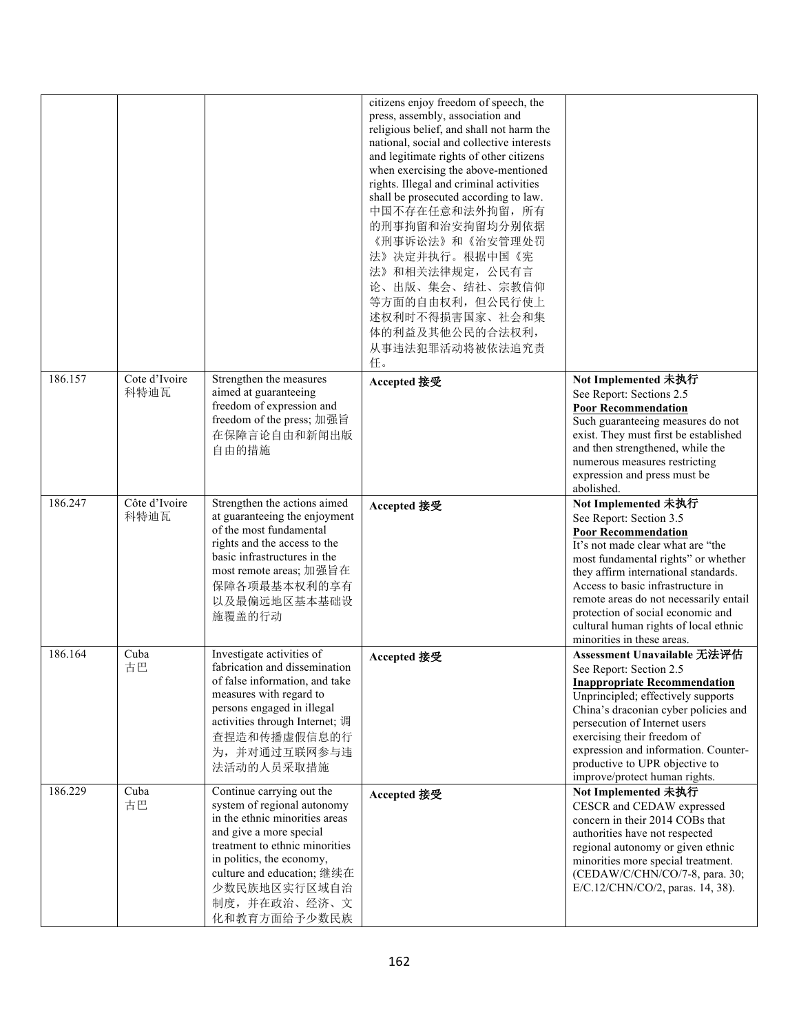| | | | | |
|---|---|---|---|---|
| | | | citizens enjoy freedom of speech, the press, assembly, association and religious belief, and shall not harm the national, social and collective interests and legitimate rights of other citizens when exercising the above-mentioned rights. Illegal and criminal activities shall be prosecuted according to law. 中国不存在任意和法外拘留，所有的刑事拘留和治安拘留均分别依据《刑事诉讼法》和《治安管理处罚法》决定并执行。根据中国《宪法》和相关法律规定，公民有言论、出版、集会、结社、宗教信仰等方面的自由权利，但公民行使上述权利时不得损害国家、社会和集体的利益及其他公民的合法权利，从事违法犯罪活动将被依法追究责任。 | |
| 186.157 | Cote d'Ivoire 科特迪瓦 | Strengthen the measures aimed at guaranteeing freedom of expression and freedom of the press; 加强旨在保障言论自由和新闻出版自由的措施 | **Accepted 接受** | **Not Implemented 未执行**<br>See Report: Sections 2.5<br>**Poor Recommendation**<br>Such guaranteeing measures do not exist. They must first be established and then strengthened, while the numerous measures restricting expression and press must be abolished. |
| 186.247 | Côte d'Ivoire 科特迪瓦 | Strengthen the actions aimed at guaranteeing the enjoyment of the most fundamental rights and the access to the basic infrastructures in the most remote areas; 加强旨在保障各项最基本权利的享有以及最偏远地区基本基础设施覆盖的行动 | **Accepted 接受** | **Not Implemented 未执行**<br>See Report: Section 3.5<br>**Poor Recommendation**<br>It's not made clear what are "the most fundamental rights" or whether they affirm international standards. Access to basic infrastructure in remote areas do not necessarily entail protection of social economic and cultural human rights of local ethnic minorities in these areas. |
| 186.164 | Cuba 古巴 | Investigate activities of fabrication and dissemination of false information, and take measures with regard to persons engaged in illegal activities through Internet; 调查捏造和传播虚假信息的行为，并对通过互联网参与违法活动的人员采取措施 | **Accepted 接受** | **Assessment Unavailable 无法评估**<br>See Report: Section 2.5<br>**Inappropriate Recommendation**<br>Unprincipled; effectively supports China's draconian cyber policies and persecution of Internet users exercising their freedom of expression and information. Counter-productive to UPR objective to improve/protect human rights. |
| 186.229 | Cuba 古巴 | Continue carrying out the system of regional autonomy in the ethnic minorities areas and give a more special treatment to ethnic minorities in politics, the economy, culture and education; 继续在少数民族地区实行区域自治制度，并在政治、经济、文化和教育方面给予少数民族 | **Accepted 接受** | **Not Implemented 未执行**<br>CESCR and CEDAW expressed concern in their 2014 COBs that authorities have not respected regional autonomy or given ethnic minorities more special treatment. (CEDAW/C/CHN/CO/7-8, para. 30; E/C.12/CHN/CO/2, paras. 14, 38). |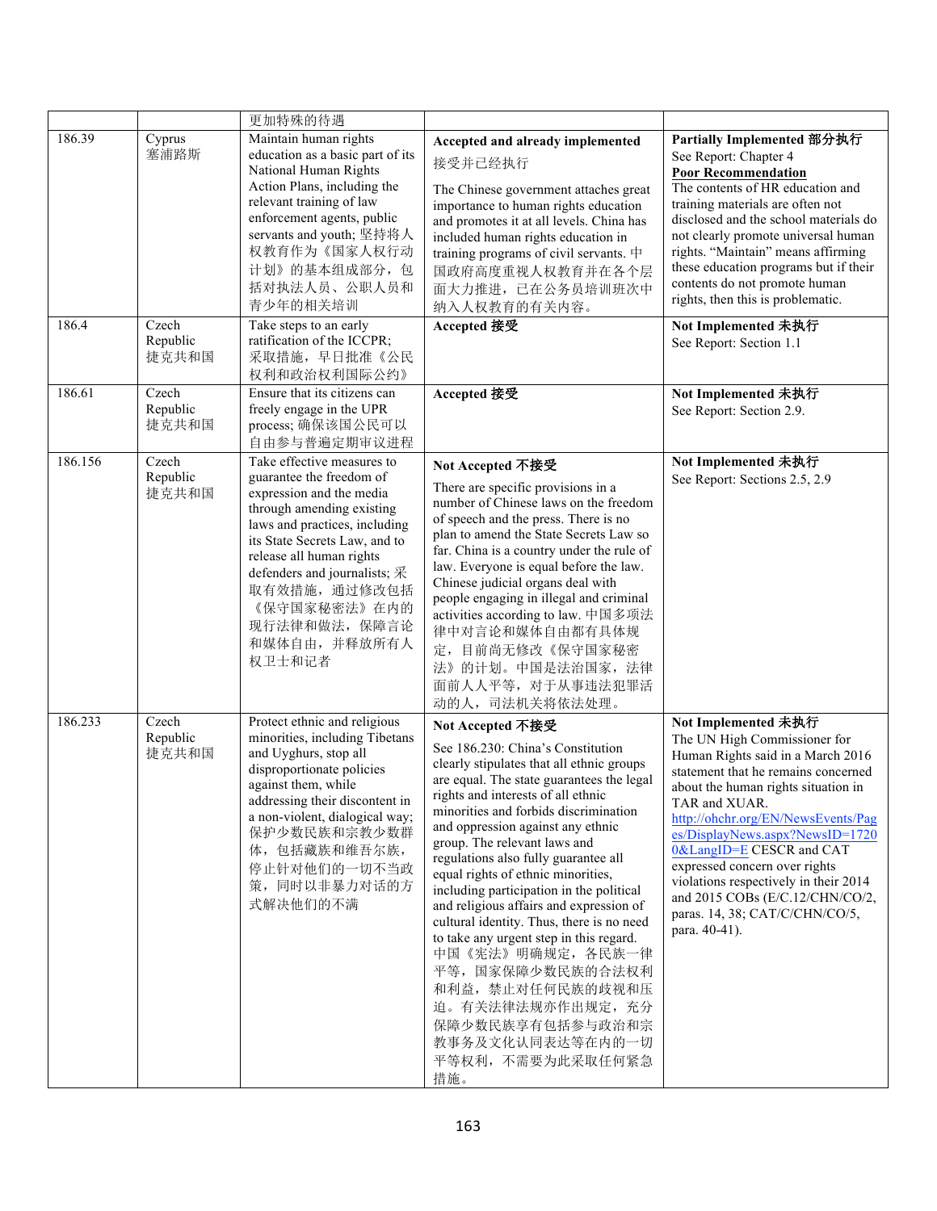| | | 更加特殊的待遇 | | |
|---|---|---|---|---|
| 186.39 | Cyprus 塞浦路斯 | Maintain human rights education as a basic part of its National Human Rights Action Plans, including the relevant training of law enforcement agents, public servants and youth; 坚持将人权教育作为《国家人权行动计划》的基本组成部分，包括对执法人员、公职人员和青少年的相关培训 | **Accepted and already implemented** 接受并已经执行 The Chinese government attaches great importance to human rights education and promotes it at all levels. China has included human rights education in training programs of civil servants. 中国政府高度重视人权教育并在各个层面大力推进，已在公务员培训班次中纳入人权教育的有关内容。 | **Partially Implemented 部分执行** See Report: Chapter 4 **Poor Recommendation** The contents of HR education and training materials are often not disclosed and the school materials do not clearly promote universal human rights. "Maintain" means affirming these education programs but if their contents do not promote human rights, then this is problematic. |
| 186.4 | Czech Republic 捷克共和国 | Take steps to an early ratification of the ICCPR; 采取措施，早日批准《公民权利和政治权利国际公约》 | **Accepted 接受** | **Not Implemented 未执行** See Report: Section 1.1 |
| 186.61 | Czech Republic 捷克共和国 | Ensure that its citizens can freely engage in the UPR process; 确保该国公民可以自由参与普遍定期审议进程 | **Accepted 接受** | **Not Implemented 未执行** See Report: Section 2.9. |
| 186.156 | Czech Republic 捷克共和国 | Take effective measures to guarantee the freedom of expression and the media through amending existing laws and practices, including its State Secrets Law, and to release all human rights defenders and journalists; 采取有效措施，通过修改包括《保守国家秘密法》在内的现行法律和做法，保障言论和媒体自由，并释放所有人权卫士和记者 | **Not Accepted 不接受** There are specific provisions in a number of Chinese laws on the freedom of speech and the press. There is no plan to amend the State Secrets Law so far. China is a country under the rule of law. Everyone is equal before the law. Chinese judicial organs deal with people engaging in illegal and criminal activities according to law. 中国多项法律中对言论和媒体自由都有具体规定，目前尚无修改《保守国家秘密法》的计划。中国是法治国家，法律面前人人平等，对于从事违法犯罪活动的人，司法机关将依法处理。 | **Not Implemented 未执行** See Report: Sections 2.5, 2.9 |
| 186.233 | Czech Republic 捷克共和国 | Protect ethnic and religious minorities, including Tibetans and Uyghurs, stop all disproportionate policies against them, while addressing their discontent in a non-violent, dialogical way; 保护少数民族和宗教少数群体，包括藏族和维吾尔族，停止针对他们的一切不当政策，同时以非暴力对话的方式解决他们的不满 | **Not Accepted 不接受** See 186.230: China's Constitution clearly stipulates that all ethnic groups are equal. The state guarantees the legal rights and interests of all ethnic minorities and forbids discrimination and oppression against any ethnic group. The relevant laws and regulations also fully guarantee all equal rights of ethnic minorities, including participation in the political and religious affairs and expression of cultural identity. Thus, there is no need to take any urgent step in this regard. 中国《宪法》明确规定，各民族一律平等，国家保障少数民族的合法权利和利益，禁止对任何民族的歧视和压迫。有关法律法规亦作出规定，充分保障少数民族享有包括参与政治和宗教事务及文化认同表达等在内的一切平等权利，不需要为此采取任何紧急措施。 | **Not Implemented 未执行** The UN High Commissioner for Human Rights said in a March 2016 statement that he remains concerned about the human rights situation in TAR and XUAR. http://ohchr.org/EN/NewsEvents/Pages/DisplayNews.aspx?NewsID=17200&LangID=E CESCR and CAT expressed concern over rights violations respectively in their 2014 and 2015 COBs (E/C.12/CHN/CO/2, paras. 14, 38; CAT/C/CHN/CO/5, para. 40-41). |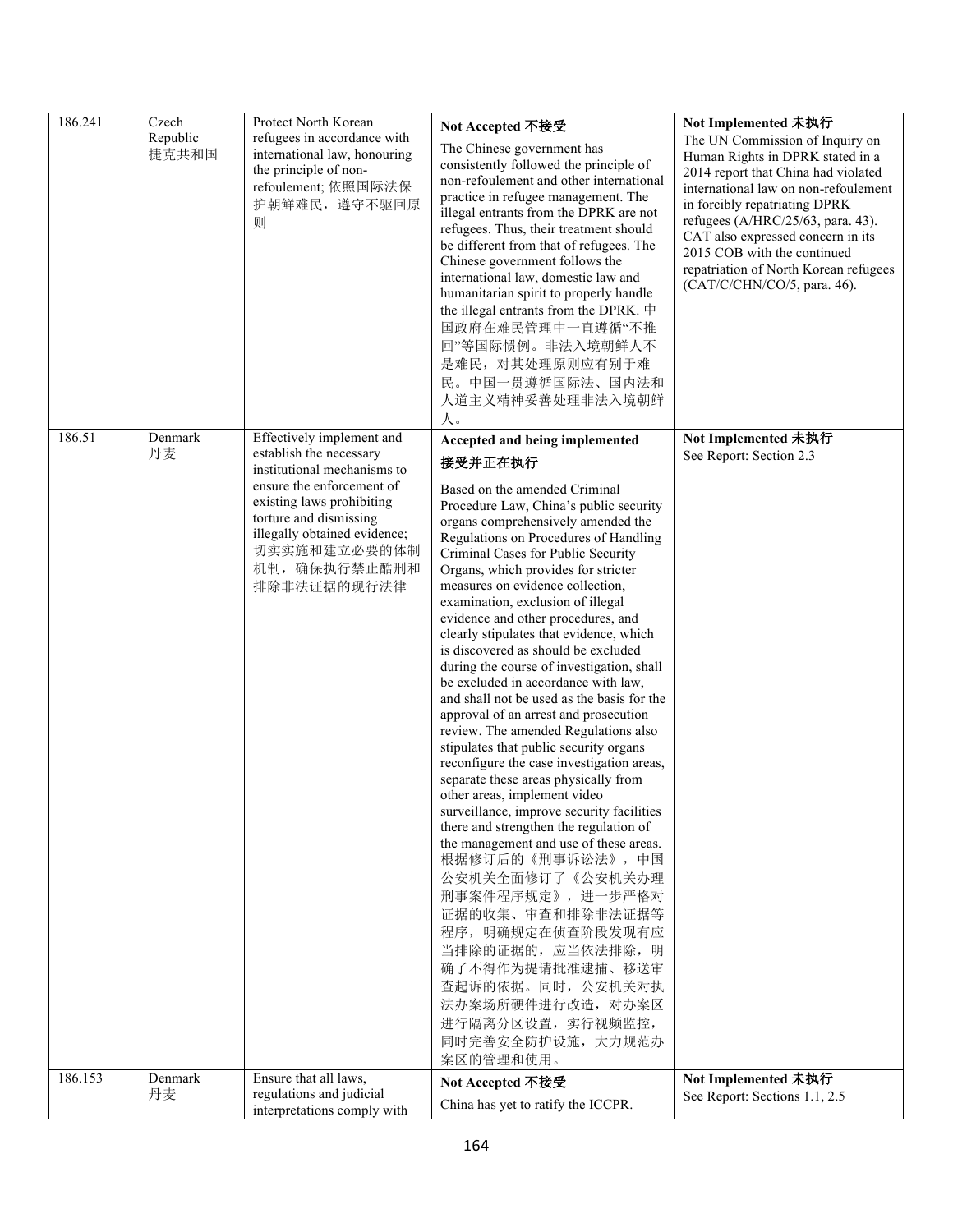| | | | | |
|---|---|---|---|---|
| 186.241 | Czech Republic 捷克共和国 | Protect North Korean refugees in accordance with international law, honouring the principle of non-refoulement; 依照国际法保护朝鲜难民，遵守不驱回原则 | **Not Accepted 不接受**<br>The Chinese government has consistently followed the principle of non-refoulement and other international practice in refugee management. The illegal entrants from the DPRK are not refugees. Thus, their treatment should be different from that of refugees. The Chinese government follows the international law, domestic law and humanitarian spirit to properly handle the illegal entrants from the DPRK. 中国政府在难民管理中一直遵循"不推回"等国际惯例。非法入境朝鲜人不是难民，对其处理原则应有别于难民。中国一贯遵循国际法、国内法和人道主义精神妥善处理非法入境朝鲜人。 | **Not Implemented 未执行**<br>The UN Commission of Inquiry on Human Rights in DPRK stated in a 2014 report that China had violated international law on non-refoulement in forcibly repatriating DPRK refugees (A/HRC/25/63, para. 43). CAT also expressed concern in its 2015 COB with the continued repatriation of North Korean refugees (CAT/C/CHN/CO/5, para. 46). |
| 186.51 | Denmark 丹麦 | Effectively implement and establish the necessary institutional mechanisms to ensure the enforcement of existing laws prohibiting torture and dismissing illegally obtained evidence; 切实实施和建立必要的体制机制，确保执行禁止酷刑和排除非法证据的现行法律 | **Accepted and being implemented 接受并正在执行**<br>Based on the amended Criminal Procedure Law, China's public security organs comprehensively amended the Regulations on Procedures of Handling Criminal Cases for Public Security Organs, which provides for stricter measures on evidence collection, examination, exclusion of illegal evidence and other procedures, and clearly stipulates that evidence, which is discovered as should be excluded during the course of investigation, shall be excluded in accordance with law, and shall not be used as the basis for the approval of an arrest and prosecution review. The amended Regulations also stipulates that public security organs reconfigure the case investigation areas, separate these areas physically from other areas, implement video surveillance, improve security facilities there and strengthen the regulation of the management and use of these areas. 根据修订后的《刑事诉讼法》，中国公安机关全面修订了《公安机关办理刑事案件程序规定》，进一步严格对证据的收集、审查和排除非法证据等程序，明确规定在侦查阶段发现有应当排除的证据的，应当依法排除，明确了不得作为提请批准逮捕、移送审查起诉的依据。同时，公安机关对执法办案场所硬件进行改造，对办案区进行隔离分区设置，实行视频监控，同时完善安全防护设施，大力规范办案区的管理和使用。 | **Not Implemented 未执行**<br>See Report: Section 2.3 |
| 186.153 | Denmark 丹麦 | Ensure that all laws, regulations and judicial interpretations comply with | **Not Accepted 不接受**<br>China has yet to ratify the ICCPR. | **Not Implemented 未执行**<br>See Report: Sections 1.1, 2.5 |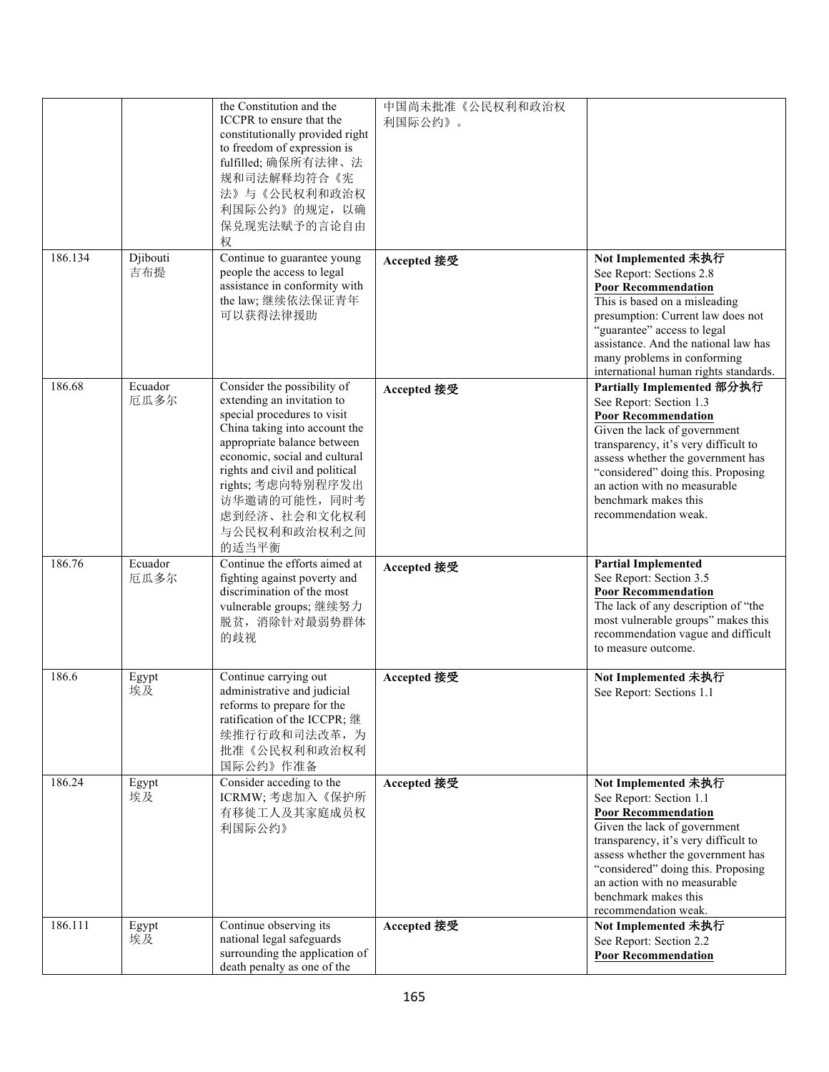| | | the Constitution and the ICCPR to ensure that the constitutionally provided right to freedom of expression is fulfilled; 确保所有法律、法规和司法解释均符合《宪法》与《公民权利和政治权利国际公约》的规定，以确保兑现宪法赋予的言论自由权 | 中国尚未批准《公民权利和政治权利国际公约》。 | |
|---|---|---|---|---|
| 186.134 | Djibouti 吉布提 | Continue to guarantee young people the access to legal assistance in conformity with the law; 继续依法保证青年可以获得法律援助 | **Accepted 接受** | **Not Implemented 未执行**<br>See Report: Sections 2.8<br>**Poor Recommendation**<br>This is based on a misleading presumption: Current law does not "guarantee" access to legal assistance. And the national law has many problems in conforming international human rights standards. |
| 186.68 | Ecuador 厄瓜多尔 | Consider the possibility of extending an invitation to special procedures to visit China taking into account the appropriate balance between economic, social and cultural rights and civil and political rights; 考虑向特别程序发出访华邀请的可能性，同时考虑到经济、社会和文化权利与公民权利和政治权利之间的适当平衡 | **Accepted 接受** | **Partially Implemented 部分执行**<br>See Report: Section 1.3<br>**Poor Recommendation**<br>Given the lack of government transparency, it's very difficult to assess whether the government has "considered" doing this. Proposing an action with no measurable benchmark makes this recommendation weak. |
| 186.76 | Ecuador 厄瓜多尔 | Continue the efforts aimed at fighting against poverty and discrimination of the most vulnerable groups; 继续努力脱贫，消除针对最弱势群体的歧视 | **Accepted 接受** | **Partial Implemented**<br>See Report: Section 3.5<br>**Poor Recommendation**<br>The lack of any description of "the most vulnerable groups" makes this recommendation vague and difficult to measure outcome. |
| 186.6 | Egypt 埃及 | Continue carrying out administrative and judicial reforms to prepare for the ratification of the ICCPR; 继续推行行政和司法改革，为批准《公民权利和政治权利国际公约》作准备 | **Accepted 接受** | **Not Implemented 未执行**<br>See Report: Sections 1.1 |
| 186.24 | Egypt 埃及 | Consider acceding to the ICRMW; 考虑加入《保护所有移徙工人及其家庭成员权利国际公约》 | **Accepted 接受** | **Not Implemented 未执行**<br>See Report: Section 1.1<br>**Poor Recommendation**<br>Given the lack of government transparency, it's very difficult to assess whether the government has "considered" doing this. Proposing an action with no measurable benchmark makes this recommendation weak. |
| 186.111 | Egypt 埃及 | Continue observing its national legal safeguards surrounding the application of death penalty as one of the | **Accepted 接受** | **Not Implemented 未执行**<br>See Report: Section 2.2<br>**Poor Recommendation** |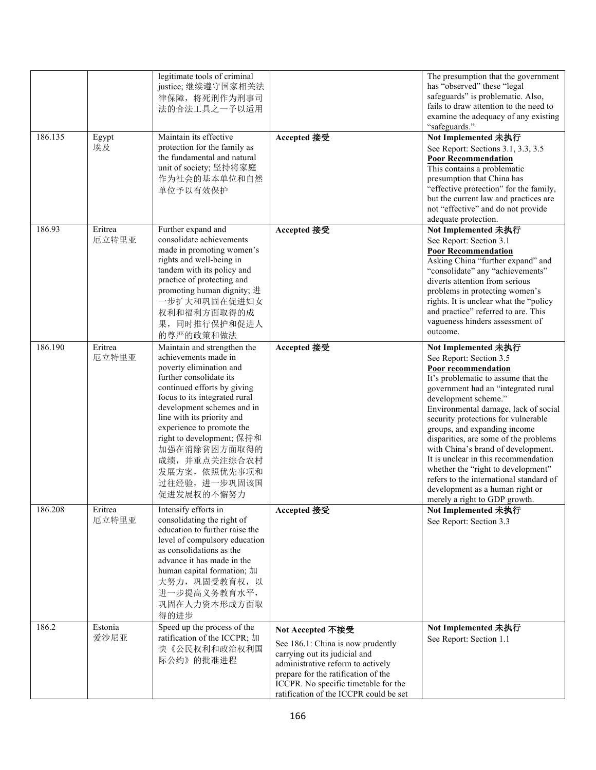| | | | | |
|---|---|---|---|---|
| | | legitimate tools of criminal justice; 继续遵守国家相关法律保障，将死刑作为刑事司法的合法工具之一予以适用 | | The presumption that the government has "observed" these "legal safeguards" is problematic. Also, fails to draw attention to the need to examine the adequacy of any existing "safeguards." |
| 186.135 | Egypt 埃及 | Maintain its effective protection for the family as the fundamental and natural unit of society; 坚持将家庭作为社会的基本单位和自然单位予以有效保护 | **Accepted 接受** | **Not Implemented 未执行**<br>See Report: Sections 3.1, 3.3, 3.5<br>**Poor Recommendation**<br>This contains a problematic presumption that China has "effective protection" for the family, but the current law and practices are not "effective" and do not provide adequate protection. |
| 186.93 | Eritrea 厄立特里亚 | Further expand and consolidate achievements made in promoting women's rights and well-being in tandem with its policy and practice of protecting and promoting human dignity; 进一步扩大和巩固在促进妇女权利和福利方面取得的成果，同时推行保护和促进人的尊严的政策和做法 | **Accepted 接受** | **Not Implemented 未执行**<br>See Report: Section 3.1<br>**Poor Recommendation**<br>Asking China "further expand" and "consolidate" any "achievements" diverts attention from serious problems in protecting women's rights. It is unclear what the "policy and practice" referred to are. This vagueness hinders assessment of outcome. |
| 186.190 | Eritrea 厄立特里亚 | Maintain and strengthen the achievements made in poverty elimination and further consolidate its continued efforts by giving focus to its integrated rural development schemes and in line with its priority and experience to promote the right to development; 保持和加强在消除贫困方面取得的成绩，并重点关注综合农村发展方案，依照优先事项和过往经验，进一步巩固该国促进发展权的不懈努力 | **Accepted 接受** | **Not Implemented 未执行**<br>See Report: Section 3.5<br>**Poor recommendation**<br>It's problematic to assume that the government had an "integrated rural development scheme." Environmental damage, lack of social security protections for vulnerable groups, and expanding income disparities, are some of the problems with China's brand of development. It is unclear in this recommendation whether the "right to development" refers to the international standard of development as a human right or merely a right to GDP growth. |
| 186.208 | Eritrea 厄立特里亚 | Intensify efforts in consolidating the right of education to further raise the level of compulsory education as consolidations as the advance it has made in the human capital formation; 加大努力，巩固受教育权，以进一步提高义务教育水平，巩固在人力资本形成方面取得的进步 | **Accepted 接受** | **Not Implemented 未执行**<br>See Report: Section 3.3 |
| 186.2 | Estonia 爱沙尼亚 | Speed up the process of the ratification of the ICCPR; 加快《公民权利和政治权利国际公约》的批准进程 | **Not Accepted 不接受**<br>See 186.1: China is now prudently carrying out its judicial and administrative reform to actively prepare for the ratification of the ICCPR. No specific timetable for the ratification of the ICCPR could be set | **Not Implemented 未执行**<br>See Report: Section 1.1 |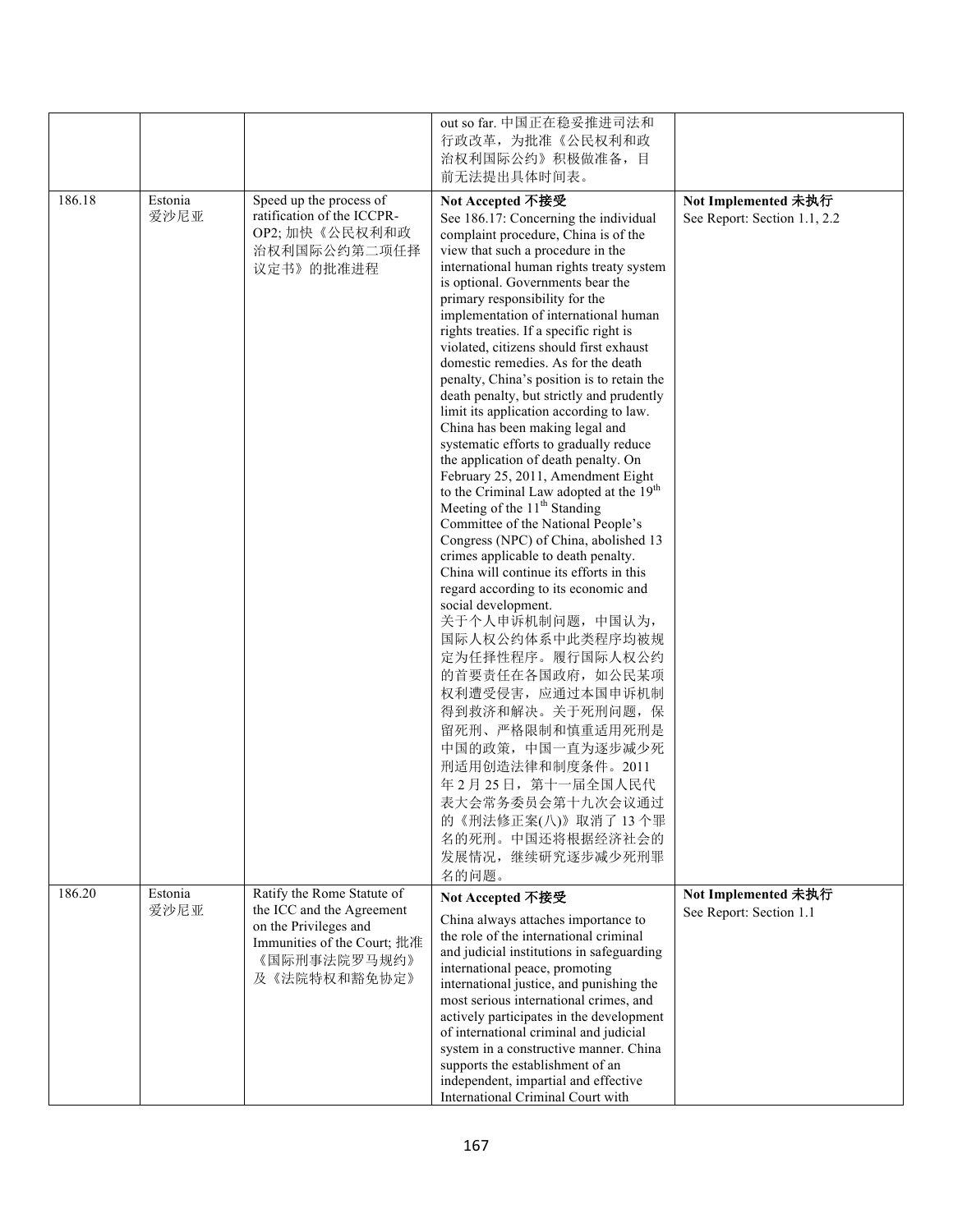| | | | out so far. 中国正在稳妥推进司法和行政改革，为批准《公民权利和政治权利国际公约》积极做准备，目前无法提出具体时间表。 | |
|---|---|---|---|---|
| 186.18 | Estonia 爱沙尼亚 | Speed up the process of ratification of the ICCPR-OP2; 加快《公民权利和政治权利国际公约第二项任择议定书》的批准进程 | **Not Accepted 不接受**<br>See 186.17: Concerning the individual complaint procedure, China is of the view that such a procedure in the international human rights treaty system is optional. Governments bear the primary responsibility for the implementation of international human rights treaties. If a specific right is violated, citizens should first exhaust domestic remedies. As for the death penalty, China's position is to retain the death penalty, but strictly and prudently limit its application according to law. China has been making legal and systematic efforts to gradually reduce the application of death penalty. On February 25, 2011, Amendment Eight to the Criminal Law adopted at the 19th Meeting of the 11th Standing Committee of the National People's Congress (NPC) of China, abolished 13 crimes applicable to death penalty. China will continue its efforts in this regard according to its economic and social development.<br>关于个人申诉机制问题，中国认为，国际人权公约体系中此类程序均被规定为任择性程序。履行国际人权公约的首要责任在各国政府，如公民某项权利遭受侵害，应通过本国申诉机制得到救济和解决。关于死刑问题，保留死刑、严格限制和慎重适用死刑是中国的政策，中国一直为逐步减少死刑适用创造法律和制度条件。2011年2月25日，第十一届全国人民代表大会常务委员会第十九次会议通过的《刑法修正案(八)》取消了13个罪名的死刑。中国还将根据经济社会的发展情况，继续研究逐步减少死刑罪名的问题。 | **Not Implemented 未执行**<br>See Report: Section 1.1, 2.2 |
| 186.20 | Estonia 爱沙尼亚 | Ratify the Rome Statute of the ICC and the Agreement on the Privileges and Immunities of the Court; 批准《国际刑事法院罗马规约》及《法院特权和豁免协定》 | **Not Accepted 不接受**<br>China always attaches importance to the role of the international criminal and judicial institutions in safeguarding international peace, promoting international justice, and punishing the most serious international crimes, and actively participates in the development of international criminal and judicial system in a constructive manner. China supports the establishment of an independent, impartial and effective International Criminal Court with | **Not Implemented 未执行**<br>See Report: Section 1.1 |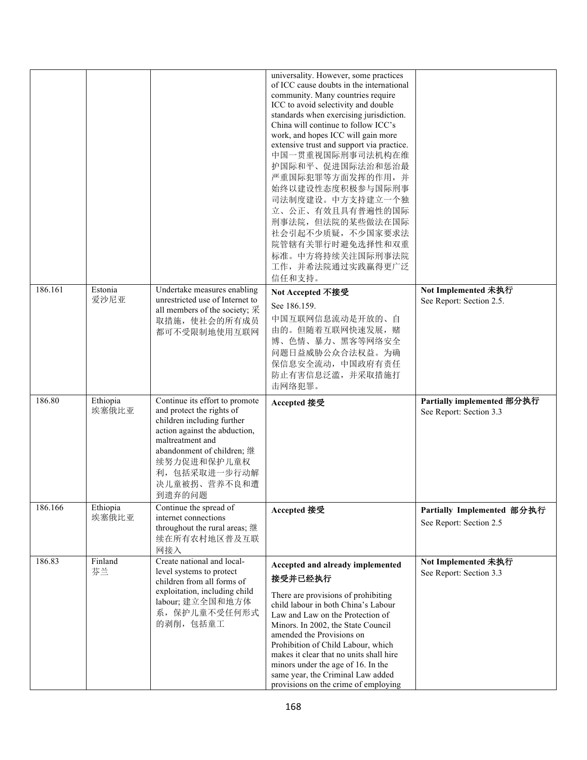|  |  |  | universality. However, some practices of ICC cause doubts in the international community. Many countries require ICC to avoid selectivity and double standards when exercising jurisdiction. China will continue to follow ICC's work, and hopes ICC will gain more extensive trust and support via practice. 中国一贯重视国际刑事司法机构在维护国际和平、促进国际法治和惩治最严重国际犯罪等方面发挥的作用，并始终以建设性态度积极参与国际刑事司法制度建设。中方支持建立一个独立、公正、有效且具有普遍性的国际刑事法院，但法院的某些做法在国际社会引起不少质疑，不少国家要求法院管辖有关罪行时避免选择性和双重标准。中方将持续关注国际刑事法院工作，并希法院通过实践赢得更广泛信任和支持。 |  |
|---|---|---|---|---|
| 186.161 | Estonia 爱沙尼亚 | Undertake measures enabling unrestricted use of Internet to all members of the society; 采取措施，使社会的所有成员都可不受限制地使用互联网 | **Not Accepted 不接受**<br>See 186.159.<br>中国互联网信息流动是开放的、自由的。但随着互联网快速发展，赌博、色情、暴力、黑客等网络安全问题日益威胁公众合法权益。为确保信息安全流动，中国政府有责任防止有害信息泛滥，并采取措施打击网络犯罪。 | **Not Implemented 未执行**<br>See Report: Section 2.5. |
| 186.80 | Ethiopia 埃塞俄比亚 | Continue its effort to promote and protect the rights of children including further action against the abduction, maltreatment and abandonment of children; 继续努力促进和保护儿童权利，包括采取进一步行动解决儿童被拐、营养不良和遭到遗弃的问题 | **Accepted 接受** | **Partially implemented 部分执行**<br>See Report: Section 3.3 |
| 186.166 | Ethiopia 埃塞俄比亚 | Continue the spread of internet connections throughout the rural areas; 继续在所有农村地区普及互联网接入 | **Accepted 接受** | **Partially Implemented 部分执行**<br>See Report: Section 2.5 |
| 186.83 | Finland 芬兰 | Create national and local-level systems to protect children from all forms of exploitation, including child labour; 建立全国和地方体系，保护儿童不受任何形式的剥削，包括童工 | **Accepted and already implemented 接受并已经执行**<br>There are provisions of prohibiting child labour in both China's Labour Law and Law on the Protection of Minors. In 2002, the State Council amended the Provisions on Prohibition of Child Labour, which makes it clear that no units shall hire minors under the age of 16. In the same year, the Criminal Law added provisions on the crime of employing | **Not Implemented 未执行**<br>See Report: Section 3.3 |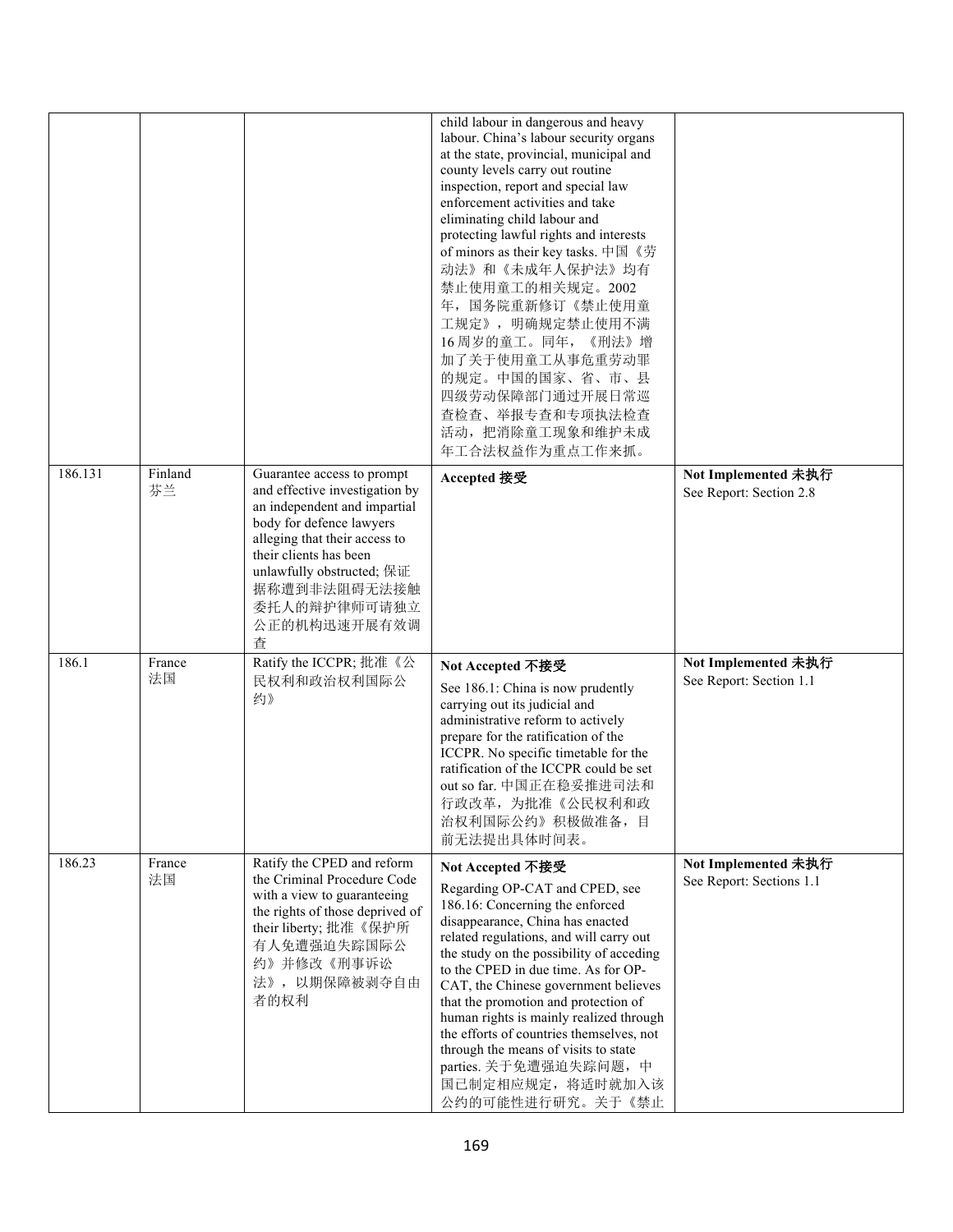| | | | | |
|---|---|---|---|---|
| | | | child labour in dangerous and heavy labour. China's labour security organs at the state, provincial, municipal and county levels carry out routine inspection, report and special law enforcement activities and take eliminating child labour and protecting lawful rights and interests of minors as their key tasks. 中国《劳动法》和《未成年人保护法》均有禁止使用童工的相关规定。2002年，国务院重新修订《禁止使用童工规定》，明确规定禁止使用不满16周岁的童工。同年，《刑法》增加了关于使用童工从事危重劳动罪的规定。中国的国家、省、市、县四级劳动保障部门通过开展日常巡查检查、举报专查和专项执法检查活动，把消除童工现象和维护未成年工合法权益作为重点工作来抓。 | |
| 186.131 | Finland 芬兰 | Guarantee access to prompt and effective investigation by an independent and impartial body for defence lawyers alleging that their access to their clients has been unlawfully obstructed; 保证据称遭到非法阻碍无法接触委托人的辩护律师可请独立公正的机构迅速开展有效调查 | **Accepted 接受** | **Not Implemented 未执行** See Report: Section 2.8 |
| 186.1 | France 法国 | Ratify the ICCPR; 批准《公民权利和政治权利国际公约》 | **Not Accepted 不接受** See 186.1: China is now prudently carrying out its judicial and administrative reform to actively prepare for the ratification of the ICCPR. No specific timetable for the ratification of the ICCPR could be set out so far. 中国正在稳妥推进司法和行政改革，为批准《公民权利和政治权利国际公约》积极做准备，目前无法提出具体时间表。 | **Not Implemented 未执行** See Report: Section 1.1 |
| 186.23 | France 法国 | Ratify the CPED and reform the Criminal Procedure Code with a view to guaranteeing the rights of those deprived of their liberty; 批准《保护所有人免遭强迫失踪国际公约》并修改《刑事诉讼法》，以期保障被剥夺自由者的权利 | **Not Accepted 不接受** Regarding OP-CAT and CPED, see 186.16: Concerning the enforced disappearance, China has enacted related regulations, and will carry out the study on the possibility of acceding to the CPED in due time. As for OP-CAT, the Chinese government believes that the promotion and protection of human rights is mainly realized through the efforts of countries themselves, not through the means of visits to state parties. 关于免遭强迫失踪问题，中国已制定相应规定，将适时就加入该公约的可能性进行研究。关于《禁止 | **Not Implemented 未执行** See Report: Sections 1.1 |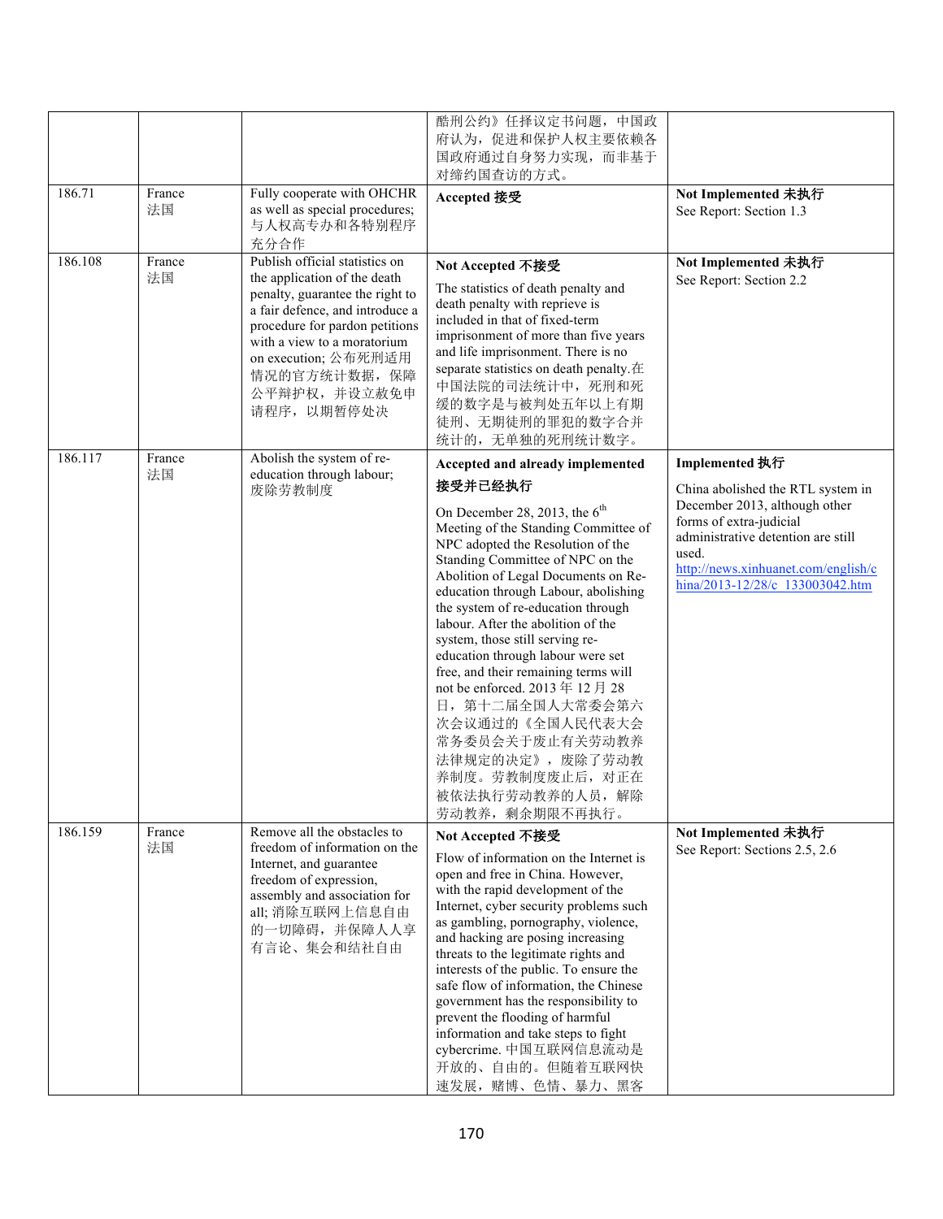| | | | 酷刑公约》任择议定书问题，中国政府认为，促进和保护人权主要依赖各国政府通过自身努力实现，而非基于对缔约国查访的方式。 | |
|---|---|---|---|---|
| 186.71 | France 法国 | Fully cooperate with OHCHR as well as special procedures; 与人权高专办和各特别程序充分合作 | **Accepted 接受** | **Not Implemented 未执行** See Report: Section 1.3 |
| 186.108 | France 法国 | Publish official statistics on the application of the death penalty, guarantee the right to a fair defence, and introduce a procedure for pardon petitions with a view to a moratorium on execution; 公布死刑适用情况的官方统计数据，保障公平辩护权，并设立赦免申请程序，以期暂停处决 | **Not Accepted 不接受** The statistics of death penalty and death penalty with reprieve is included in that of fixed-term imprisonment of more than five years and life imprisonment. There is no separate statistics on death penalty.在中国法院的司法统计中，死刑和死缓的数字是与被判处五年以上有期徒刑、无期徒刑的罪犯的数字合并统计的，无单独的死刑统计数字。 | **Not Implemented 未执行** See Report: Section 2.2 |
| 186.117 | France 法国 | Abolish the system of re-education through labour; 废除劳教制度 | **Accepted and already implemented 接受并已经执行** On December 28, 2013, the 6th Meeting of the Standing Committee of NPC adopted the Resolution of the Standing Committee of NPC on the Abolition of Legal Documents on Re-education through Labour, abolishing the system of re-education through labour. After the abolition of the system, those still serving re-education through labour were set free, and their remaining terms will not be enforced. 2013 年 12 月 28 日，第十二届全国人大常委会第六次会议通过的《全国人民代表大会常务委员会关于废止有关劳动教养法律规定的决定》，废除了劳动教养制度。劳教制度废止后，对正在被依法执行劳动教养的人员，解除劳动教养，剩余期限不再执行。 | **Implemented 执行** China abolished the RTL system in December 2013, although other forms of extra-judicial administrative detention are still used. http://news.xinhuanet.com/english/china/2013-12/28/c_133003042.htm |
| 186.159 | France 法国 | Remove all the obstacles to freedom of information on the Internet, and guarantee freedom of expression, assembly and association for all; 消除互联网上信息自由的一切障碍，并保障人人享有言论、集会和结社自由 | **Not Accepted 不接受** Flow of information on the Internet is open and free in China. However, with the rapid development of the Internet, cyber security problems such as gambling, pornography, violence, and hacking are posing increasing threats to the legitimate rights and interests of the public. To ensure the safe flow of information, the Chinese government has the responsibility to prevent the flooding of harmful information and take steps to fight cybercrime. 中国互联网信息流动是开放的、自由的。但随着互联网快速发展，赌博、色情、暴力、黑客 | **Not Implemented 未执行** See Report: Sections 2.5, 2.6 |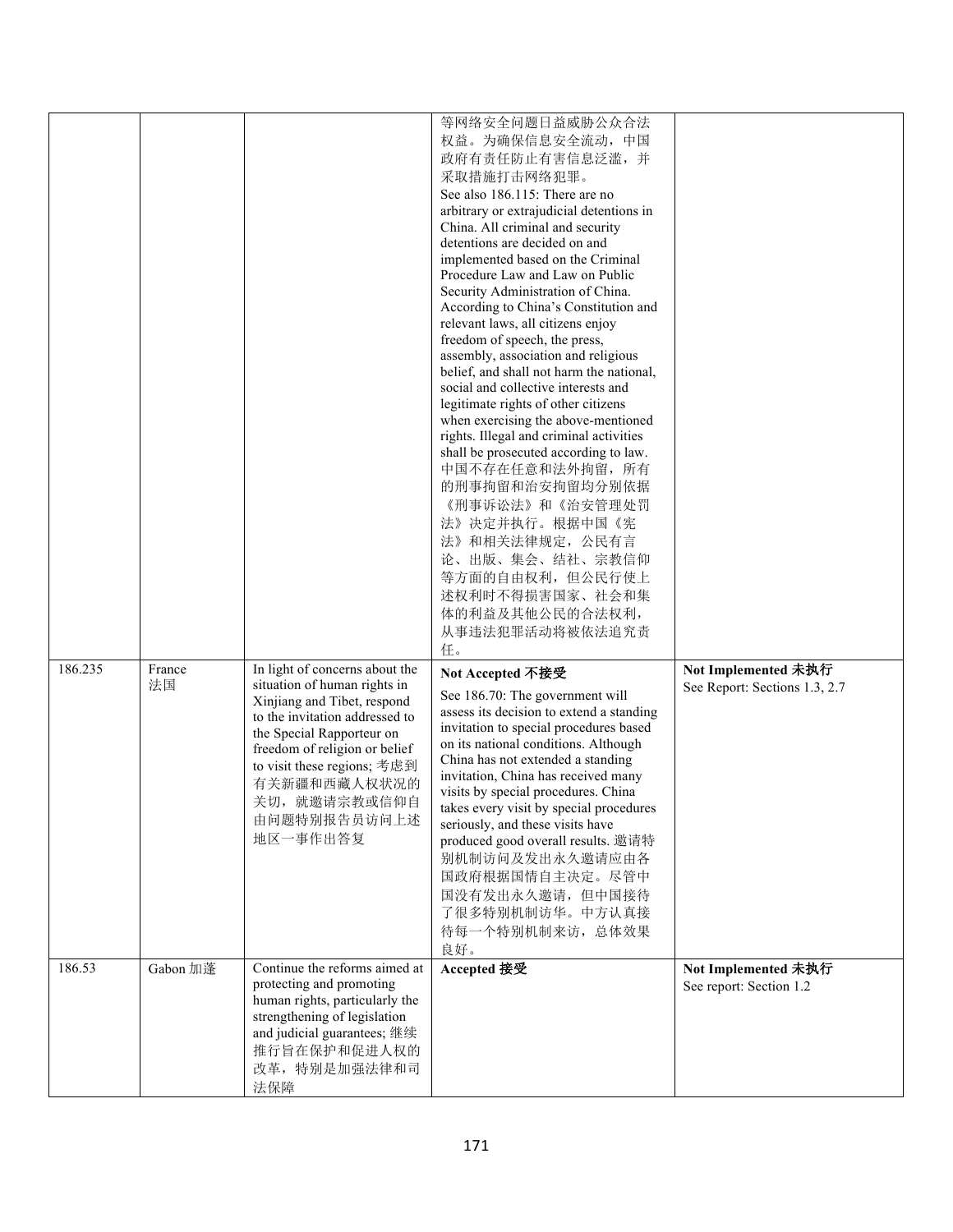| | | | | |
|---|---|---|---|---|
| | | | 等网络安全问题日益威胁公众合法权益。为确保信息安全流动，中国政府有责任防止有害信息泛滥，并采取措施打击网络犯罪。<br>See also 186.115: There are no arbitrary or extrajudicial detentions in China. All criminal and security detentions are decided on and implemented based on the Criminal Procedure Law and Law on Public Security Administration of China. According to China's Constitution and relevant laws, all citizens enjoy freedom of speech, the press, assembly, association and religious belief, and shall not harm the national, social and collective interests and legitimate rights of other citizens when exercising the above-mentioned rights. Illegal and criminal activities shall be prosecuted according to law. 中国不存在任意和法外拘留，所有的刑事拘留和治安拘留均分别依据《刑事诉讼法》和《治安管理处罚法》决定并执行。根据中国《宪法》和相关法律规定，公民有言论、出版、集会、结社、宗教信仰等方面的自由权利，但公民行使上述权利时不得损害国家、社会和集体的利益及其他公民的合法权利，从事违法犯罪活动将被依法追究责任。 | |
| 186.235 | France 法国 | In light of concerns about the situation of human rights in Xinjiang and Tibet, respond to the invitation addressed to the Special Rapporteur on freedom of religion or belief to visit these regions; 考虑到有关新疆和西藏人权状况的关切，就邀请宗教或信仰自由问题特别报告员访问上述地区一事作出答复 | **Not Accepted 不接受**<br>See 186.70: The government will assess its decision to extend a standing invitation to special procedures based on its national conditions. Although China has not extended a standing invitation, China has received many visits by special procedures. China takes every visit by special procedures seriously, and these visits have produced good overall results. 邀请特别机制访问及发出永久邀请应由各国政府根据国情自主决定。尽管中国没有发出永久邀请，但中国接待了很多特别机制访华。中方认真接待每一个特别机制来访，总体效果良好。 | **Not Implemented 未执行**<br>See Report: Sections 1.3, 2.7 |
| 186.53 | Gabon 加蓬 | Continue the reforms aimed at protecting and promoting human rights, particularly the strengthening of legislation and judicial guarantees; 继续推行旨在保护和促进人权的改革，特别是加强法律和司法保障 | **Accepted 接受** | **Not Implemented 未执行**<br>See report: Section 1.2 |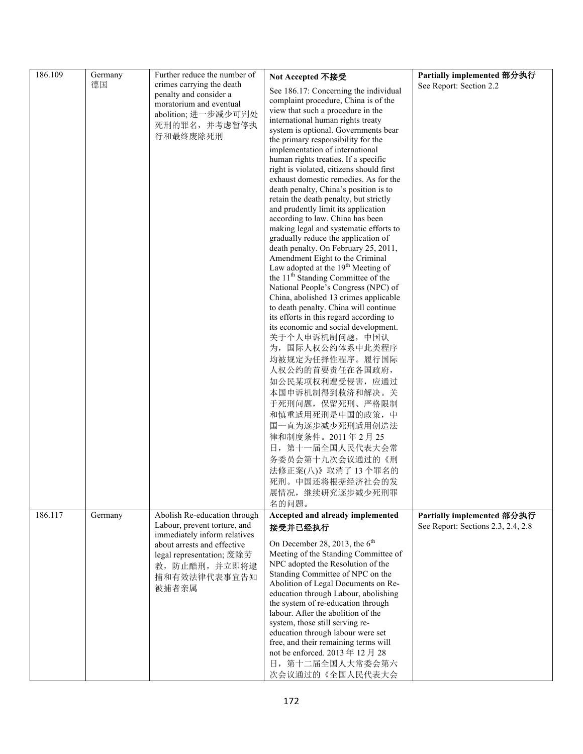| 186.109 | Germany 德国 | Further reduce the number of crimes carrying the death penalty and consider a moratorium and eventual abolition; 进一步减少可判处死刑的罪名，并考虑暂停执行和最终废除死刑 | **Not Accepted 不接受**<br><br>See 186.17: Concerning the individual complaint procedure, China is of the view that such a procedure in the international human rights treaty system is optional. Governments bear the primary responsibility for the implementation of international human rights treaties. If a specific right is violated, citizens should first exhaust domestic remedies. As for the death penalty, China's position is to retain the death penalty, but strictly and prudently limit its application according to law. China has been making legal and systematic efforts to gradually reduce the application of death penalty. On February 25, 2011, Amendment Eight to the Criminal Law adopted at the 19th Meeting of the 11th Standing Committee of the National People's Congress (NPC) of China, abolished 13 crimes applicable to death penalty. China will continue its efforts in this regard according to its economic and social development. 关于个人申诉机制问题，中国认为，国际人权公约体系中此类程序均被规定为任择性程序。履行国际人权公约的首要责任在各国政府，如公民某项权利遭受侵害，应通过本国申诉机制得到救济和解决。关于死刑问题，保留死刑、严格限制和慎重适用死刑是中国的政策，中国一直为逐步减少死刑适用创造法律和制度条件。2011 年 2 月 25 日，第十一届全国人民代表大会常务委员会第十九次会议通过的《刑法修正案(八)》取消了 13 个罪名的死刑。中国还将根据经济社会的发展情况，继续研究逐步减少死刑罪名的问题。 | **Partially implemented 部分执行**<br>See Report: Section 2.2 |
|---|---|---|---|---|
| 186.117 | Germany | Abolish Re-education through Labour, prevent torture, and immediately inform relatives about arrests and effective legal representation; 废除劳教，防止酷刑，并立即将逮捕和有效法律代表事宜告知被捕者亲属 | **Accepted and already implemented 接受并已经执行**<br><br>On December 28, 2013, the 6th Meeting of the Standing Committee of NPC adopted the Resolution of the Standing Committee of NPC on the Abolition of Legal Documents on Re-education through Labour, abolishing the system of re-education through labour. After the abolition of the system, those still serving re-education through labour were set free, and their remaining terms will not be enforced. 2013 年 12 月 28 日，第十二届全国人大常委会第六次会议通过的《全国人民代表大会 | **Partially implemented 部分执行**<br>See Report: Sections 2.3, 2.4, 2.8 |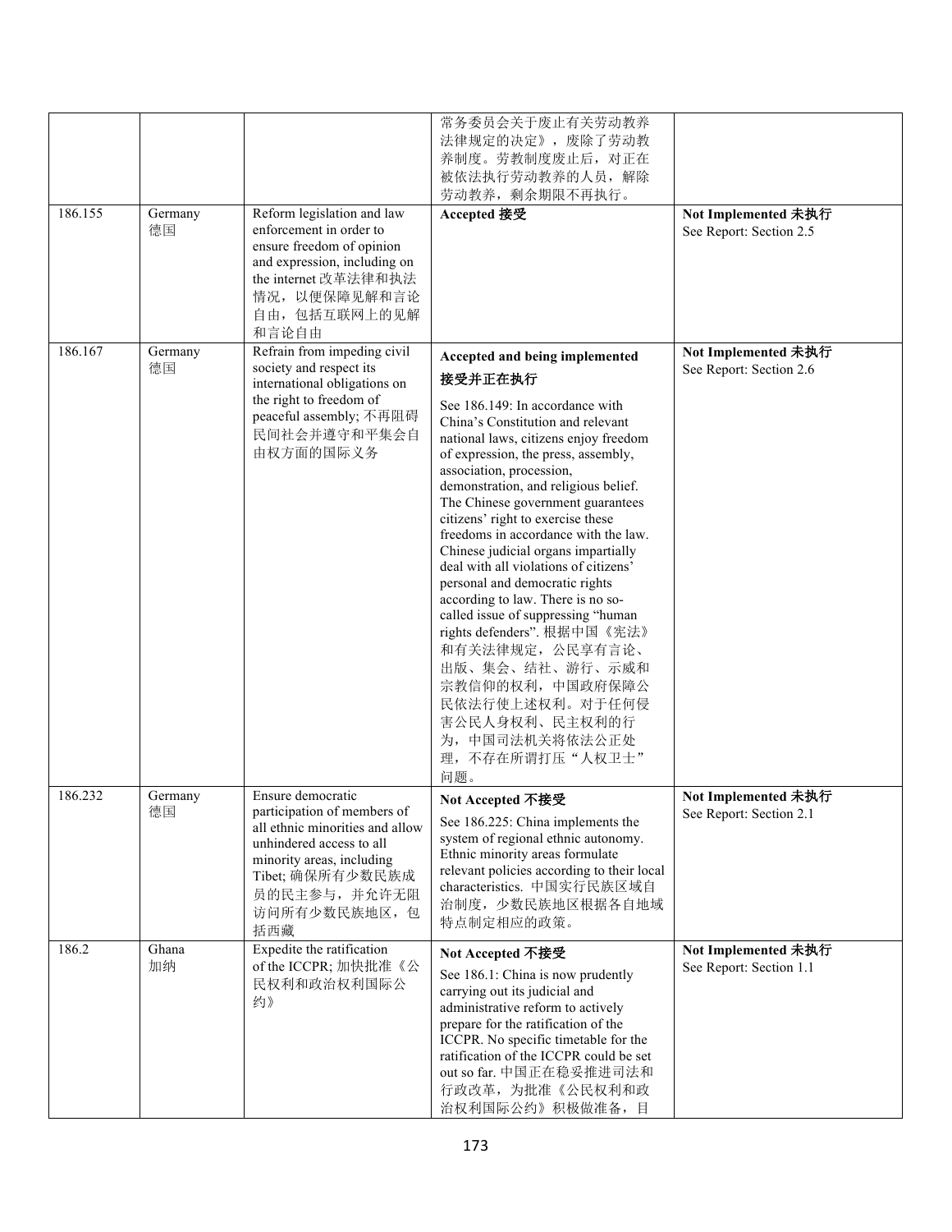| | | | 常务委员会关于废止有关劳动教养法律规定的决定》，废除了劳动教养制度。劳教制度废止后，对正在被依法执行劳动教养的人员，解除劳动教养，剩余期限不再执行。 | |
|---|---|---|---|---|
| 186.155 | Germany 德国 | Reform legislation and law enforcement in order to ensure freedom of opinion and expression, including on the internet 改革法律和执法情况，以便保障见解和言论自由，包括互联网上的见解和言论自由 | **Accepted 接受** | **Not Implemented 未执行** See Report: Section 2.5 |
| 186.167 | Germany 德国 | Refrain from impeding civil society and respect its international obligations on the right to freedom of peaceful assembly; 不再阻碍民间社会并遵守和平集会自由权方面的国际义务 | **Accepted and being implemented 接受并正在执行** See 186.149: In accordance with China's Constitution and relevant national laws, citizens enjoy freedom of expression, the press, assembly, association, procession, demonstration, and religious belief. The Chinese government guarantees citizens' right to exercise these freedoms in accordance with the law. Chinese judicial organs impartially deal with all violations of citizens' personal and democratic rights according to law. There is no so-called issue of suppressing "human rights defenders". 根据中国《宪法》和有关法律规定，公民享有言论、出版、集会、结社、游行、示威和宗教信仰的权利，中国政府保障公民依法行使上述权利。对于任何侵害公民人身权利、民主权利的行为，中国司法机关将依法公正处理，不存在所谓打压"人权卫士"问题。 | **Not Implemented 未执行** See Report: Section 2.6 |
| 186.232 | Germany 德国 | Ensure democratic participation of members of all ethnic minorities and allow unhindered access to all minority areas, including Tibet; 确保所有少数民族成员的民主参与，并允许无阻访问所有少数民族地区，包括西藏 | **Not Accepted 不接受** See 186.225: China implements the system of regional ethnic autonomy. Ethnic minority areas formulate relevant policies according to their local characteristics. 中国实行民族区域自治制度，少数民族地区根据各自地域特点制定相应的政策。 | **Not Implemented 未执行** See Report: Section 2.1 |
| 186.2 | Ghana 加纳 | Expedite the ratification of the ICCPR; 加快批准《公民权利和政治权利国际公约》 | **Not Accepted 不接受** See 186.1: China is now prudently carrying out its judicial and administrative reform to actively prepare for the ratification of the ICCPR. No specific timetable for the ratification of the ICCPR could be set out so far. 中国正在稳妥推进司法和行政改革，为批准《公民权利和政治权利国际公约》积极做准备，目 | **Not Implemented 未执行** See Report: Section 1.1 |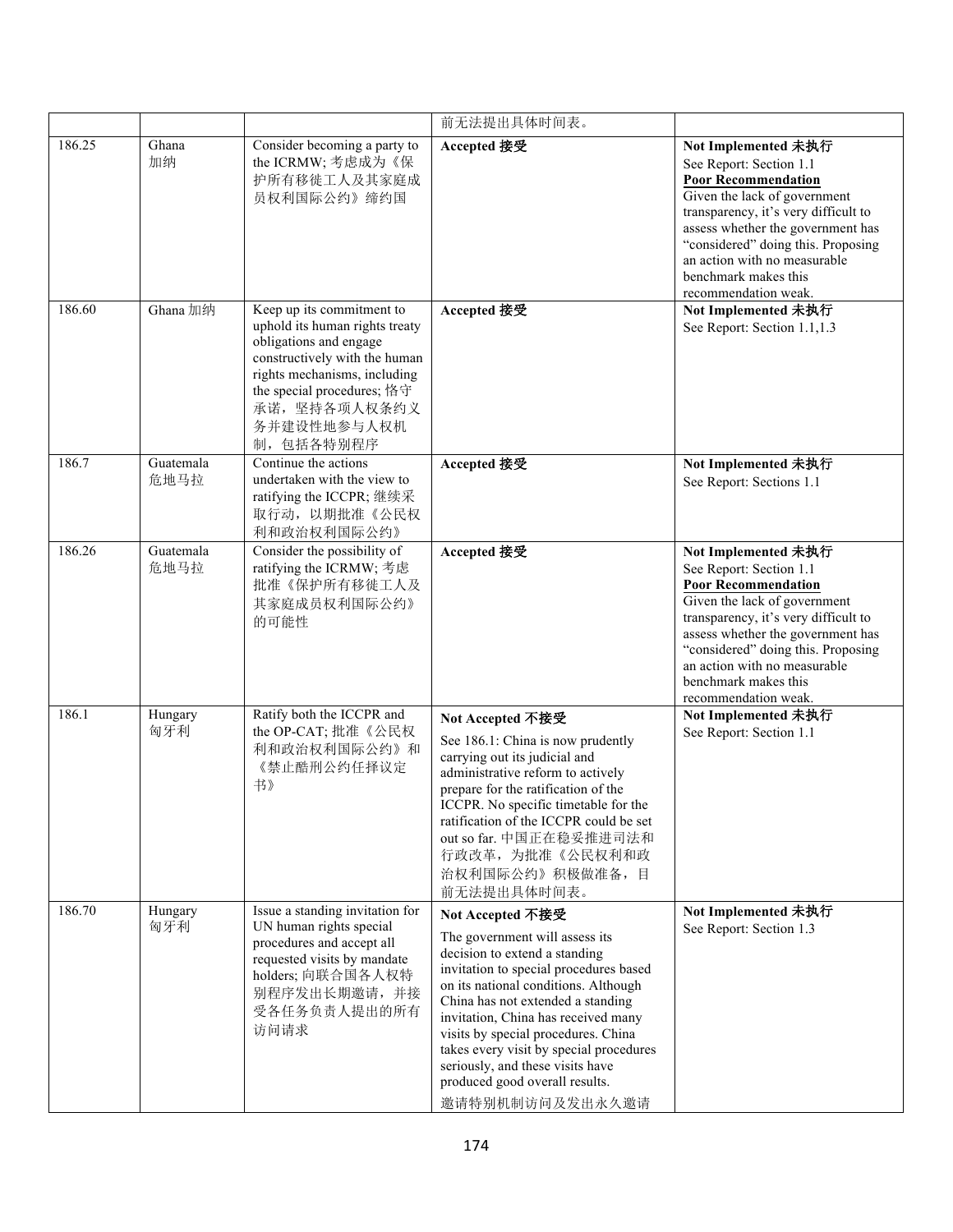| | | | | |
|---|---|---|---|---|
| | | | 前无法提出具体时间表。 | |
| 186.25 | Ghana 加纳 | Consider becoming a party to the ICRMW; 考虑成为《保护所有移徙工人及其家庭成员权利国际公约》缔约国 | **Accepted 接受** | **Not Implemented 未执行** See Report: Section 1.1 **Poor Recommendation** Given the lack of government transparency, it's very difficult to assess whether the government has "considered" doing this. Proposing an action with no measurable benchmark makes this recommendation weak. |
| 186.60 | Ghana 加纳 | Keep up its commitment to uphold its human rights treaty obligations and engage constructively with the human rights mechanisms, including the special procedures; 恪守承诺，坚持各项人权条约义务并建设性地参与人权机制，包括各特别程序 | **Accepted 接受** | **Not Implemented 未执行** See Report: Section 1.1,1.3 |
| 186.7 | Guatemala 危地马拉 | Continue the actions undertaken with the view to ratifying the ICCPR; 继续采取行动，以期批准《公民权利和政治权利国际公约》 | **Accepted 接受** | **Not Implemented 未执行** See Report: Sections 1.1 |
| 186.26 | Guatemala 危地马拉 | Consider the possibility of ratifying the ICRMW; 考虑批准《保护所有移徙工人及其家庭成员权利国际公约》的可能性 | **Accepted 接受** | **Not Implemented 未执行** See Report: Section 1.1 **Poor Recommendation** Given the lack of government transparency, it's very difficult to assess whether the government has "considered" doing this. Proposing an action with no measurable benchmark makes this recommendation weak. |
| 186.1 | Hungary 匈牙利 | Ratify both the ICCPR and the OP-CAT; 批准《公民权利和政治权利国际公约》和《禁止酷刑公约任择议定书》 | **Not Accepted 不接受** See 186.1: China is now prudently carrying out its judicial and administrative reform to actively prepare for the ratification of the ICCPR. No specific timetable for the ratification of the ICCPR could be set out so far. 中国正在稳妥推进司法和行政改革，为批准《公民权利和政治权利国际公约》积极做准备，目前无法提出具体时间表。 | **Not Implemented 未执行** See Report: Section 1.1 |
| 186.70 | Hungary 匈牙利 | Issue a standing invitation for UN human rights special procedures and accept all requested visits by mandate holders; 向联合国各人权特别程序发出长期邀请，并接受各任务负责人提出的所有访问请求 | **Not Accepted 不接受** The government will assess its decision to extend a standing invitation to special procedures based on its national conditions. Although China has not extended a standing invitation, China has received many visits by special procedures. China takes every visit by special procedures seriously, and these visits have produced good overall results. 邀请特别机制访问及发出永久邀请 | **Not Implemented 未执行** See Report: Section 1.3 |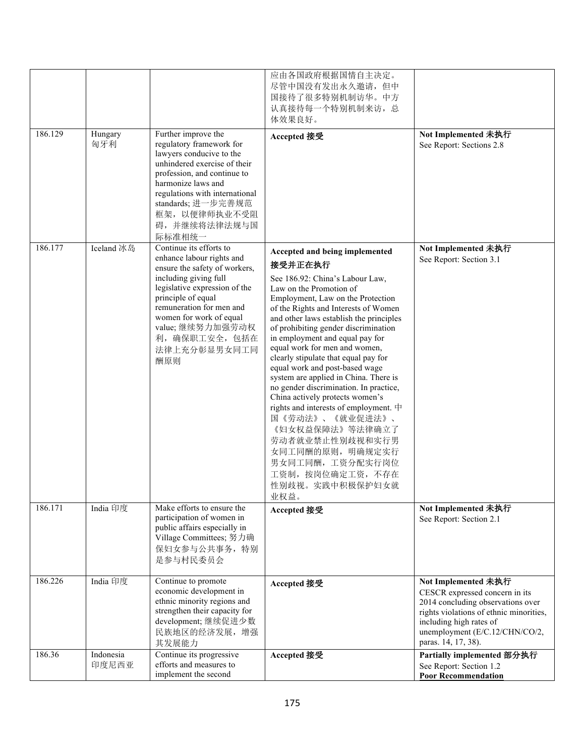| | | | | |
|---|---|---|---|---|
| | | | 应由各国政府根据国情自主决定。尽管中国没有发出永久邀请，但中国接待了很多特别机制访华。中方认真接待每一个特别机制来访，总体效果良好。 | |
| 186.129 | Hungary 匈牙利 | Further improve the regulatory framework for lawyers conducive to the unhindered exercise of their profession, and continue to harmonize laws and regulations with international standards; 进一步完善规范框架，以便律师执业不受阻碍，并继续将法律法规与国际标准相统一 | **Accepted 接受** | **Not Implemented 未执行** See Report: Sections 2.8 |
| 186.177 | Iceland 冰岛 | Continue its efforts to enhance labour rights and ensure the safety of workers, including giving full legislative expression of the principle of equal remuneration for men and women for work of equal value; 继续努力加强劳动权利，确保职工安全，包括在法律上充分彰显男女同工同酬原则 | **Accepted and being implemented 接受并正在执行** See 186.92: China's Labour Law, Law on the Promotion of Employment, Law on the Protection of the Rights and Interests of Women and other laws establish the principles of prohibiting gender discrimination in employment and equal pay for equal work for men and women, clearly stipulate that equal pay for equal work and post-based wage system are applied in China. There is no gender discrimination. In practice, China actively protects women's rights and interests of employment. 中国《劳动法》、《就业促进法》、《妇女权益保障法》等法律确立了劳动者就业禁止性别歧视和实行男女同工同酬的原则，明确规定实行男女同工同酬，工资分配实行岗位工资制，按岗位确定工资，不存在性别歧视。实践中积极保护妇女就业权益。 | **Not Implemented 未执行** See Report: Section 3.1 |
| 186.171 | India 印度 | Make efforts to ensure the participation of women in public affairs especially in Village Committees; 努力确保妇女参与公共事务，特别是参与村民委员会 | **Accepted 接受** | **Not Implemented 未执行** See Report: Section 2.1 |
| 186.226 | India 印度 | Continue to promote economic development in ethnic minority regions and strengthen their capacity for development; 继续促进少数民族地区的经济发展，增强其发展能力 | **Accepted 接受** | **Not Implemented 未执行** CESCR expressed concern in its 2014 concluding observations over rights violations of ethnic minorities, including high rates of unemployment (E/C.12/CHN/CO/2, paras. 14, 17, 38). |
| 186.36 | Indonesia 印度尼西亚 | Continue its progressive efforts and measures to implement the second | **Accepted 接受** | **Partially implemented 部分执行** See Report: Section 1.2 **Poor Recommendation** |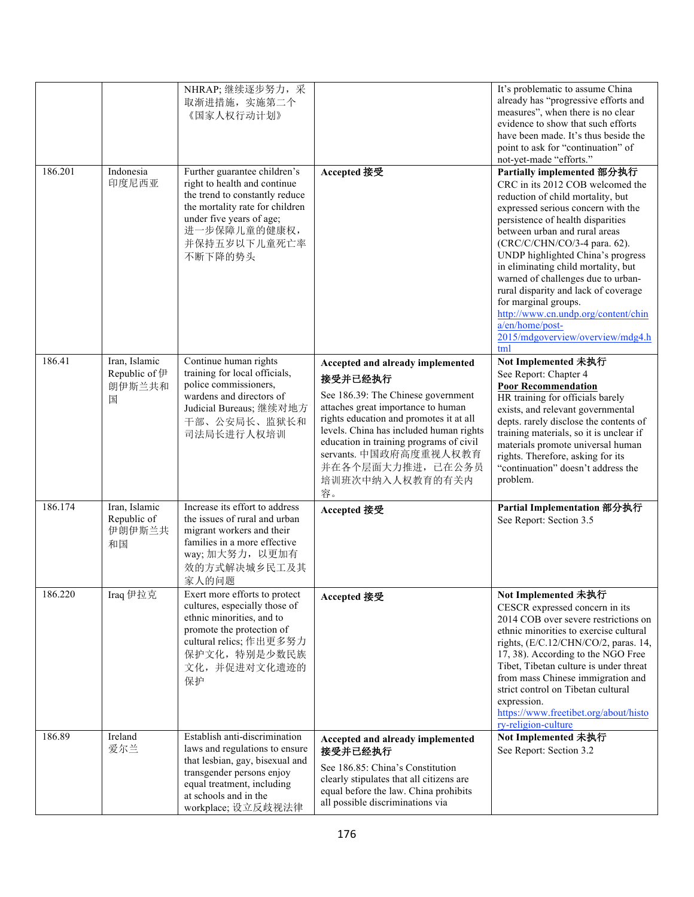| | | | | |
|---|---|---|---|---|
| | | NHRAP; 继续逐步努力，采取渐进措施，实施第二个《国家人权行动计划》 | | It's problematic to assume China already has "progressive efforts and measures", when there is no clear evidence to show that such efforts have been made. It's thus beside the point to ask for "continuation" of not-yet-made "efforts." |
| 186.201 | Indonesia 印度尼西亚 | Further guarantee children's right to health and continue the trend to constantly reduce the mortality rate for children under five years of age; 进一步保障儿童的健康权，并保持五岁以下儿童死亡率不断下降的势头 | **Accepted 接受** | **Partially implemented 部分执行** CRC in its 2012 COB welcomed the reduction of child mortality, but expressed serious concern with the persistence of health disparities between urban and rural areas (CRC/C/CHN/CO/3-4 para. 62). UNDP highlighted China's progress in eliminating child mortality, but warned of challenges due to urban-rural disparity and lack of coverage for marginal groups. http://www.cn.undp.org/content/china/en/home/post-2015/mdgoverview/overview/mdg4.html |
| 186.41 | Iran, Islamic Republic of 伊朗伊斯兰共和国 | Continue human rights training for local officials, police commissioners, wardens and directors of Judicial Bureaus; 继续对地方干部、公安局长、监狱长和司法局长进行人权培训 | **Accepted and already implemented 接受并已经执行** See 186.39: The Chinese government attaches great importance to human rights education and promotes it at all levels. China has included human rights education in training programs of civil servants. 中国政府高度重视人权教育并在各个层面大力推进，已在公务员培训班次中纳入人权教育的有关内容。 | **Not Implemented 未执行** See Report: Chapter 4 **Poor Recommendation** HR training for officials barely exists, and relevant governmental depts. rarely disclose the contents of training materials, so it is unclear if materials promote universal human rights. Therefore, asking for its "continuation" doesn't address the problem. |
| 186.174 | Iran, Islamic Republic of 伊朗伊斯兰共和国 | Increase its effort to address the issues of rural and urban migrant workers and their families in a more effective way; 加大努力，以更加有效的方式解决城乡民工及其家人的问题 | **Accepted 接受** | **Partial Implementation 部分执行** See Report: Section 3.5 |
| 186.220 | Iraq 伊拉克 | Exert more efforts to protect cultures, especially those of ethnic minorities, and to promote the protection of cultural relics; 作出更多努力保护文化，特别是少数民族文化，并促进对文化遗迹的保护 | **Accepted 接受** | **Not Implemented 未执行** CESCR expressed concern in its 2014 COB over severe restrictions on ethnic minorities to exercise cultural rights, (E/C.12/CHN/CO/2, paras. 14, 17, 38). According to the NGO Free Tibet, Tibetan culture is under threat from mass Chinese immigration and strict control on Tibetan cultural expression. https://www.freetibet.org/about/history-religion-culture |
| 186.89 | Ireland 爱尔兰 | Establish anti-discrimination laws and regulations to ensure that lesbian, gay, bisexual and transgender persons enjoy equal treatment, including at schools and in the workplace; 设立反歧视法律 | **Accepted and already implemented 接受并已经执行** See 186.85: China's Constitution clearly stipulates that all citizens are equal before the law. China prohibits all possible discriminations via | **Not Implemented 未执行** See Report: Section 3.2 |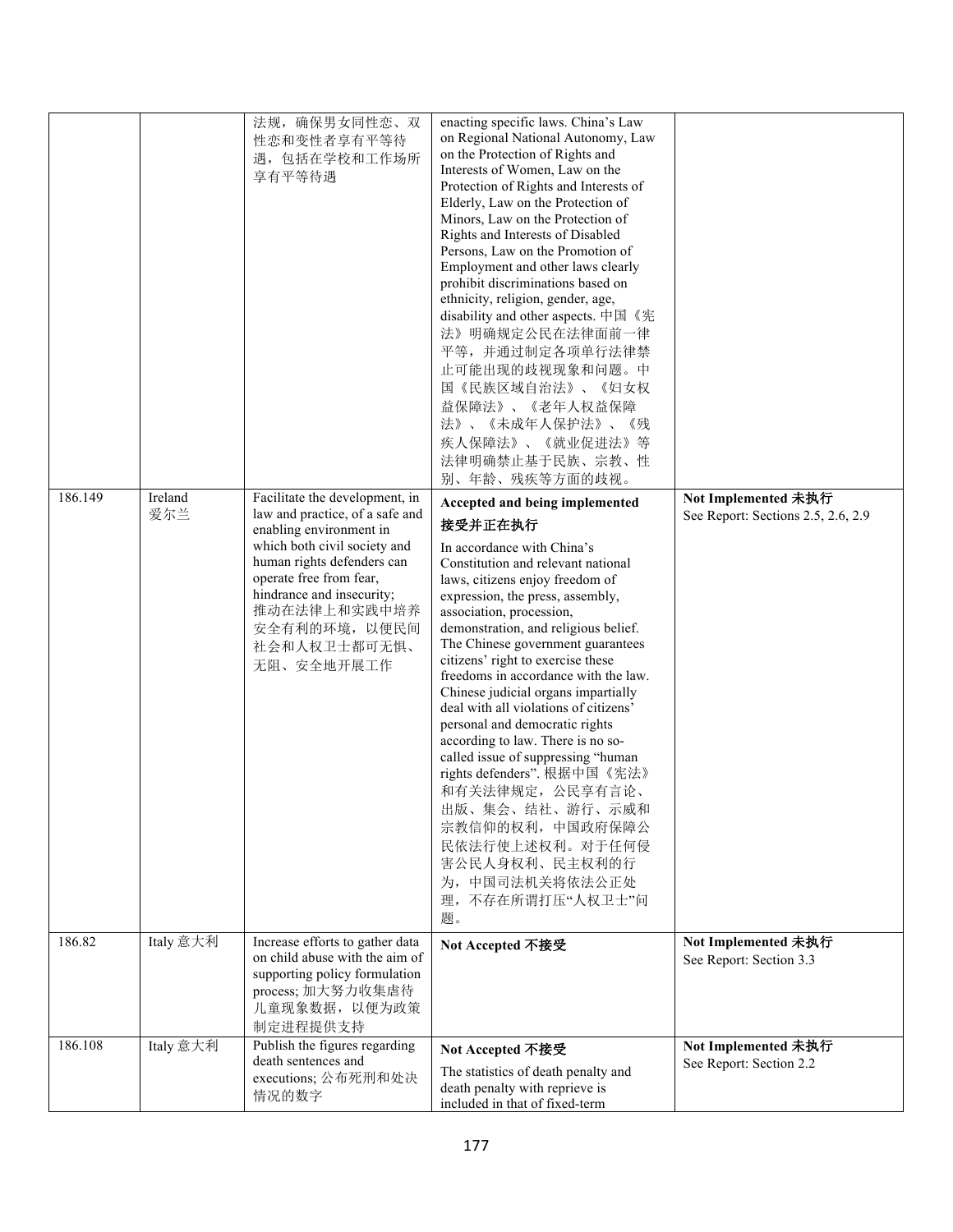| | | | | |
|---|---|---|---|---|
| | | 法规，确保男女同性恋、双性恋和变性者享有平等待遇，包括在学校和工作场所享有平等待遇 | enacting specific laws. China's Law on Regional National Autonomy, Law on the Protection of Rights and Interests of Women, Law on the Protection of Rights and Interests of Elderly, Law on the Protection of Minors, Law on the Protection of Rights and Interests of Disabled Persons, Law on the Promotion of Employment and other laws clearly prohibit discriminations based on ethnicity, religion, gender, age, disability and other aspects. 中国《宪法》明确规定公民在法律面前一律平等，并通过制定各项单行法律禁止可能出现的歧视现象和问题。中国《民族区域自治法》、《妇女权益保障法》、《老年人权益保障法》、《未成年人保护法》、《残疾人保障法》、《就业促进法》等法律明确禁止基于民族、宗教、性别、年龄、残疾等方面的歧视。 | |
| 186.149 | Ireland 爱尔兰 | Facilitate the development, in law and practice, of a safe and enabling environment in which both civil society and human rights defenders can operate free from fear, hindrance and insecurity; 推动在法律上和实践中培养安全有利的环境，以便民间社会和人权卫士都可无惧、无阻、安全地开展工作 | **Accepted and being implemented 接受并正在执行** In accordance with China's Constitution and relevant national laws, citizens enjoy freedom of expression, the press, assembly, association, procession, demonstration, and religious belief. The Chinese government guarantees citizens' right to exercise these freedoms in accordance with the law. Chinese judicial organs impartially deal with all violations of citizens' personal and democratic rights according to law. There is no so-called issue of suppressing "human rights defenders". 根据中国《宪法》和有关法律规定，公民享有言论、出版、集会、结社、游行、示威和宗教信仰的权利，中国政府保障公民依法行使上述权利。对于任何侵害公民人身权利、民主权利的行为，中国司法机关将依法公正处理，不存在所谓打压"人权卫士"问题。 | **Not Implemented 未执行** See Report: Sections 2.5, 2.6, 2.9 |
| 186.82 | Italy 意大利 | Increase efforts to gather data on child abuse with the aim of supporting policy formulation process; 加大努力收集虐待儿童现象数据，以便为政策制定进程提供支持 | **Not Accepted 不接受** | **Not Implemented 未执行** See Report: Section 3.3 |
| 186.108 | Italy 意大利 | Publish the figures regarding death sentences and executions; 公布死刑和处决情况的数字 | **Not Accepted 不接受** The statistics of death penalty and death penalty with reprieve is included in that of fixed-term | **Not Implemented 未执行** See Report: Section 2.2 |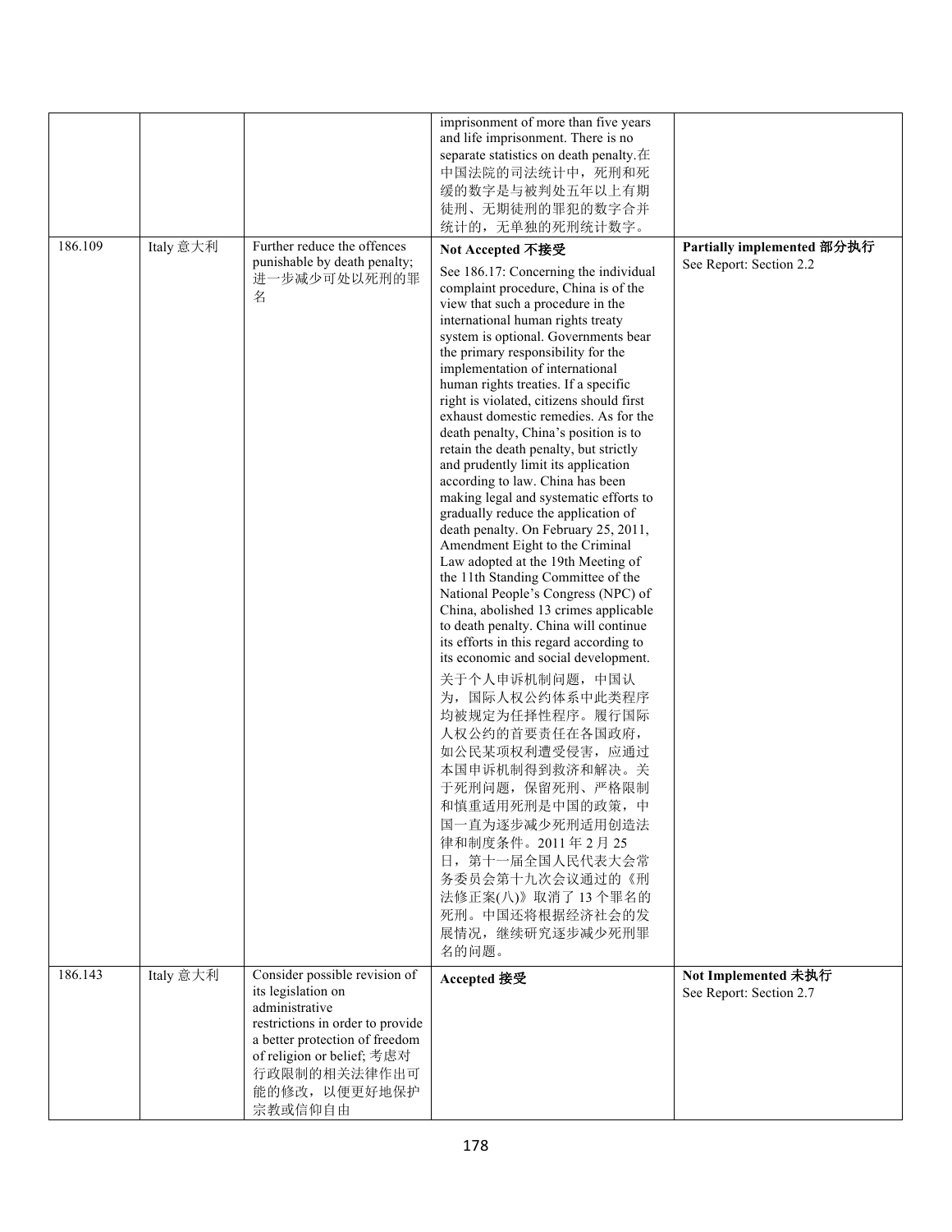| | | | | |
|---|---|---|---|---|
| | | | imprisonment of more than five years and life imprisonment. There is no separate statistics on death penalty.在中国法院的司法统计中，死刑和死缓的数字是与被判处五年以上有期徒刑、无期徒刑的罪犯的数字合并统计的，无单独的死刑统计数字。 | |
| 186.109 | Italy 意大利 | Further reduce the offences punishable by death penalty; 进一步减少可处以死刑的罪名 | **Not Accepted 不接受**<br><br>See 186.17: Concerning the individual complaint procedure, China is of the view that such a procedure in the international human rights treaty system is optional. Governments bear the primary responsibility for the implementation of international human rights treaties. If a specific right is violated, citizens should first exhaust domestic remedies. As for the death penalty, China's position is to retain the death penalty, but strictly and prudently limit its application according to law. China has been making legal and systematic efforts to gradually reduce the application of death penalty. On February 25, 2011, Amendment Eight to the Criminal Law adopted at the 19th Meeting of the 11th Standing Committee of the National People's Congress (NPC) of China, abolished 13 crimes applicable to death penalty. China will continue its efforts in this regard according to its economic and social development.<br><br>关于个人申诉机制问题，中国认为，国际人权公约体系中此类程序均被规定为任择性程序。履行国际人权公约的首要责任在各国政府，如公民某项权利遭受侵害，应通过本国申诉机制得到救济和解决。关于死刑问题，保留死刑、严格限制和慎重适用死刑是中国的政策，中国一直为逐步减少死刑适用创造法律和制度条件。2011 年 2 月 25 日，第十一届全国人民代表大会常务委员会第十九次会议通过的《刑法修正案(八)》取消了 13 个罪名的死刑。中国还将根据经济社会的发展情况，继续研究逐步减少死刑罪名的问题。 | **Partially implemented 部分执行**<br>See Report: Section 2.2 |
| 186.143 | Italy 意大利 | Consider possible revision of its legislation on administrative restrictions in order to provide a better protection of freedom of religion or belief; 考虑对行政限制的相关法律作出可能的修改，以便更好地保护宗教或信仰自由 | **Accepted 接受** | **Not Implemented 未执行**<br>See Report: Section 2.7 |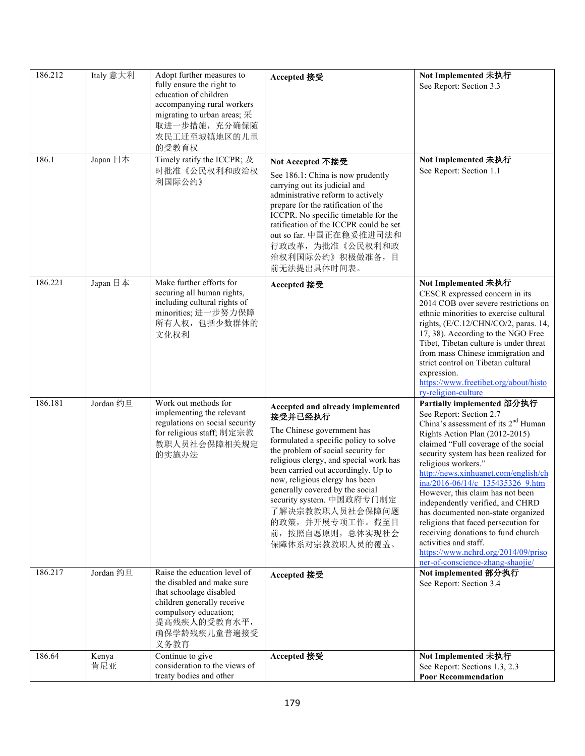| 186.212 | Italy 意大利 | Adopt further measures to fully ensure the right to education of children accompanying rural workers migrating to urban areas; 采取进一步措施，充分确保随农民工迁至城镇地区的儿童的受教育权 | **Accepted 接受** | **Not Implemented 未执行**<br>See Report: Section 3.3 |
|---|---|---|---|---|
| 186.1 | Japan 日本 | Timely ratify the ICCPR; 及时批准《公民权利和政治权利国际公约》 | **Not Accepted 不接受**<br>See 186.1: China is now prudently carrying out its judicial and administrative reform to actively prepare for the ratification of the ICCPR. No specific timetable for the ratification of the ICCPR could be set out so far. 中国正在稳妥推进司法和行政改革，为批准《公民权利和政治权利国际公约》积极做准备，目前无法提出具体时间表。 | **Not Implemented 未执行**<br>See Report: Section 1.1 |
| 186.221 | Japan 日本 | Make further efforts for securing all human rights, including cultural rights of minorities; 进一步努力保障所有人权，包括少数群体的文化权利 | **Accepted 接受** | **Not Implemented 未执行**<br>CESCR expressed concern in its 2014 COB over severe restrictions on ethnic minorities to exercise cultural rights, (E/C.12/CHN/CO/2, paras. 14, 17, 38). According to the NGO Free Tibet, Tibetan culture is under threat from mass Chinese immigration and strict control on Tibetan cultural expression.<br>https://www.freetibet.org/about/history-religion-culture |
| 186.181 | Jordan 约旦 | Work out methods for implementing the relevant regulations on social security for religious staff; 制定宗教教职人员社会保障相关规定的实施办法 | **Accepted and already implemented 接受并已经执行**<br>The Chinese government has formulated a specific policy to solve the problem of social security for religious clergy, and special work has been carried out accordingly. Up to now, religious clergy has been generally covered by the social security system. 中国政府专门制定了解决宗教教职人员社会保障问题的政策，并开展专项工作。截至目前，按照自愿原则，总体实现社会保障体系对宗教教职人员的覆盖。 | **Partially implemented 部分执行**<br>See Report: Section 2.7<br>China's assessment of its 2nd Human Rights Action Plan (2012-2015) claimed "Full coverage of the social security system has been realized for religious workers."<br>http://news.xinhuanet.com/english/china/2016-06/14/c_135435326_9.htm<br>However, this claim has not been independently verified, and CHRD has documented non-state organized religions that faced persecution for receiving donations to fund church activities and staff.<br>https://www.nchrd.org/2014/09/prisoner-of-conscience-zhang-shaojie/ |
| 186.217 | Jordan 约旦 | Raise the education level of the disabled and make sure that schoolage disabled children generally receive compulsory education; 提高残疾人的受教育水平，确保学龄残疾儿童普遍接受义务教育 | **Accepted 接受** | **Not implemented 部分执行**<br>See Report: Section 3.4 |
| 186.64 | Kenya 肯尼亚 | Continue to give consideration to the views of treaty bodies and other | **Accepted 接受** | **Not Implemented 未执行**<br>See Report: Sections 1.3, 2.3<br>**Poor Recommendation** |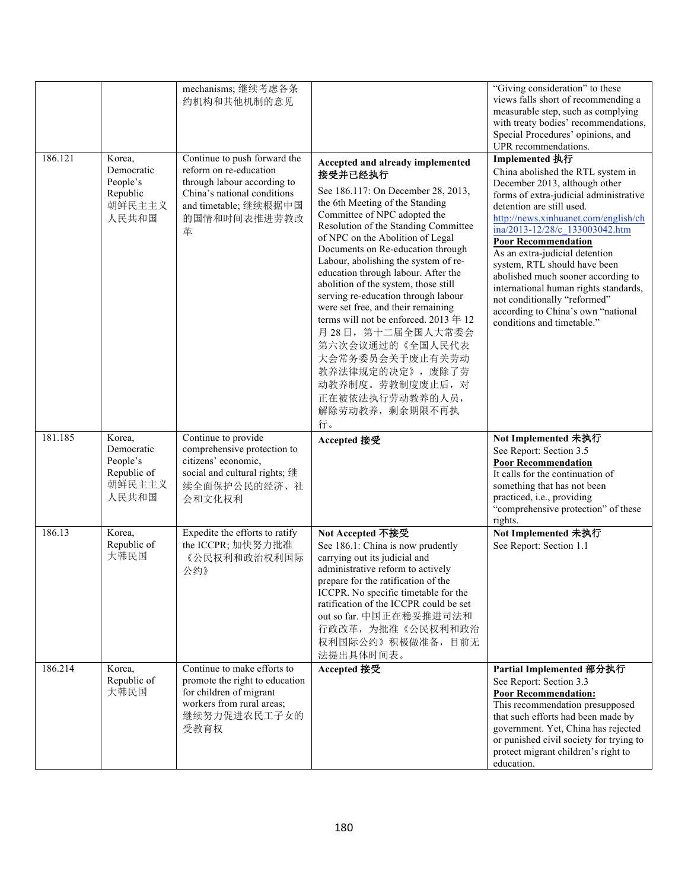| | | | | |
|---|---|---|---|---|
| | | mechanisms; 继续考虑各条约机构和其他机制的意见 | | "Giving consideration" to these views falls short of recommending a measurable step, such as complying with treaty bodies' recommendations, Special Procedures' opinions, and UPR recommendations. |
| 186.121 | Korea, Democratic People's Republic 朝鲜民主主义人民共和国 | Continue to push forward the reform on re-education through labour according to China's national conditions and timetable; 继续根据中国的国情和时间表推进劳教改革 | **Accepted and already implemented 接受并已经执行**<br>See 186.117: On December 28, 2013, the 6th Meeting of the Standing Committee of NPC adopted the Resolution of the Standing Committee of NPC on the Abolition of Legal Documents on Re-education through Labour, abolishing the system of re-education through labour. After the abolition of the system, those still serving re-education through labour were set free, and their remaining terms will not be enforced. 2013 年 12 月 28 日，第十二届全国人大常委会第六次会议通过的《全国人民代表大会常务委员会关于废止有关劳动教养法律规定的决定》，废除了劳动教养制度。劳教制度废止后，对正在被依法执行劳动教养的人员，解除劳动教养，剩余期限不再执行。 | **Implemented 执行**<br>China abolished the RTL system in December 2013, although other forms of extra-judicial administrative detention are still used.<br>http://news.xinhuanet.com/english/china/2013-12/28/c_133003042.htm<br>**Poor Recommendation**<br>As an extra-judicial detention system, RTL should have been abolished much sooner according to international human rights standards, not conditionally "reformed" according to China's own "national conditions and timetable." |
| 181.185 | Korea, Democratic People's Republic of 朝鲜民主主义人民共和国 | Continue to provide comprehensive protection to citizens' economic, social and cultural rights; 继续全面保护公民的经济、社会和文化权利 | **Accepted 接受** | **Not Implemented 未执行**<br>See Report: Section 3.5<br>**Poor Recommendation**<br>It calls for the continuation of something that has not been practiced, i.e., providing "comprehensive protection" of these rights. |
| 186.13 | Korea, Republic of 大韩民国 | Expedite the efforts to ratify the ICCPR; 加快努力批准《公民权利和政治权利国际公约》 | **Not Accepted 不接受**<br>See 186.1: China is now prudently carrying out its judicial and administrative reform to actively prepare for the ratification of the ICCPR. No specific timetable for the ratification of the ICCPR could be set out so far. 中国正在稳妥推进司法和行政改革，为批准《公民权利和政治权利国际公约》积极做准备，目前无法提出具体时间表。 | **Not Implemented 未执行**<br>See Report: Section 1.1 |
| 186.214 | Korea, Republic of 大韩民国 | Continue to make efforts to promote the right to education for children of migrant workers from rural areas; 继续努力促进农民工子女的受教育权 | **Accepted 接受** | **Partial Implemented 部分执行**<br>See Report: Section 3.3<br>**Poor Recommendation:**<br>This recommendation presupposed that such efforts had been made by government. Yet, China has rejected or punished civil society for trying to protect migrant children's right to education. |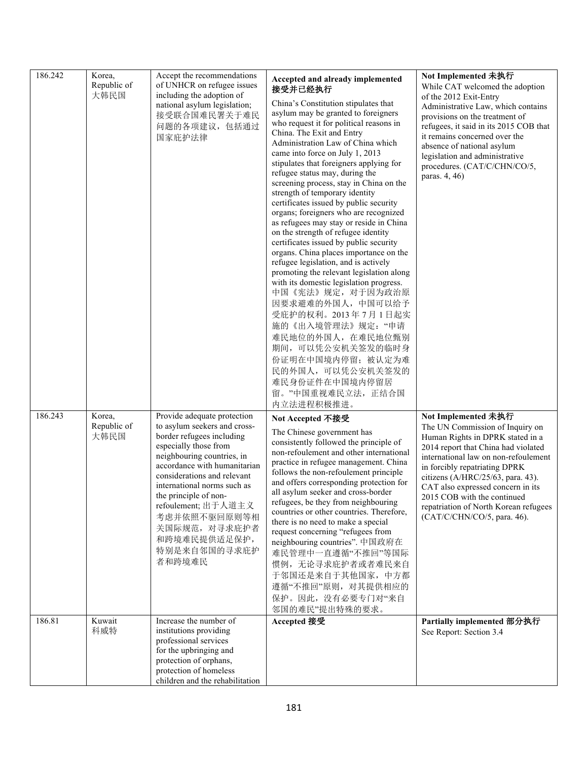| | | | | |
|---|---|---|---|---|
| 186.242 | Korea, Republic of 大韩民国 | Accept the recommendations of UNHCR on refugee issues including the adoption of national asylum legislation; 接受联合国难民署关于难民问题的各项建议，包括通过国家庇护法律 | **Accepted and already implemented 接受并已经执行**<br>China's Constitution stipulates that asylum may be granted to foreigners who request it for political reasons in China. The Exit and Entry Administration Law of China which came into force on July 1, 2013 stipulates that foreigners applying for refugee status may, during the screening process, stay in China on the strength of temporary identity certificates issued by public security organs; foreigners who are recognized as refugees may stay or reside in China on the strength of refugee identity certificates issued by public security organs. China places importance on the refugee legislation, and is actively promoting the relevant legislation along with its domestic legislation progress. 中国《宪法》规定，对于因为政治原因要求避难的外国人，中国可以给予受庇护的权利。2013 年 7 月 1 日起实施的《出入境管理法》规定："申请难民地位的外国人，在难民地位甄别期间，可以凭公安机关签发的临时身份证明在中国境内停留；被认定为难民的外国人，可以凭公安机关签发的难民身份证件在中国境内停留居留。"中国重视难民立法，正结合国内立法进程积极推进。 | **Not Implemented 未执行**<br>While CAT welcomed the adoption of the 2012 Exit-Entry Administrative Law, which contains provisions on the treatment of refugees, it said in its 2015 COB that it remains concerned over the absence of national asylum legislation and administrative procedures. (CAT/C/CHN/CO/5, paras. 4, 46) |
| 186.243 | Korea, Republic of 大韩民国 | Provide adequate protection to asylum seekers and cross-border refugees including especially those from neighbouring countries, in accordance with humanitarian considerations and relevant international norms such as the principle of non-refoulement; 出于人道主义考虑并依照不驱回原则等相关国际规范，对寻求庇护者和跨境难民提供适足保护，特别是来自邻国的寻求庇护者和跨境难民 | **Not Accepted 不接受**<br>The Chinese government has consistently followed the principle of non-refoulement and other international practice in refugee management. China follows the non-refoulement principle and offers corresponding protection for all asylum seeker and cross-border refugees, be they from neighbouring countries or other countries. Therefore, there is no need to make a special request concerning "refugees from neighbouring countries". 中国政府在难民管理中一直遵循"不推回"等国际惯例，无论寻求庇护者或者难民来自于邻国还是来自于其他国家，中方都遵循"不推回"原则，对其提供相应的保护。因此，没有必要专门对"来自邻国的难民"提出特殊的要求。 | **Not Implemented 未执行**<br>The UN Commission of Inquiry on Human Rights in DPRK stated in a 2014 report that China had violated international law on non-refoulement in forcibly repatriating DPRK citizens (A/HRC/25/63, para. 43). CAT also expressed concern in its 2015 COB with the continued repatriation of North Korean refugees (CAT/C/CHN/CO/5, para. 46). |
| 186.81 | Kuwait 科威特 | Increase the number of institutions providing professional services for the upbringing and protection of orphans, protection of homeless children and the rehabilitation | **Accepted 接受** | **Partially implemented 部分执行**<br>See Report: Section 3.4 |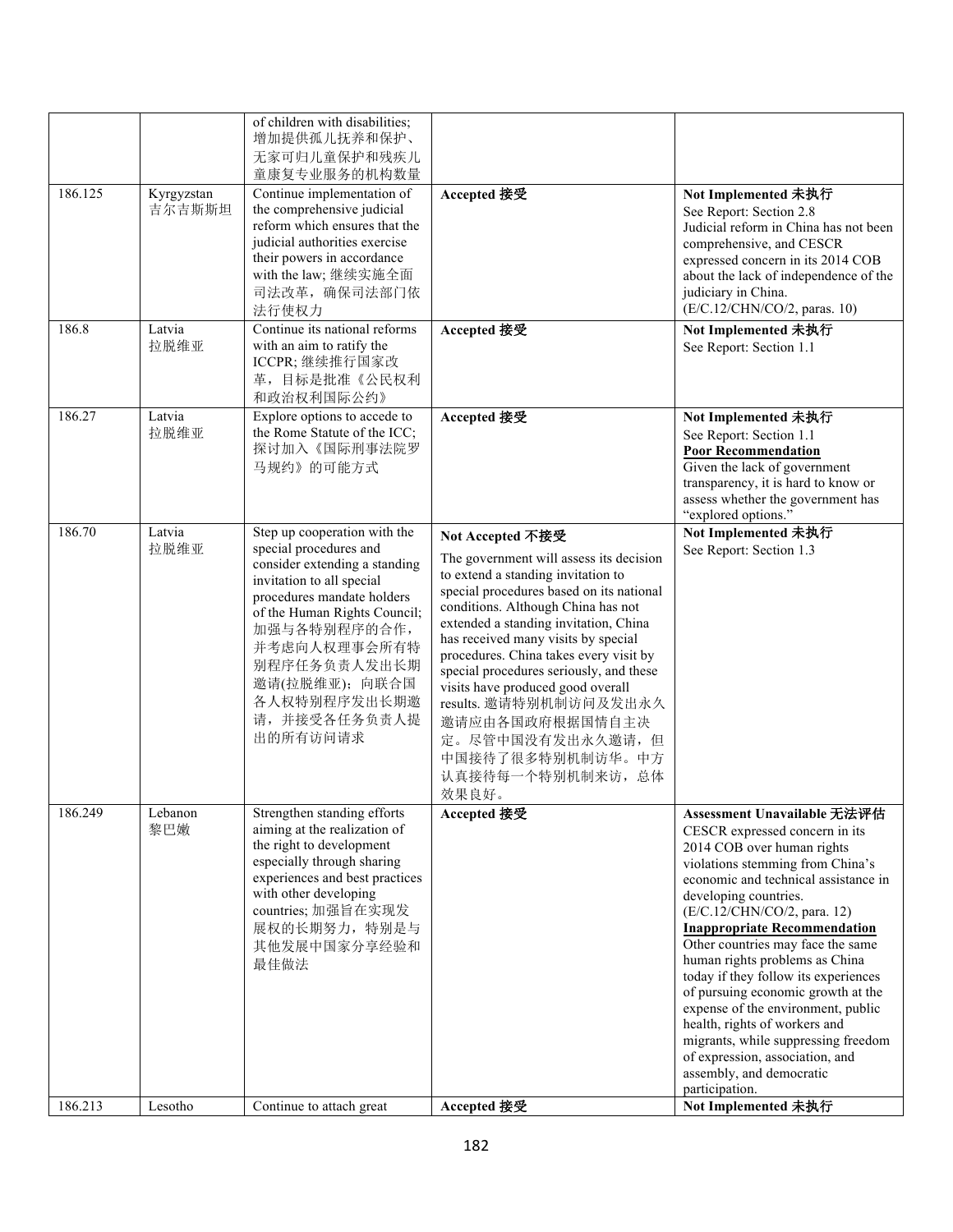| | | | | |
|---|---|---|---|---|
| | | of children with disabilities; 增加提供孤儿抚养和保护、无家可归儿童保护和残疾儿童康复专业服务的机构数量 | | |
| 186.125 | Kyrgyzstan 吉尔吉斯斯坦 | Continue implementation of the comprehensive judicial reform which ensures that the judicial authorities exercise their powers in accordance with the law; 继续实施全面司法改革，确保司法部门依法行使权力 | **Accepted 接受** | **Not Implemented 未执行**<br>See Report: Section 2.8<br>Judicial reform in China has not been comprehensive, and CESCR expressed concern in its 2014 COB about the lack of independence of the judiciary in China. (E/C.12/CHN/CO/2, paras. 10) |
| 186.8 | Latvia 拉脱维亚 | Continue its national reforms with an aim to ratify the ICCPR; 继续推行国家改革，目标是批准《公民权利和政治权利国际公约》 | **Accepted 接受** | **Not Implemented 未执行**<br>See Report: Section 1.1 |
| 186.27 | Latvia 拉脱维亚 | Explore options to accede to the Rome Statute of the ICC; 探讨加入《国际刑事法院罗马规约》的可能方式 | **Accepted 接受** | **Not Implemented 未执行**<br>See Report: Section 1.1<br>**<u>Poor Recommendation</u>**<br>Given the lack of government transparency, it is hard to know or assess whether the government has "explored options." |
| 186.70 | Latvia 拉脱维亚 | Step up cooperation with the special procedures and consider extending a standing invitation to all special procedures mandate holders of the Human Rights Council; 加强与各特别程序的合作，并考虑向人权理事会所有特别程序任务负责人发出长期邀请(拉脱维亚)；向联合国各人权特别程序发出长期邀请，并接受各任务负责人提出的所有访问请求 | **Not Accepted 不接受**<br>The government will assess its decision to extend a standing invitation to special procedures based on its national conditions. Although China has not extended a standing invitation, China has received many visits by special procedures. China takes every visit by special procedures seriously, and these visits have produced good overall results. 邀请特别机制访问及发出永久邀请应由各国政府根据国情自主决定。尽管中国没有发出永久邀请，但中国接待了很多特别机制访华。中方认真接待每一个特别机制来访，总体效果良好。 | **Not Implemented 未执行**<br>See Report: Section 1.3 |
| 186.249 | Lebanon 黎巴嫩 | Strengthen standing efforts aiming at the realization of the right to development especially through sharing experiences and best practices with other developing countries; 加强旨在实现发展权的长期努力，特别是与其他发展中国家分享经验和最佳做法 | **Accepted 接受** | **Assessment Unavailable 无法评估**<br>CESCR expressed concern in its 2014 COB over human rights violations stemming from China's economic and technical assistance in developing countries. (E/C.12/CHN/CO/2, para. 12)<br>**<u>Inappropriate Recommendation</u>**<br>Other countries may face the same human rights problems as China today if they follow its experiences of pursuing economic growth at the expense of the environment, public health, rights of workers and migrants, while suppressing freedom of expression, association, and assembly, and democratic participation. |
| 186.213 | Lesotho | Continue to attach great | **Accepted 接受** | **Not Implemented 未执行** |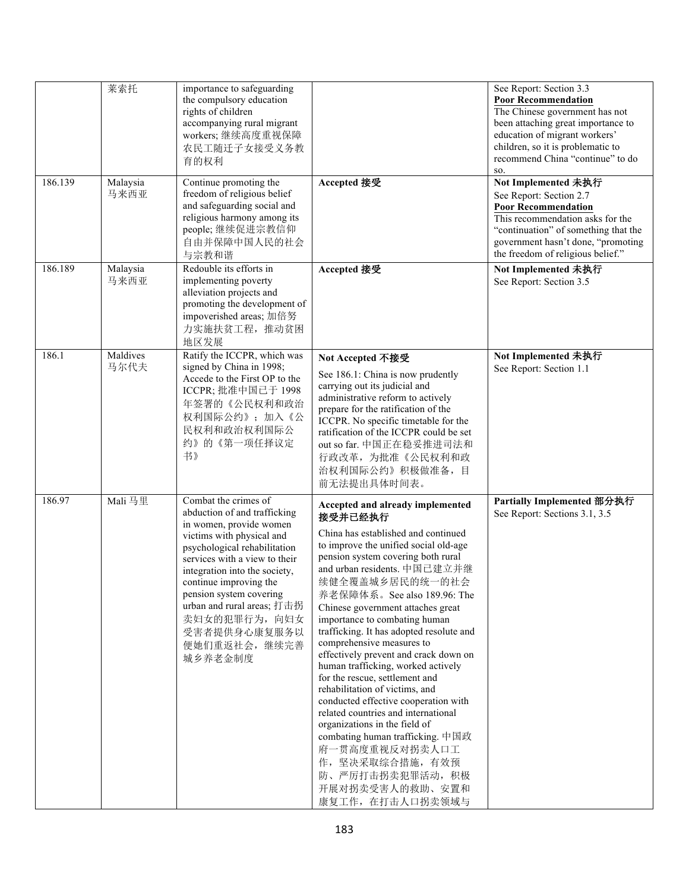|  | 莱索托 | importance to safeguarding the compulsory education rights of children accompanying rural migrant workers; 继续高度重视保障农民工随迁子女接受义务教育的权利 |  | See Report: Section 3.3<br>**Poor Recommendation**<br>The Chinese government has not been attaching great importance to education of migrant workers' children, so it is problematic to recommend China "continue" to do so. |
|---|---|---|---|---|
| 186.139 | Malaysia 马来西亚 | Continue promoting the freedom of religious belief and safeguarding social and religious harmony among its people; 继续促进宗教信仰自由并保障中国人民的社会与宗教和谐 | **Accepted 接受** | **Not Implemented 未执行**<br>See Report: Section 2.7<br>**Poor Recommendation**<br>This recommendation asks for the "continuation" of something that the government hasn't done, "promoting the freedom of religious belief." |
| 186.189 | Malaysia 马来西亚 | Redouble its efforts in implementing poverty alleviation projects and promoting the development of impoverished areas; 加倍努力实施扶贫工程，推动贫困地区发展 | **Accepted 接受** | **Not Implemented 未执行**<br>See Report: Section 3.5 |
| 186.1 | Maldives 马尔代夫 | Ratify the ICCPR, which was signed by China in 1998; Accede to the First OP to the ICCPR; 批准中国已于 1998 年签署的《公民权利和政治权利国际公约》；加入《公民权利和政治权利国际公约》的《第一项任择议定书》 | **Not Accepted 不接受**<br>See 186.1: China is now prudently carrying out its judicial and administrative reform to actively prepare for the ratification of the ICCPR. No specific timetable for the ratification of the ICCPR could be set out so far. 中国正在稳妥推进司法和行政改革，为批准《公民权利和政治权利国际公约》积极做准备，目前无法提出具体时间表。 | **Not Implemented 未执行**<br>See Report: Section 1.1 |
| 186.97 | Mali 马里 | Combat the crimes of abduction of and trafficking in women, provide women victims with physical and psychological rehabilitation services with a view to their integration into the society, continue improving the pension system covering urban and rural areas; 打击拐卖妇女的犯罪行为，向妇女受害者提供身心康复服务以便她们重返社会，继续完善城乡养老金制度 | **Accepted and already implemented 接受并已经执行**<br>China has established and continued to improve the unified social old-age pension system covering both rural and urban residents. 中国已建立并继续健全覆盖城乡居民的统一的社会养老保障体系。See also 189.96: The Chinese government attaches great importance to combating human trafficking. It has adopted resolute and comprehensive measures to effectively prevent and crack down on human trafficking, worked actively for the rescue, settlement and rehabilitation of victims, and conducted effective cooperation with related countries and international organizations in the field of combating human trafficking. 中国政府一贯高度重视反对拐卖人口工作，坚决采取综合措施，有效预防、严厉打击拐卖犯罪活动，积极开展对拐卖受害人的救助、安置和康复工作，在打击人口拐卖领域与 | **Partially Implemented 部分执行**<br>See Report: Sections 3.1, 3.5 |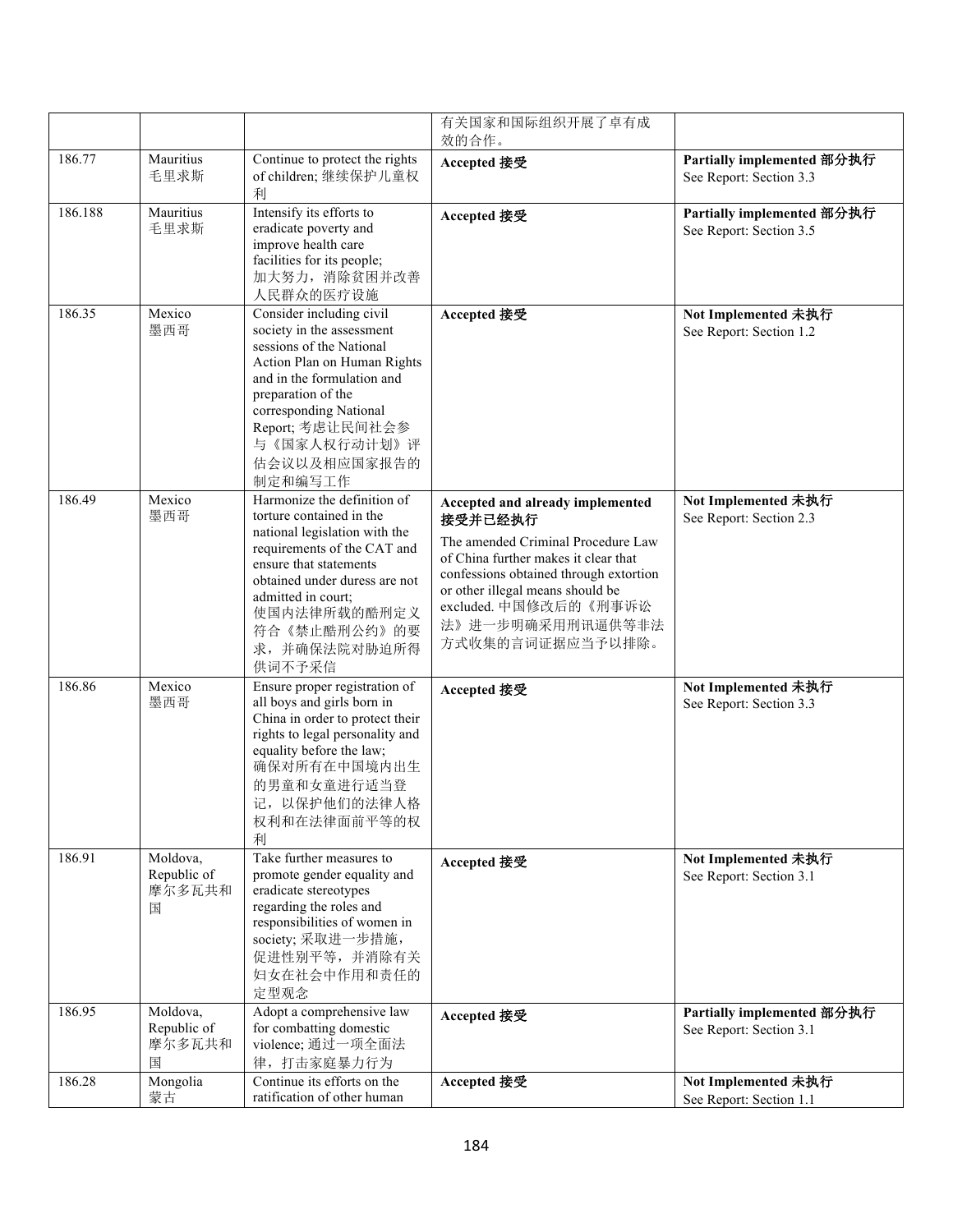| | | | 有关国家和国际组织开展了卓有成效的合作。 | |
|---|---|---|---|---|
| 186.77 | Mauritius 毛里求斯 | Continue to protect the rights of children; 继续保护儿童权利 | **Accepted 接受** | **Partially implemented 部分执行** See Report: Section 3.3 |
| 186.188 | Mauritius 毛里求斯 | Intensify its efforts to eradicate poverty and improve health care facilities for its people; 加大努力，消除贫困并改善人民群众的医疗设施 | **Accepted 接受** | **Partially implemented 部分执行** See Report: Section 3.5 |
| 186.35 | Mexico 墨西哥 | Consider including civil society in the assessment sessions of the National Action Plan on Human Rights and in the formulation and preparation of the corresponding National Report; 考虑让民间社会参与《国家人权行动计划》评估会议以及相应国家报告的制定和编写工作 | **Accepted 接受** | **Not Implemented 未执行** See Report: Section 1.2 |
| 186.49 | Mexico 墨西哥 | Harmonize the definition of torture contained in the national legislation with the requirements of the CAT and ensure that statements obtained under duress are not admitted in court; 使国内法律所载的酷刑定义符合《禁止酷刑公约》的要求，并确保法院对胁迫所得供词不予采信 | **Accepted and already implemented 接受并已经执行** The amended Criminal Procedure Law of China further makes it clear that confessions obtained through extortion or other illegal means should be excluded. 中国修改后的《刑事诉讼法》进一步明确采用刑讯逼供等非法方式收集的言词证据应当予以排除。 | **Not Implemented 未执行** See Report: Section 2.3 |
| 186.86 | Mexico 墨西哥 | Ensure proper registration of all boys and girls born in China in order to protect their rights to legal personality and equality before the law; 确保对所有在中国境内出生的男童和女童进行适当登记，以保护他们的法律人格权利和在法律面前平等的权利 | **Accepted 接受** | **Not Implemented 未执行** See Report: Section 3.3 |
| 186.91 | Moldova, Republic of 摩尔多瓦共和国 | Take further measures to promote gender equality and eradicate stereotypes regarding the roles and responsibilities of women in society; 采取进一步措施，促进性别平等，并消除有关妇女在社会中作用和责任的定型观念 | **Accepted 接受** | **Not Implemented 未执行** See Report: Section 3.1 |
| 186.95 | Moldova, Republic of 摩尔多瓦共和国 | Adopt a comprehensive law for combatting domestic violence; 通过一项全面法律，打击家庭暴力行为 | **Accepted 接受** | **Partially implemented 部分执行** See Report: Section 3.1 |
| 186.28 | Mongolia 蒙古 | Continue its efforts on the ratification of other human | **Accepted 接受** | **Not Implemented 未执行** See Report: Section 1.1 |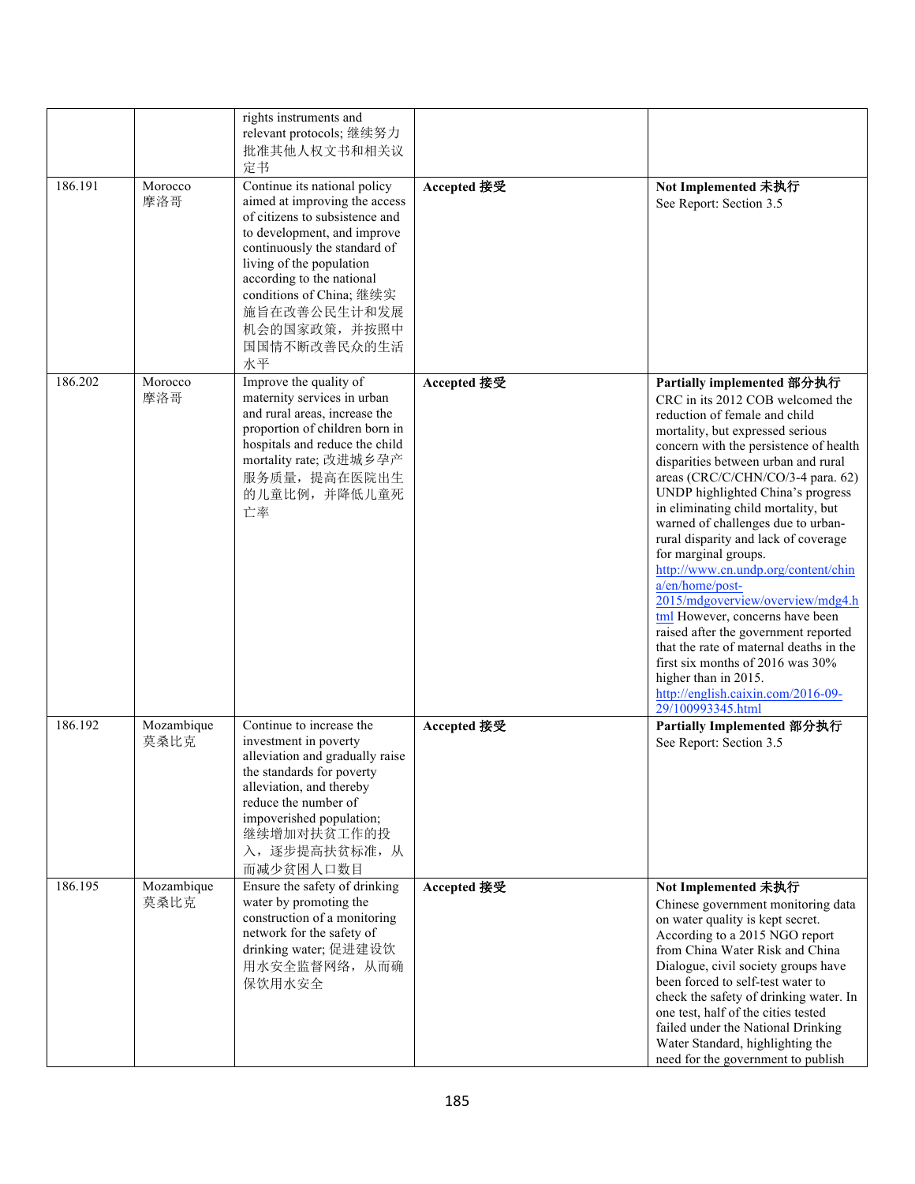| | | | | |
|---|---|---|---|---|
| | | rights instruments and relevant protocols; 继续努力批准其他人权文书和相关议定书 | | |
| 186.191 | Morocco 摩洛哥 | Continue its national policy aimed at improving the access of citizens to subsistence and to development, and improve continuously the standard of living of the population according to the national conditions of China; 继续实施旨在改善公民生计和发展机会的国家政策，并按照中国国情不断改善民众的生活水平 | **Accepted 接受** | **Not Implemented 未执行** See Report: Section 3.5 |
| 186.202 | Morocco 摩洛哥 | Improve the quality of maternity services in urban and rural areas, increase the proportion of children born in hospitals and reduce the child mortality rate; 改进城乡孕产服务质量，提高在医院出生的儿童比例，并降低儿童死亡率 | **Accepted 接受** | **Partially implemented 部分执行** CRC in its 2012 COB welcomed the reduction of female and child mortality, but expressed serious concern with the persistence of health disparities between urban and rural areas (CRC/C/CHN/CO/3-4 para. 62) UNDP highlighted China's progress in eliminating child mortality, but warned of challenges due to urban-rural disparity and lack of coverage for marginal groups. http://www.cn.undp.org/content/china/en/home/post-2015/mdgoverview/overview/mdg4.html However, concerns have been raised after the government reported that the rate of maternal deaths in the first six months of 2016 was 30% higher than in 2015. http://english.caixin.com/2016-09-29/100993345.html |
| 186.192 | Mozambique 莫桑比克 | Continue to increase the investment in poverty alleviation and gradually raise the standards for poverty alleviation, and thereby reduce the number of impoverished population; 继续增加对扶贫工作的投入，逐步提高扶贫标准，从而减少贫困人口数目 | **Accepted 接受** | **Partially Implemented 部分执行** See Report: Section 3.5 |
| 186.195 | Mozambique 莫桑比克 | Ensure the safety of drinking water by promoting the construction of a monitoring network for the safety of drinking water; 促进建设饮用水安全监督网络，从而确保饮用水安全 | **Accepted 接受** | **Not Implemented 未执行** Chinese government monitoring data on water quality is kept secret. According to a 2015 NGO report from China Water Risk and China Dialogue, civil society groups have been forced to self-test water to check the safety of drinking water. In one test, half of the cities tested failed under the National Drinking Water Standard, highlighting the need for the government to publish |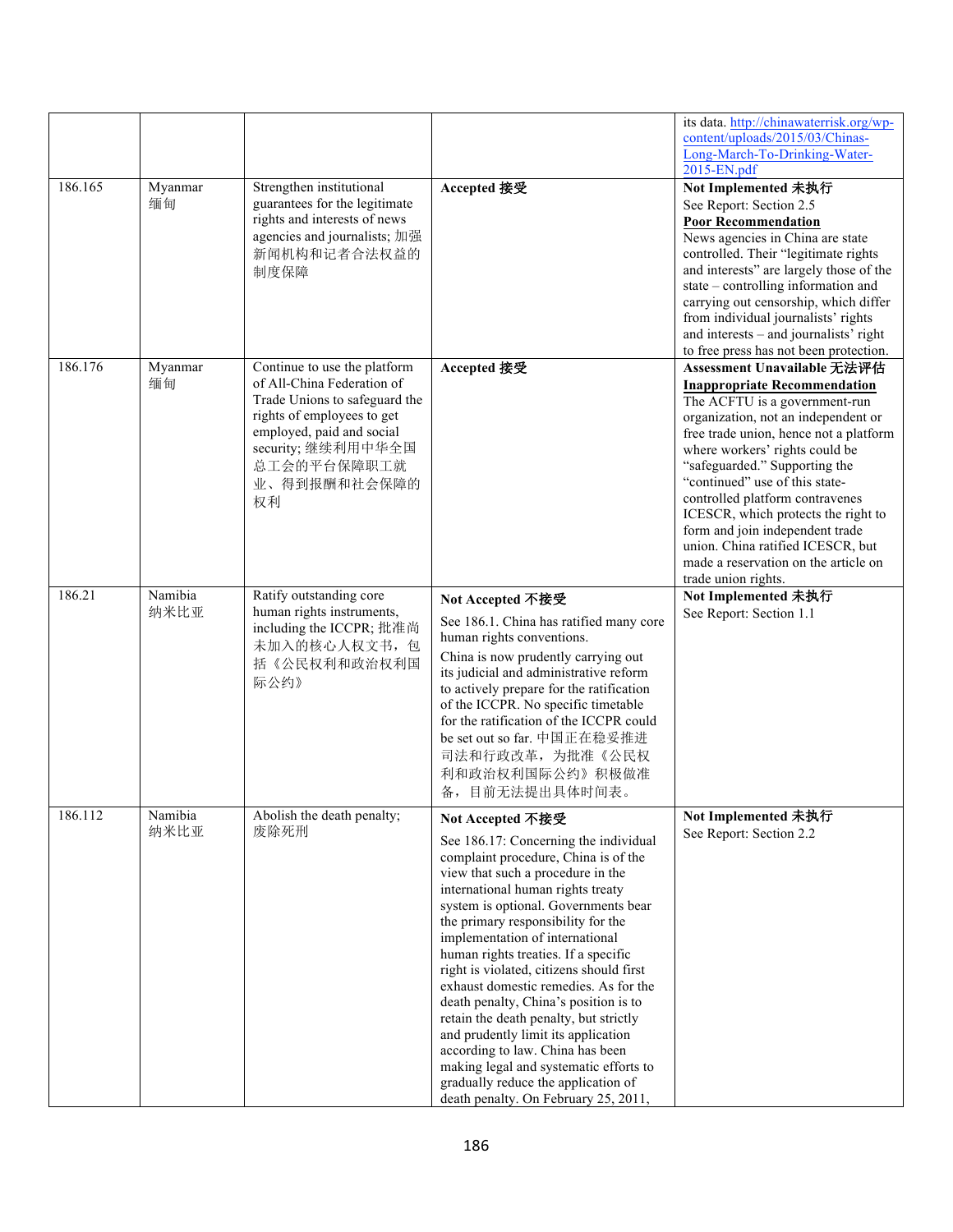| | | | | |
|---|---|---|---|---|
| | | | | its data. http://chinawaterrisk.org/wp-content/uploads/2015/03/Chinas-Long-March-To-Drinking-Water-2015-EN.pdf |
| 186.165 | Myanmar 缅甸 | Strengthen institutional guarantees for the legitimate rights and interests of news agencies and journalists; 加强新闻机构和记者合法权益的制度保障 | **Accepted 接受** | **Not Implemented 未执行**<br>See Report: Section 2.5<br>**Poor Recommendation**<br>News agencies in China are state controlled. Their "legitimate rights and interests" are largely those of the state – controlling information and carrying out censorship, which differ from individual journalists' rights and interests – and journalists' right to free press has not been protection. |
| 186.176 | Myanmar 缅甸 | Continue to use the platform of All-China Federation of Trade Unions to safeguard the rights of employees to get employed, paid and social security; 继续利用中华全国总工会的平台保障职工就业、得到报酬和社会保障的权利 | **Accepted 接受** | **Assessment Unavailable 无法评估**<br>**Inappropriate Recommendation**<br>The ACFTU is a government-run organization, not an independent or free trade union, hence not a platform where workers' rights could be "safeguarded." Supporting the "continued" use of this state-controlled platform contravenes ICESCR, which protects the right to form and join independent trade union. China ratified ICESCR, but made a reservation on the article on trade union rights. |
| 186.21 | Namibia 纳米比亚 | Ratify outstanding core human rights instruments, including the ICCPR; 批准尚未加入的核心人权文书，包括《公民权利和政治权利国际公约》 | **Not Accepted 不接受**<br>See 186.1. China has ratified many core human rights conventions.<br>China is now prudently carrying out its judicial and administrative reform to actively prepare for the ratification of the ICCPR. No specific timetable for the ratification of the ICCPR could be set out so far. 中国正在稳妥推进司法和行政改革，为批准《公民权利和政治权利国际公约》积极做准备，目前无法提出具体时间表。 | **Not Implemented 未执行**<br>See Report: Section 1.1 |
| 186.112 | Namibia 纳米比亚 | Abolish the death penalty; 废除死刑 | **Not Accepted 不接受**<br>See 186.17: Concerning the individual complaint procedure, China is of the view that such a procedure in the international human rights treaty system is optional. Governments bear the primary responsibility for the implementation of international human rights treaties. If a specific right is violated, citizens should first exhaust domestic remedies. As for the death penalty, China's position is to retain the death penalty, but strictly and prudently limit its application according to law. China has been making legal and systematic efforts to gradually reduce the application of death penalty. On February 25, 2011, | **Not Implemented 未执行**<br>See Report: Section 2.2 |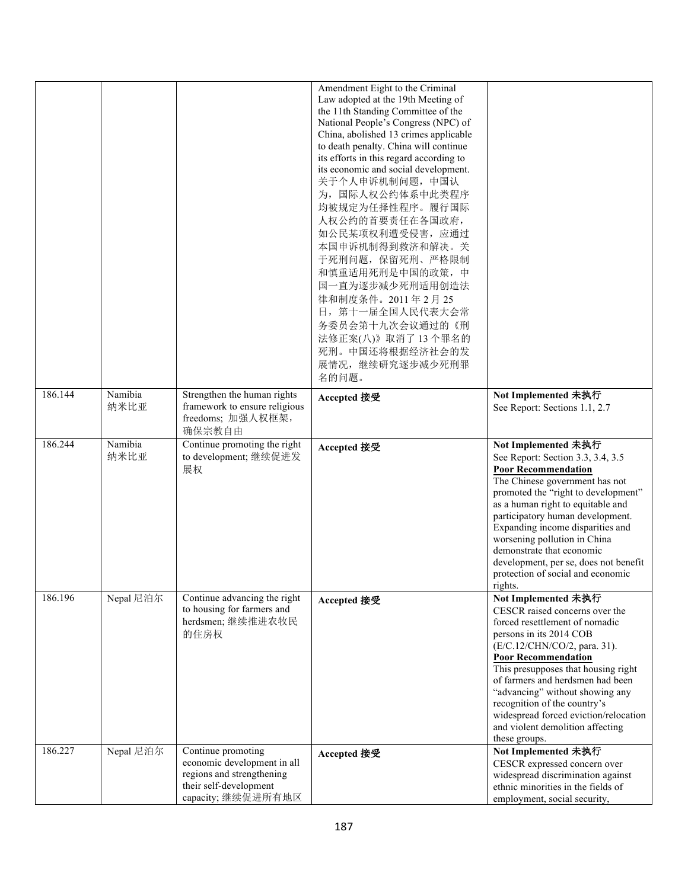| | | | | |
|---|---|---|---|---|
| | | | Amendment Eight to the Criminal Law adopted at the 19th Meeting of the 11th Standing Committee of the National People's Congress (NPC) of China, abolished 13 crimes applicable to death penalty. China will continue its efforts in this regard according to its economic and social development. 关于个人申诉机制问题，中国认为，国际人权公约体系中此类程序均被规定为任择性程序。履行国际人权公约的首要责任在各国政府，如公民某项权利遭受侵害，应通过本国申诉机制得到救济和解决。关于死刑问题，保留死刑、严格限制和慎重适用死刑是中国的政策，中国一直为逐步减少死刑适用创造法律和制度条件。2011 年 2 月 25 日，第十一届全国人民代表大会常务委员会第十九次会议通过的《刑法修正案(八)》取消了 13 个罪名的死刑。中国还将根据经济社会的发展情况，继续研究逐步减少死刑罪名的问题。 | |
| 186.144 | Namibia 纳米比亚 | Strengthen the human rights framework to ensure religious freedoms; 加强人权框架，确保宗教自由 | **Accepted 接受** | **Not Implemented 未执行**<br>See Report: Sections 1.1, 2.7 |
| 186.244 | Namibia 纳米比亚 | Continue promoting the right to development; 继续促进发展权 | **Accepted 接受** | **Not Implemented 未执行**<br>See Report: Section 3.3, 3.4, 3.5<br>**Poor Recommendation**<br>The Chinese government has not promoted the "right to development" as a human right to equitable and participatory human development. Expanding income disparities and worsening pollution in China demonstrate that economic development, per se, does not benefit protection of social and economic rights. |
| 186.196 | Nepal 尼泊尔 | Continue advancing the right to housing for farmers and herdsmen; 继续推进农牧民的住房权 | **Accepted 接受** | **Not Implemented 未执行**<br>CESCR raised concerns over the forced resettlement of nomadic persons in its 2014 COB (E/C.12/CHN/CO/2, para. 31).<br>**Poor Recommendation**<br>This presupposes that housing right of farmers and herdsmen had been "advancing" without showing any recognition of the country's widespread forced eviction/relocation and violent demolition affecting these groups. |
| 186.227 | Nepal 尼泊尔 | Continue promoting economic development in all regions and strengthening their self-development capacity; 继续促进所有地区 | **Accepted 接受** | **Not Implemented 未执行**<br>CESCR expressed concern over widespread discrimination against ethnic minorities in the fields of employment, social security, |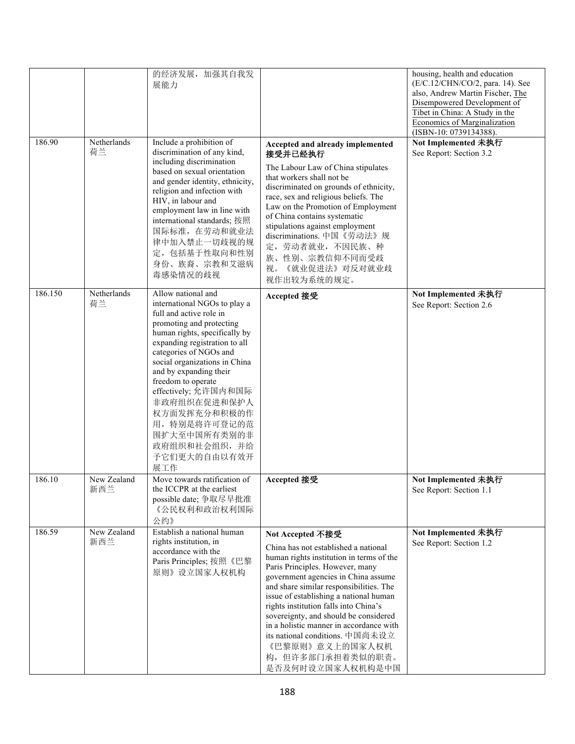| | | 的经济发展，加强其自我发展能力 | | housing, health and education (E/C.12/CHN/CO/2, para. 14). See also, Andrew Martin Fischer, The Disempowered Development of Tibet in China: A Study in the Economics of Marginalization (ISBN-10: 0739134388). |
|---|---|---|---|---|
| 186.90 | Netherlands 荷兰 | Include a prohibition of discrimination of any kind, including discrimination based on sexual orientation and gender identity, ethnicity, religion and infection with HIV, in labour and employment law in line with international standards; 按照国际标准，在劳动和就业法律中加入禁止一切歧视的规定，包括基于性取向和性别身份、族裔、宗教和艾滋病毒感染情况的歧视 | **Accepted and already implemented 接受并已经执行**<br>The Labour Law of China stipulates that workers shall not be discriminated on grounds of ethnicity, race, sex and religious beliefs. The Law on the Promotion of Employment of China contains systematic stipulations against employment discriminations. 中国《劳动法》规定，劳动者就业，不因民族、种族、性别、宗教信仰不同而受歧视。《就业促进法》对反对就业歧视作出较为系统的规定。 | **Not Implemented 未执行**<br>See Report: Section 3.2 |
| 186.150 | Netherlands 荷兰 | Allow national and international NGOs to play a full and active role in promoting and protecting human rights, specifically by expanding registration to all categories of NGOs and social organizations in China and by expanding their freedom to operate effectively; 允许国内和国际非政府组织在促进和保护人权方面发挥充分和积极的作用，特别是将许可登记的范围扩大至中国所有类别的非政府组织和社会组织，并给予它们更大的自由以有效开展工作 | **Accepted 接受** | **Not Implemented 未执行**<br>See Report: Section 2.6 |
| 186.10 | New Zealand 新西兰 | Move towards ratification of the ICCPR at the earliest possible date; 争取尽早批准《公民权利和政治权利国际公约》 | **Accepted 接受** | **Not Implemented 未执行**<br>See Report: Section 1.1 |
| 186.59 | New Zealand 新西兰 | Establish a national human rights institution, in accordance with the Paris Principles; 按照《巴黎原则》设立国家人权机构 | **Not Accepted 不接受**<br>China has not established a national human rights institution in terms of the Paris Principles. However, many government agencies in China assume and share similar responsibilities. The issue of establishing a national human rights institution falls into China's sovereignty, and should be considered in a holistic manner in accordance with its national conditions. 中国尚未设立《巴黎原则》意义上的国家人权机构，但许多部门承担着类似的职责。是否及何时设立国家人权机构是中国 | **Not Implemented 未执行**<br>See Report: Section 1.2 |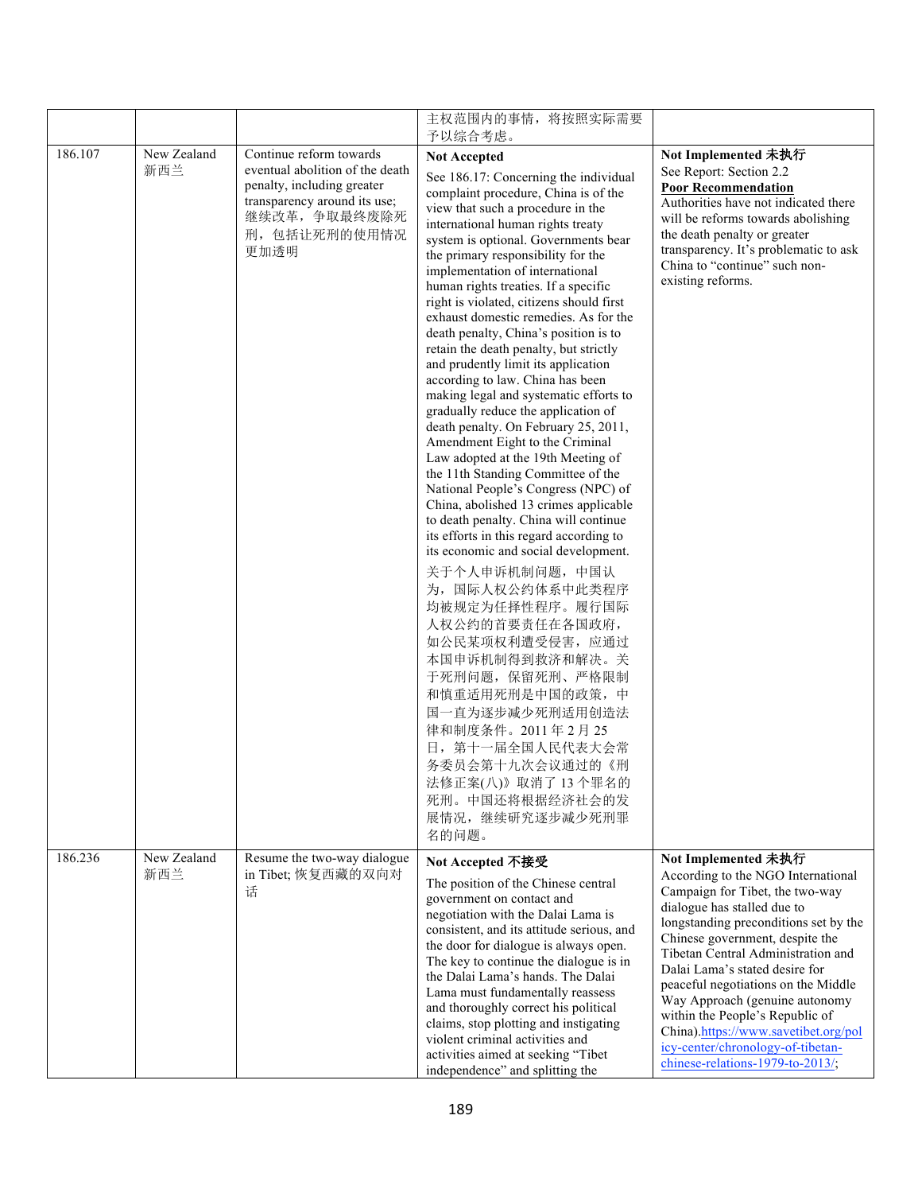| | | | | |
|---|---|---|---|---|
| | | | 主权范围内的事情，将按照实际需要予以综合考虑。 | |
| 186.107 | New Zealand 新西兰 | Continue reform towards eventual abolition of the death penalty, including greater transparency around its use; 继续改革，争取最终废除死刑，包括让死刑的使用情况更加透明 | **Not Accepted**<br><br>See 186.17: Concerning the individual complaint procedure, China is of the view that such a procedure in the international human rights treaty system is optional. Governments bear the primary responsibility for the implementation of international human rights treaties. If a specific right is violated, citizens should first exhaust domestic remedies. As for the death penalty, China's position is to retain the death penalty, but strictly and prudently limit its application according to law. China has been making legal and systematic efforts to gradually reduce the application of death penalty. On February 25, 2011, Amendment Eight to the Criminal Law adopted at the 19th Meeting of the 11th Standing Committee of the National People's Congress (NPC) of China, abolished 13 crimes applicable to death penalty. China will continue its efforts in this regard according to its economic and social development.<br><br>关于个人申诉机制问题，中国认为，国际人权公约体系中此类程序均被规定为任择性程序。履行国际人权公约的首要责任在各国政府，如公民某项权利遭受侵害，应通过本国申诉机制得到救济和解决。关于死刑问题，保留死刑、严格限制和慎重适用死刑是中国的政策，中国一直为逐步减少死刑适用创造法律和制度条件。2011 年 2 月 25 日，第十一届全国人民代表大会常务委员会第十九次会议通过的《刑法修正案(八)》取消了 13 个罪名的死刑。中国还将根据经济社会的发展情况，继续研究逐步减少死刑罪名的问题。 | **Not Implemented 未执行**<br>See Report: Section 2.2<br>**Poor Recommendation**<br>Authorities have not indicated there will be reforms towards abolishing the death penalty or greater transparency. It's problematic to ask China to "continue" such non-existing reforms. |
| 186.236 | New Zealand 新西兰 | Resume the two-way dialogue in Tibet; 恢复西藏的双向对话 | **Not Accepted 不接受**<br><br>The position of the Chinese central government on contact and negotiation with the Dalai Lama is consistent, and its attitude serious, and the door for dialogue is always open. The key to continue the dialogue is in the Dalai Lama's hands. The Dalai Lama must fundamentally reassess and thoroughly correct his political claims, stop plotting and instigating violent criminal activities and activities aimed at seeking "Tibet independence" and splitting the | **Not Implemented 未执行**<br>According to the NGO International Campaign for Tibet, the two-way dialogue has stalled due to longstanding preconditions set by the Chinese government, despite the Tibetan Central Administration and Dalai Lama's stated desire for peaceful negotiations on the Middle Way Approach (genuine autonomy within the People's Republic of China).https://www.savetibet.org/policy-center/chronology-of-tibetan-chinese-relations-1979-to-2013/; |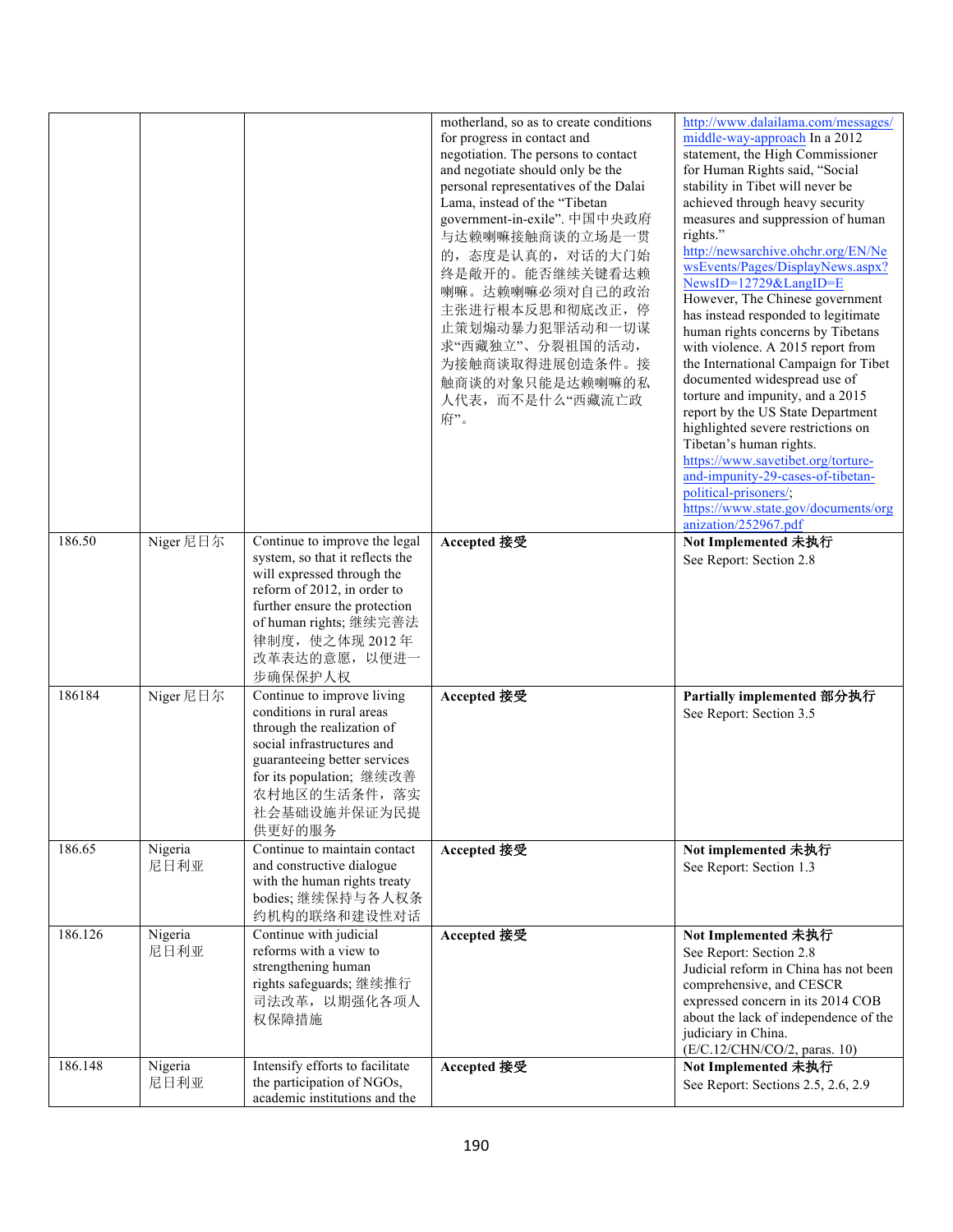| | | | | |
|---|---|---|---|---|
| | | | motherland, so as to create conditions for progress in contact and negotiation. The persons to contact and negotiate should only be the personal representatives of the Dalai Lama, instead of the "Tibetan government-in-exile". 中国中央政府与达赖喇嘛接触商谈的立场是一贯的，态度是认真的，对话的大门始终是敞开的。能否继续关键看达赖喇嘛。达赖喇嘛必须对自己的政治主张进行根本反思和彻底改正，停止策划煽动暴力犯罪活动和一切谋求"西藏独立"、分裂祖国的活动，为接触商谈取得进展创造条件。接触商谈的对象只能是达赖喇嘛的私人代表，而不是什么"西藏流亡政府"。 | http://www.dalailama.com/messages/middle-way-approach In a 2012 statement, the High Commissioner for Human Rights said, "Social stability in Tibet will never be achieved through heavy security measures and suppression of human rights." http://newsarchive.ohchr.org/EN/NewsEvents/Pages/DisplayNews.aspx?NewsID=12729&LangID=E However, The Chinese government has instead responded to legitimate human rights concerns by Tibetans with violence. A 2015 report from the International Campaign for Tibet documented widespread use of torture and impunity, and a 2015 report by the US State Department highlighted severe restrictions on Tibetan's human rights. https://www.savetibet.org/torture-and-impunity-29-cases-of-tibetan-political-prisoners/; https://www.state.gov/documents/organization/252967.pdf |
| 186.50 | Niger 尼日尔 | Continue to improve the legal system, so that it reflects the will expressed through the reform of 2012, in order to further ensure the protection of human rights; 继续完善法律制度，使之体现 2012 年改革表达的意愿，以便进一步确保保护人权 | **Accepted 接受** | **Not Implemented 未执行**<br>See Report: Section 2.8 |
| 186184 | Niger 尼日尔 | Continue to improve living conditions in rural areas through the realization of social infrastructures and guaranteeing better services for its population; 继续改善农村地区的生活条件，落实社会基础设施并保证为民提供更好的服务 | **Accepted 接受** | **Partially implemented 部分执行**<br>See Report: Section 3.5 |
| 186.65 | Nigeria 尼日利亚 | Continue to maintain contact and constructive dialogue with the human rights treaty bodies; 继续保持与各人权条约机构的联络和建设性对话 | **Accepted 接受** | **Not implemented 未执行**<br>See Report: Section 1.3 |
| 186.126 | Nigeria 尼日利亚 | Continue with judicial reforms with a view to strengthening human rights safeguards; 继续推行司法改革，以期强化各项人权保障措施 | **Accepted 接受** | **Not Implemented 未执行**<br>See Report: Section 2.8<br>Judicial reform in China has not been comprehensive, and CESCR expressed concern in its 2014 COB about the lack of independence of the judiciary in China. (E/C.12/CHN/CO/2, paras. 10) |
| 186.148 | Nigeria 尼日利亚 | Intensify efforts to facilitate the participation of NGOs, academic institutions and the | **Accepted 接受** | **Not Implemented 未执行**<br>See Report: Sections 2.5, 2.6, 2.9 |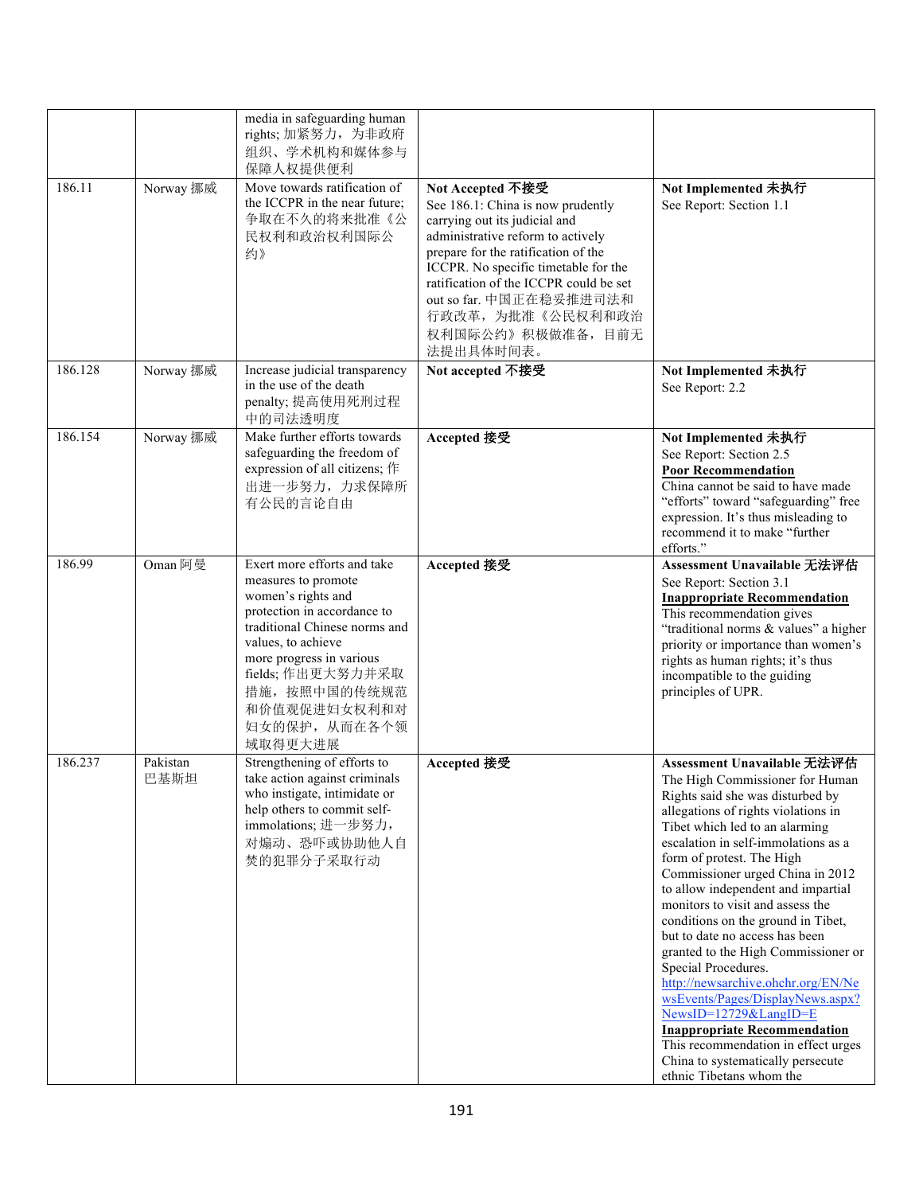| | | | | |
|---|---|---|---|---|
| | | media in safeguarding human rights; 加紧努力，为非政府组织、学术机构和媒体参与保障人权提供便利 | | |
| 186.11 | Norway 挪威 | Move towards ratification of the ICCPR in the near future; 争取在不久的将来批准《公民权利和政治权利国际公约》 | **Not Accepted 不接受**<br>See 186.1: China is now prudently carrying out its judicial and administrative reform to actively prepare for the ratification of the ICCPR. No specific timetable for the ratification of the ICCPR could be set out so far. 中国正在稳妥推进司法和行政改革，为批准《公民权利和政治权利国际公约》积极做准备，目前无法提出具体时间表。 | **Not Implemented 未执行**<br>See Report: Section 1.1 |
| 186.128 | Norway 挪威 | Increase judicial transparency in the use of the death penalty; 提高使用死刑过程中的司法透明度 | **Not accepted 不接受** | **Not Implemented 未执行**<br>See Report: 2.2 |
| 186.154 | Norway 挪威 | Make further efforts towards safeguarding the freedom of expression of all citizens; 作出进一步努力，力求保障所有公民的言论自由 | **Accepted 接受** | **Not Implemented 未执行**<br>See Report: Section 2.5<br>**Poor Recommendation**<br>China cannot be said to have made "efforts" toward "safeguarding" free expression. It's thus misleading to recommend it to make "further efforts." |
| 186.99 | Oman 阿曼 | Exert more efforts and take measures to promote women's rights and protection in accordance to traditional Chinese norms and values, to achieve more progress in various fields; 作出更大努力并采取措施，按照中国的传统规范和价值观促进妇女权利和对妇女的保护，从而在各个领域取得更大进展 | **Accepted 接受** | **Assessment Unavailable 无法评估**<br>See Report: Section 3.1<br>**Inappropriate Recommendation**<br>This recommendation gives "traditional norms & values" a higher priority or importance than women's rights as human rights; it's thus incompatible to the guiding principles of UPR. |
| 186.237 | Pakistan 巴基斯坦 | Strengthening of efforts to take action against criminals who instigate, intimidate or help others to commit self-immolations; 进一步努力，对煽动、恐吓或协助他人自焚的犯罪分子采取行动 | **Accepted 接受** | **Assessment Unavailable 无法评估**<br>The High Commissioner for Human Rights said she was disturbed by allegations of rights violations in Tibet which led to an alarming escalation in self-immolations as a form of protest. The High Commissioner urged China in 2012 to allow independent and impartial monitors to visit and assess the conditions on the ground in Tibet, but to date no access has been granted to the High Commissioner or Special Procedures.<br>http://newsarchive.ohchr.org/EN/NewsEvents/Pages/DisplayNews.aspx?NewsID=12729&LangID=E<br>**Inappropriate Recommendation**<br>This recommendation in effect urges China to systematically persecute ethnic Tibetans whom the |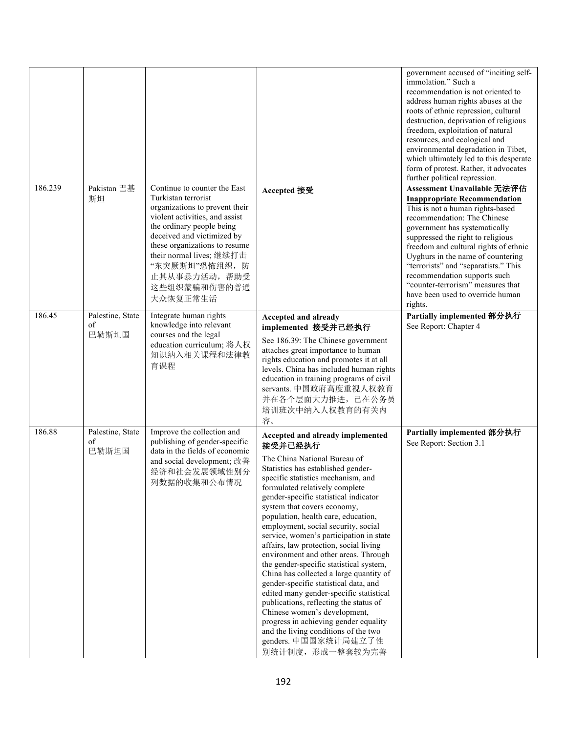| | | | | government accused of "inciting self-immolation." Such a recommendation is not oriented to address human rights abuses at the roots of ethnic repression, cultural destruction, deprivation of religious freedom, exploitation of natural resources, and ecological and environmental degradation in Tibet, which ultimately led to this desperate form of protest. Rather, it advocates further political repression. |
|---|---|---|---|---|
| 186.239 | Pakistan 巴基斯坦 | Continue to counter the East Turkistan terrorist organizations to prevent their violent activities, and assist the ordinary people being deceived and victimized by these organizations to resume their normal lives; 继续打击"东突厥斯坦"恐怖组织，防止其从事暴力活动，帮助受这些组织蒙骗和伤害的普通大众恢复正常生活 | **Accepted 接受** | **Assessment Unavailable 无法评估** **Inappropriate Recommendation** This is not a human rights-based recommendation: The Chinese government has systematically suppressed the right to religious freedom and cultural rights of ethnic Uyghurs in the name of countering "terrorists" and "separatists." This recommendation supports such "counter-terrorism" measures that have been used to override human rights. |
| 186.45 | Palestine, State of 巴勒斯坦国 | Integrate human rights knowledge into relevant courses and the legal education curriculum; 将人权知识纳入相关课程和法律教育课程 | **Accepted and already implemented 接受并已经执行** See 186.39: The Chinese government attaches great importance to human rights education and promotes it at all levels. China has included human rights education in training programs of civil servants. 中国政府高度重视人权教育并在各个层面大力推进，已在公务员培训班次中纳入人权教育的有关内容。 | **Partially implemented 部分执行** See Report: Chapter 4 |
| 186.88 | Palestine, State of 巴勒斯坦国 | Improve the collection and publishing of gender-specific data in the fields of economic and social development; 改善经济和社会发展领域性别分列数据的收集和公布情况 | **Accepted and already implemented 接受并已经执行** The China National Bureau of Statistics has established gender-specific statistics mechanism, and formulated relatively complete gender-specific statistical indicator system that covers economy, population, health care, education, employment, social security, social service, women's participation in state affairs, law protection, social living environment and other areas. Through the gender-specific statistical system, China has collected a large quantity of gender-specific statistical data, and edited many gender-specific statistical publications, reflecting the status of Chinese women's development, progress in achieving gender equality and the living conditions of the two genders. 中国国家统计局建立了性别统计制度，形成一整套较为完善 | **Partially implemented 部分执行** See Report: Section 3.1 |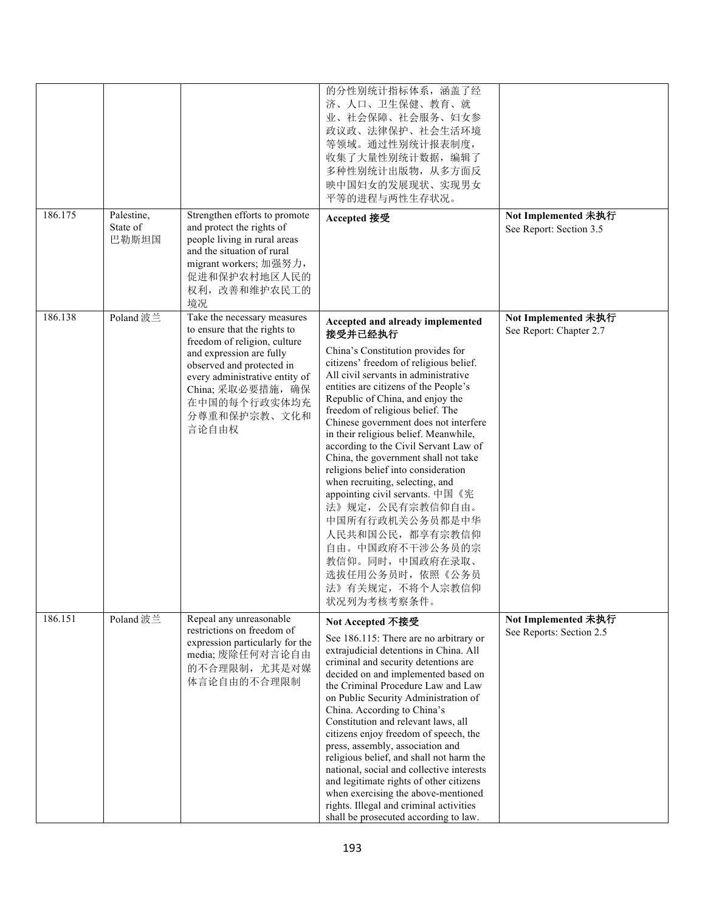| | | | | |
|---|---|---|---|---|
| | | | 的分性别统计指标体系，涵盖了经济、人口、卫生保健、教育、就业、社会保障、社会服务、妇女参政议政、法律保护、社会生活环境等领域。通过性别统计报表制度，收集了大量性别统计数据，编辑了多种性别统计出版物，从多方面反映中国妇女的发展现状、实现男女平等的进程与两性生存状况。 | |
| 186.175 | Palestine, State of 巴勒斯坦国 | Strengthen efforts to promote and protect the rights of people living in rural areas and the situation of rural migrant workers; 加强努力，促进和保护农村地区人民的权利，改善和维护农民工的境况 | **Accepted 接受** | **Not Implemented 未执行** See Report: Section 3.5 |
| 186.138 | Poland 波兰 | Take the necessary measures to ensure that the rights to freedom of religion, culture and expression are fully observed and protected in every administrative entity of China; 采取必要措施，确保在中国的每个行政实体均充分尊重和保护宗教、文化和言论自由权 | **Accepted and already implemented 接受并已经执行** China's Constitution provides for citizens' freedom of religious belief. All civil servants in administrative entities are citizens of the People's Republic of China, and enjoy the freedom of religious belief. The Chinese government does not interfere in their religious belief. Meanwhile, according to the Civil Servant Law of China, the government shall not take religions belief into consideration when recruiting, selecting, and appointing civil servants. 中国《宪法》规定，公民有宗教信仰自由。中国所有行政机关公务员都是中华人民共和国公民，都享有宗教信仰自由。中国政府不干涉公务员的宗教信仰。同时，中国政府在录取、选拔任用公务员时，依照《公务员法》有关规定，不将个人宗教信仰状况列为考核考察条件。 | **Not Implemented 未执行** See Report: Chapter 2.7 |
| 186.151 | Poland 波兰 | Repeal any unreasonable restrictions on freedom of expression particularly for the media; 废除任何对言论自由的不合理限制，尤其是对媒体言论自由的不合理限制 | **Not Accepted 不接受** See 186.115: There are no arbitrary or extrajudicial detentions in China. All criminal and security detentions are decided on and implemented based on the Criminal Procedure Law and Law on Public Security Administration of China. According to China's Constitution and relevant laws, all citizens enjoy freedom of speech, the press, assembly, association and religious belief, and shall not harm the national, social and collective interests and legitimate rights of other citizens when exercising the above-mentioned rights. Illegal and criminal activities shall be prosecuted according to law. | **Not Implemented 未执行** See Reports: Section 2.5 |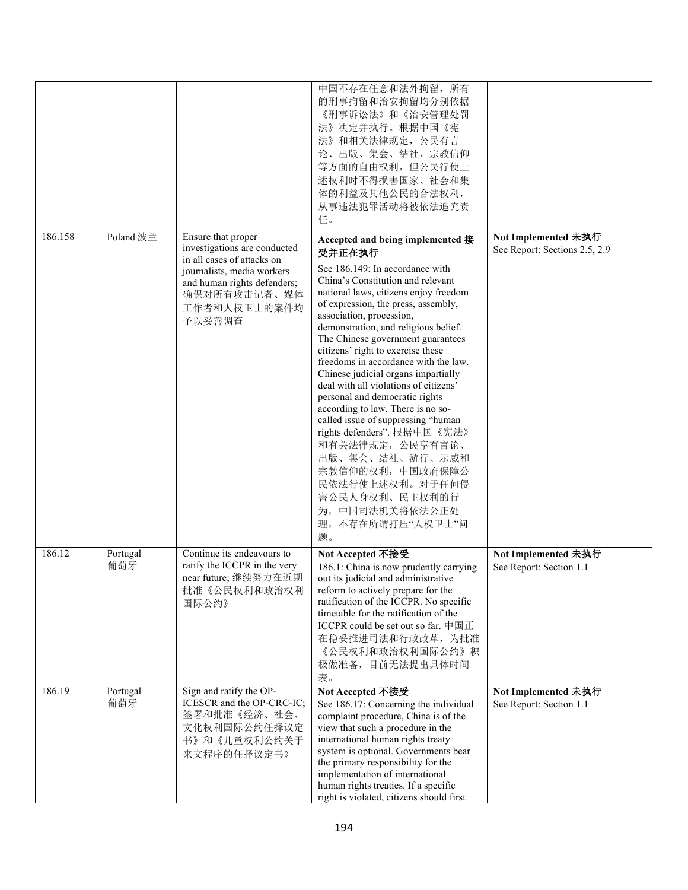| | | | | |
|---|---|---|---|---|
| | | | 中国不存在任意和法外拘留，所有的刑事拘留和治安拘留均分别依据《刑事诉讼法》和《治安管理处罚法》决定并执行。根据中国《宪法》和相关法律规定，公民有言论、出版、集会、结社、宗教信仰等方面的自由权利，但公民行使上述权利时不得损害国家、社会和集体的利益及其他公民的合法权利，从事违法犯罪活动将被依法追究责任。 | |
| 186.158 | Poland 波兰 | Ensure that proper investigations are conducted in all cases of attacks on journalists, media workers and human rights defenders; 确保对所有攻击记者、媒体工作者和人权卫士的案件均予以妥善调查 | **Accepted and being implemented 接受并正在执行**<br>See 186.149: In accordance with China's Constitution and relevant national laws, citizens enjoy freedom of expression, the press, assembly, association, procession, demonstration, and religious belief. The Chinese government guarantees citizens' right to exercise these freedoms in accordance with the law. Chinese judicial organs impartially deal with all violations of citizens' personal and democratic rights according to law. There is no so-called issue of suppressing "human rights defenders". 根据中国《宪法》和有关法律规定，公民享有言论、出版、集会、结社、游行、示威和宗教信仰的权利，中国政府保障公民依法行使上述权利。对于任何侵害公民人身权利、民主权利的行为，中国司法机关将依法公正处理，不存在所谓打压"人权卫士"问题。 | **Not Implemented 未执行**<br>See Report: Sections 2.5, 2.9 |
| 186.12 | Portugal 葡萄牙 | Continue its endeavours to ratify the ICCPR in the very near future; 继续努力在近期批准《公民权利和政治权利国际公约》 | **Not Accepted 不接受**<br>186.1: China is now prudently carrying out its judicial and administrative reform to actively prepare for the ratification of the ICCPR. No specific timetable for the ratification of the ICCPR could be set out so far. 中国正在稳妥推进司法和行政改革，为批准《公民权利和政治权利国际公约》积极做准备，目前无法提出具体时间表。 | **Not Implemented 未执行**<br>See Report: Section 1.1 |
| 186.19 | Portugal 葡萄牙 | Sign and ratify the OP-ICESCR and the OP-CRC-IC; 签署和批准《经济、社会、文化权利国际公约任择议定书》和《儿童权利公约关于来文程序的任择议定书》 | **Not Accepted 不接受**<br>See 186.17: Concerning the individual complaint procedure, China is of the view that such a procedure in the international human rights treaty system is optional. Governments bear the primary responsibility for the implementation of international human rights treaties. If a specific right is violated, citizens should first | **Not Implemented 未执行**<br>See Report: Section 1.1 |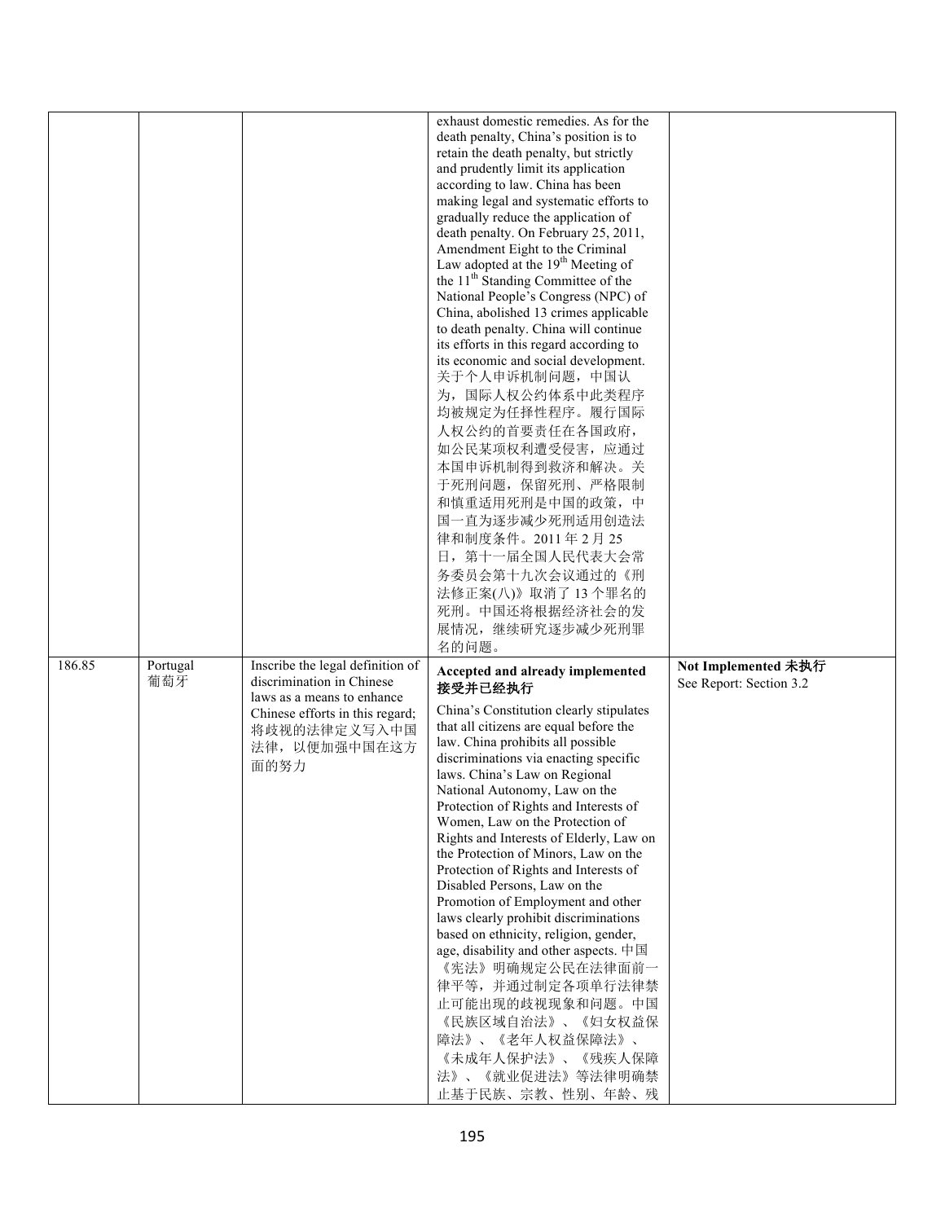| | | | | |
|---|---|---|---|---|
| | | | exhaust domestic remedies. As for the death penalty, China's position is to retain the death penalty, but strictly and prudently limit its application according to law. China has been making legal and systematic efforts to gradually reduce the application of death penalty. On February 25, 2011, Amendment Eight to the Criminal Law adopted at the 19th Meeting of the 11th Standing Committee of the National People's Congress (NPC) of China, abolished 13 crimes applicable to death penalty. China will continue its efforts in this regard according to its economic and social development. 关于个人申诉机制问题，中国认为，国际人权公约体系中此类程序均被规定为任择性程序。履行国际人权公约的首要责任在各国政府，如公民某项权利遭受侵害，应通过本国申诉机制得到救济和解决。关于死刑问题，保留死刑、严格限制和慎重适用死刑是中国的政策，中国一直为逐步减少死刑适用创造法律和制度条件。2011 年 2 月 25 日，第十一届全国人民代表大会常务委员会第十九次会议通过的《刑法修正案(八)》取消了 13 个罪名的死刑。中国还将根据经济社会的发展情况，继续研究逐步减少死刑罪名的问题。 | |
| 186.85 | Portugal 葡萄牙 | Inscribe the legal definition of discrimination in Chinese laws as a means to enhance Chinese efforts in this regard; 将歧视的法律定义写入中国法律，以便加强中国在这方面的努力 | **Accepted and already implemented 接受并已经执行** China's Constitution clearly stipulates that all citizens are equal before the law. China prohibits all possible discriminations via enacting specific laws. China's Law on Regional National Autonomy, Law on the Protection of Rights and Interests of Women, Law on the Protection of Rights and Interests of Elderly, Law on the Protection of Minors, Law on the Protection of Rights and Interests of Disabled Persons, Law on the Promotion of Employment and other laws clearly prohibit discriminations based on ethnicity, religion, gender, age, disability and other aspects. 中国《宪法》明确规定公民在法律面前一律平等，并通过制定各项单行法律禁止可能出现的歧视现象和问题。中国《民族区域自治法》、《妇女权益保障法》、《老年人权益保障法》、《未成年人保护法》、《残疾人保障法》、《就业促进法》等法律明确禁止基于民族、宗教、性别、年龄、残 | **Not Implemented 未执行** See Report: Section 3.2 |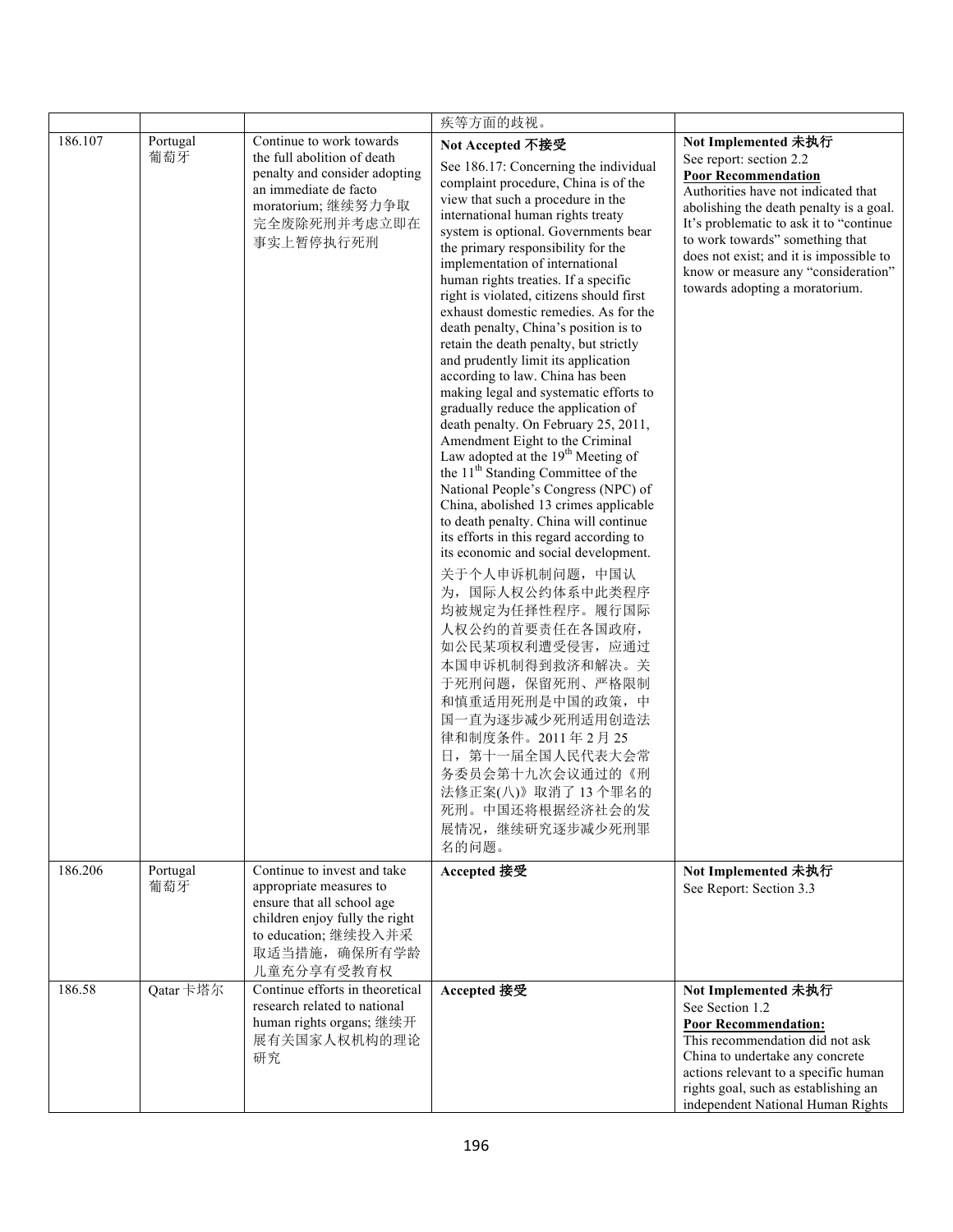| | | | 疾等方面的歧视。 | |
|---|---|---|---|---|
| 186.107 | Portugal 葡萄牙 | Continue to work towards the full abolition of death penalty and consider adopting an immediate de facto moratorium; 继续努力争取完全废除死刑并考虑立即在事实上暂停执行死刑 | **Not Accepted 不接受**<br>See 186.17: Concerning the individual complaint procedure, China is of the view that such a procedure in the international human rights treaty system is optional. Governments bear the primary responsibility for the implementation of international human rights treaties. If a specific right is violated, citizens should first exhaust domestic remedies. As for the death penalty, China's position is to retain the death penalty, but strictly and prudently limit its application according to law. China has been making legal and systematic efforts to gradually reduce the application of death penalty. On February 25, 2011, Amendment Eight to the Criminal Law adopted at the 19th Meeting of the 11th Standing Committee of the National People's Congress (NPC) of China, abolished 13 crimes applicable to death penalty. China will continue its efforts in this regard according to its economic and social development.<br>关于个人申诉机制问题，中国认为，国际人权公约体系中此类程序均被规定为任择性程序。履行国际人权公约的首要责任在各国政府，如公民某项权利遭受侵害，应通过本国申诉机制得到救济和解决。关于死刑问题，保留死刑、严格限制和慎重适用死刑是中国的政策，中国一直为逐步减少死刑适用创造法律和制度条件。2011 年 2 月 25 日，第十一届全国人民代表大会常务委员会第十九次会议通过的《刑法修正案(八)》取消了 13 个罪名的死刑。中国还将根据经济社会的发展情况，继续研究逐步减少死刑罪名的问题。 | **Not Implemented 未执行**<br>See report: section 2.2<br>**Poor Recommendation**<br>Authorities have not indicated that abolishing the death penalty is a goal. It's problematic to ask it to "continue to work towards" something that does not exist; and it is impossible to know or measure any "consideration" towards adopting a moratorium. |
| 186.206 | Portugal 葡萄牙 | Continue to invest and take appropriate measures to ensure that all school age children enjoy fully the right to education; 继续投入并采取适当措施，确保所有学龄儿童充分享有受教育权 | **Accepted 接受** | **Not Implemented 未执行**<br>See Report: Section 3.3 |
| 186.58 | Qatar 卡塔尔 | Continue efforts in theoretical research related to national human rights organs; 继续开展有关国家人权机构的理论研究 | **Accepted 接受** | **Not Implemented 未执行**<br>See Section 1.2<br>**Poor Recommendation:**<br>This recommendation did not ask China to undertake any concrete actions relevant to a specific human rights goal, such as establishing an independent National Human Rights |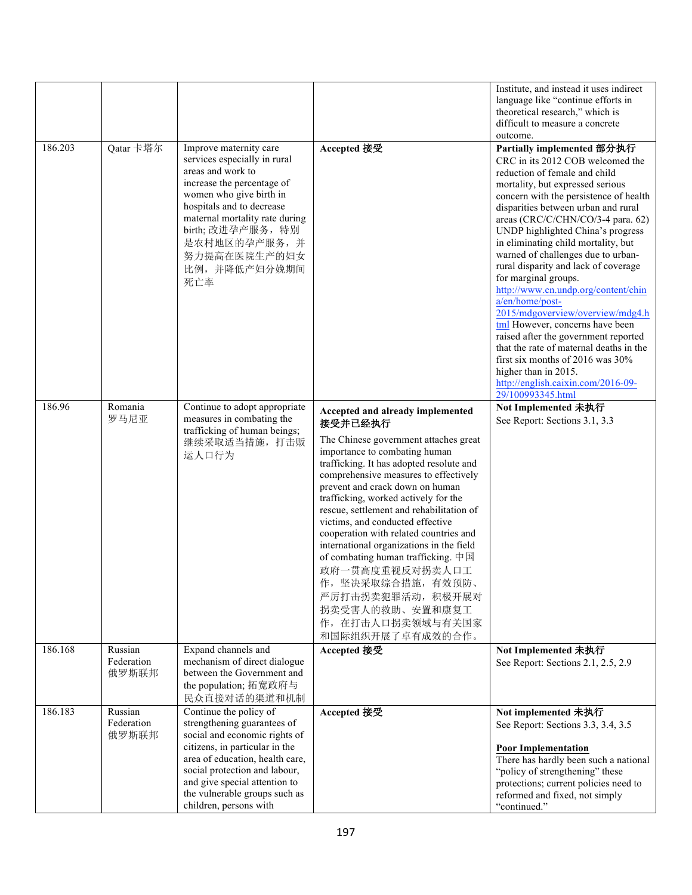| | | | | |
|---|---|---|---|---|
| | | | | Institute, and instead it uses indirect language like "continue efforts in theoretical research," which is difficult to measure a concrete outcome. |
| 186.203 | Qatar 卡塔尔 | Improve maternity care services especially in rural areas and work to increase the percentage of women who give birth in hospitals and to decrease maternal mortality rate during birth; 改进孕产服务，特别是农村地区的孕产服务，并努力提高在医院生产的妇女比例，并降低产妇分娩期间死亡率 | **Accepted 接受** | **Partially implemented 部分执行**<br>CRC in its 2012 COB welcomed the reduction of female and child mortality, but expressed serious concern with the persistence of health disparities between urban and rural areas (CRC/C/CHN/CO/3-4 para. 62) UNDP highlighted China's progress in eliminating child mortality, but warned of challenges due to urban-rural disparity and lack of coverage for marginal groups. http://www.cn.undp.org/content/china/en/home/post-2015/mdgoverview/overview/mdg4.html However, concerns have been raised after the government reported that the rate of maternal deaths in the first six months of 2016 was 30% higher than in 2015. http://english.caixin.com/2016-09-29/100993345.html |
| 186.96 | Romania 罗马尼亚 | Continue to adopt appropriate measures in combating the trafficking of human beings; 继续采取适当措施，打击贩运人口行为 | **Accepted and already implemented 接受并已经执行**<br>The Chinese government attaches great importance to combating human trafficking. It has adopted resolute and comprehensive measures to effectively prevent and crack down on human trafficking, worked actively for the rescue, settlement and rehabilitation of victims, and conducted effective cooperation with related countries and international organizations in the field of combating human trafficking. 中国政府一贯高度重视反对拐卖人口工作，坚决采取综合措施，有效预防、严厉打击拐卖犯罪活动，积极开展对拐卖受害人的救助、安置和康复工作，在打击人口拐卖领域与有关国家和国际组织开展了卓有成效的合作。 | **Not Implemented 未执行**<br>See Report: Sections 3.1, 3.3 |
| 186.168 | Russian Federation 俄罗斯联邦 | Expand channels and mechanism of direct dialogue between the Government and the population; 拓宽政府与民众直接对话的渠道和机制 | **Accepted 接受** | **Not Implemented 未执行**<br>See Report: Sections 2.1, 2.5, 2.9 |
| 186.183 | Russian Federation 俄罗斯联邦 | Continue the policy of strengthening guarantees of social and economic rights of citizens, in particular in the area of education, health care, social protection and labour, and give special attention to the vulnerable groups such as children, persons with | **Accepted 接受** | **Not implemented 未执行**<br>See Report: Sections 3.3, 3.4, 3.5<br><br>**Poor Implementation**<br>There has hardly been such a national "policy of strengthening" these protections; current policies need to reformed and fixed, not simply "continued." |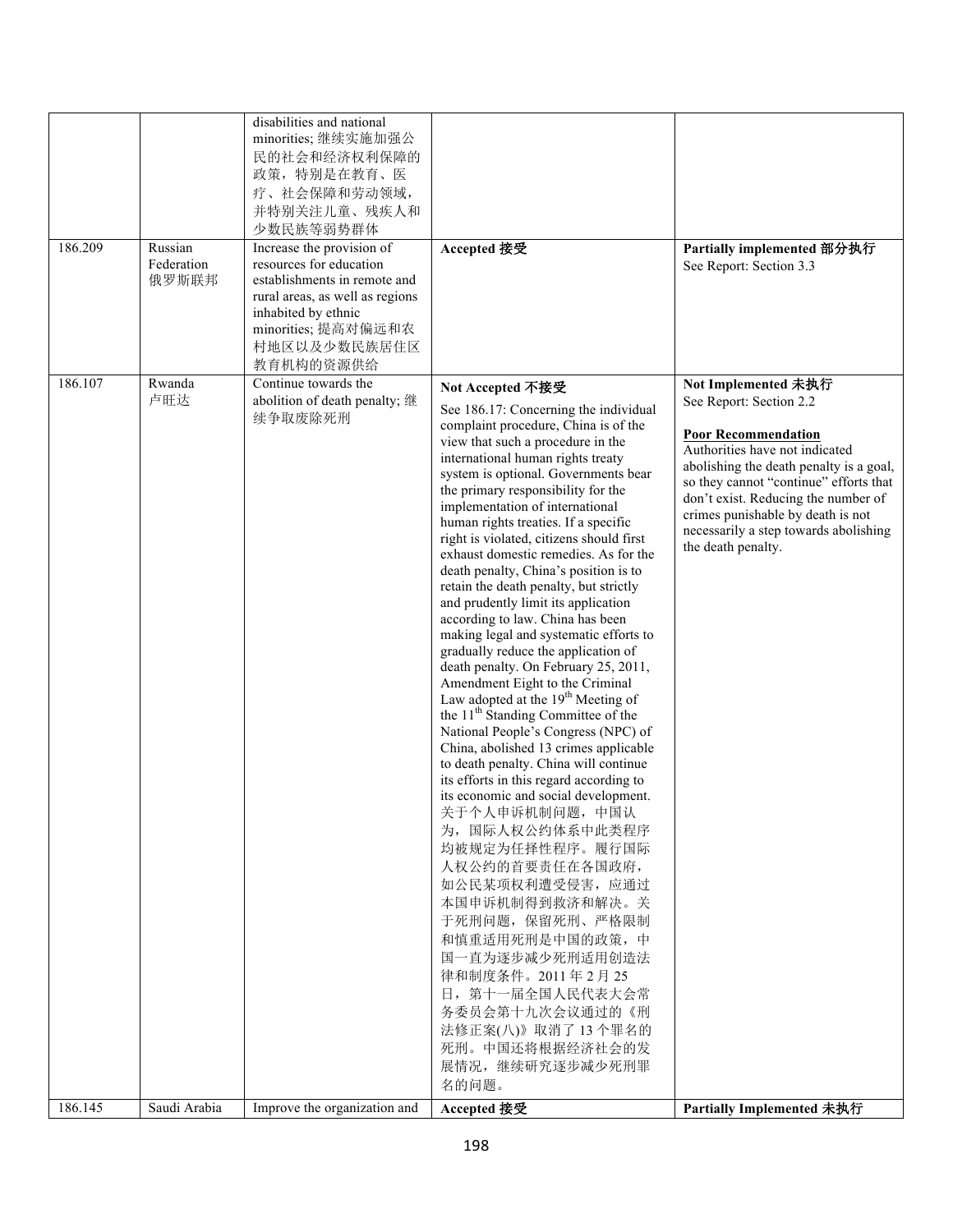| | | | | |
|---|---|---|---|---|
| | | disabilities and national minorities; 继续实施加强公民的社会和经济权利保障的政策，特别是在教育、医疗、社会保障和劳动领域，并特别关注儿童、残疾人和少数民族等弱势群体 | | |
| 186.209 | Russian Federation 俄罗斯联邦 | Increase the provision of resources for education establishments in remote and rural areas, as well as regions inhabited by ethnic minorities; 提高对偏远和农村地区以及少数民族居住区教育机构的资源供给 | **Accepted 接受** | **Partially implemented 部分执行**<br>See Report: Section 3.3 |
| 186.107 | Rwanda 卢旺达 | Continue towards the abolition of death penalty; 继续争取废除死刑 | **Not Accepted 不接受**<br>See 186.17: Concerning the individual complaint procedure, China is of the view that such a procedure in the international human rights treaty system is optional. Governments bear the primary responsibility for the implementation of international human rights treaties. If a specific right is violated, citizens should first exhaust domestic remedies. As for the death penalty, China's position is to retain the death penalty, but strictly and prudently limit its application according to law. China has been making legal and systematic efforts to gradually reduce the application of death penalty. On February 25, 2011, Amendment Eight to the Criminal Law adopted at the 19th Meeting of the 11th Standing Committee of the National People's Congress (NPC) of China, abolished 13 crimes applicable to death penalty. China will continue its efforts in this regard according to its economic and social development. 关于个人申诉机制问题，中国认为，国际人权公约体系中此类程序均被规定为任择性程序。履行国际人权公约的首要责任在各国政府，如公民某项权利遭受侵害，应通过本国申诉机制得到救济和解决。关于死刑问题，保留死刑、严格限制和慎重适用死刑是中国的政策，中国一直为逐步减少死刑适用创造法律和制度条件。2011 年 2 月 25 日，第十一届全国人民代表大会常务委员会第十九次会议通过的《刑法修正案(八)》取消了 13 个罪名的死刑。中国还将根据经济社会的发展情况，继续研究逐步减少死刑罪名的问题。 | **Not Implemented 未执行**<br>See Report: Section 2.2<br><br>**Poor Recommendation**<br>Authorities have not indicated abolishing the death penalty is a goal, so they cannot "continue" efforts that don't exist. Reducing the number of crimes punishable by death is not necessarily a step towards abolishing the death penalty. |
| 186.145 | Saudi Arabia | Improve the organization and | **Accepted 接受** | **Partially Implemented 未执行** |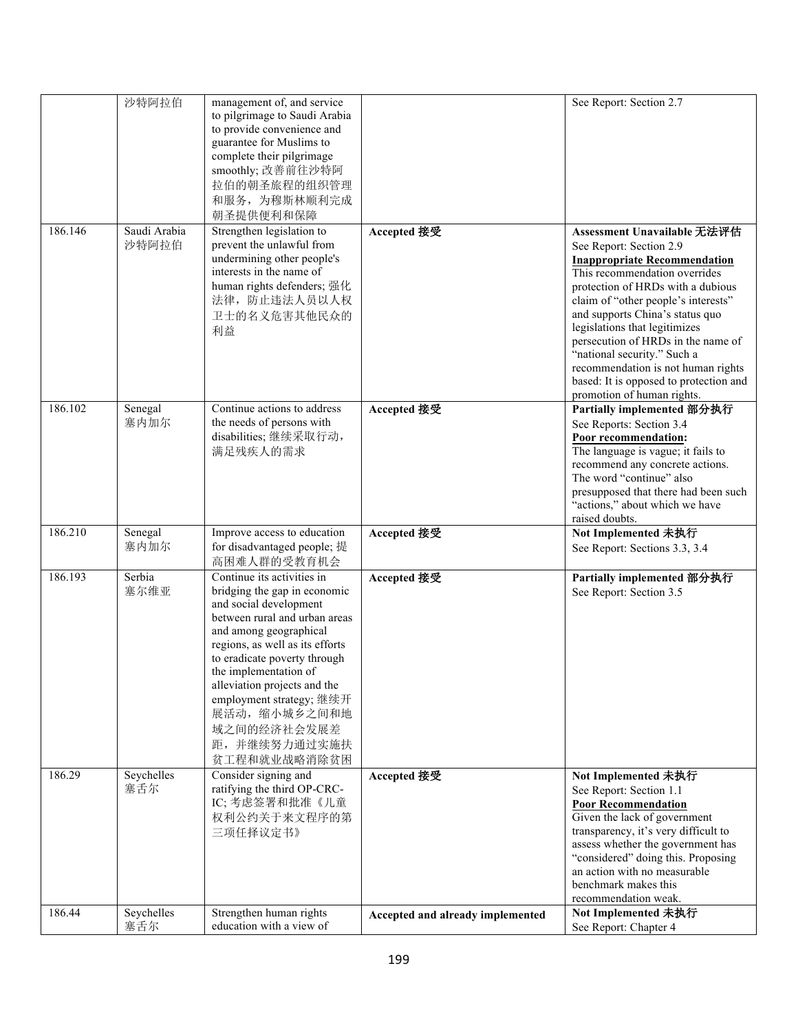| | | | | |
|---|---|---|---|---|
| | 沙特阿拉伯 | management of, and service to pilgrimage to Saudi Arabia to provide convenience and guarantee for Muslims to complete their pilgrimage smoothly; 改善前往沙特阿拉伯的朝圣旅程的组织管理和服务，为穆斯林顺利完成朝圣提供便利和保障 | | See Report: Section 2.7 |
| 186.146 | Saudi Arabia 沙特阿拉伯 | Strengthen legislation to prevent the unlawful from undermining other people's interests in the name of human rights defenders; 强化法律，防止违法人员以人权卫士的名义危害其他民众的利益 | **Accepted 接受** | **Assessment Unavailable 无法评估** See Report: Section 2.9 **<u>Inappropriate Recommendation</u>** This recommendation overrides protection of HRDs with a dubious claim of "other people's interests" and supports China's status quo legislations that legitimizes persecution of HRDs in the name of "national security." Such a recommendation is not human rights based: It is opposed to protection and promotion of human rights. |
| 186.102 | Senegal 塞内加尔 | Continue actions to address the needs of persons with disabilities; 继续采取行动，满足残疾人的需求 | **Accepted 接受** | **Partially implemented 部分执行** See Reports: Section 3.4 **<u>Poor recommendation:</u>** The language is vague; it fails to recommend any concrete actions. The word "continue" also presupposed that there had been such "actions," about which we have raised doubts. |
| 186.210 | Senegal 塞内加尔 | Improve access to education for disadvantaged people; 提高困难人群的受教育机会 | **Accepted 接受** | **Not Implemented 未执行** See Report: Sections 3.3, 3.4 |
| 186.193 | Serbia 塞尔维亚 | Continue its activities in bridging the gap in economic and social development between rural and urban areas and among geographical regions, as well as its efforts to eradicate poverty through the implementation of alleviation projects and the employment strategy; 继续开展活动，缩小城乡之间和地域之间的经济社会发展差距，并继续努力通过实施扶贫工程和就业战略消除贫困 | **Accepted 接受** | **Partially implemented 部分执行** See Report: Section 3.5 |
| 186.29 | Seychelles 塞舌尔 | Consider signing and ratifying the third OP-CRC-IC; 考虑签署和批准《儿童权利公约关于来文程序的第三项任择议定书》 | **Accepted 接受** | **Not Implemented 未执行** See Report: Section 1.1 **<u>Poor Recommendation</u>** Given the lack of government transparency, it's very difficult to assess whether the government has "considered" doing this. Proposing an action with no measurable benchmark makes this recommendation weak. |
| 186.44 | Seychelles 塞舌尔 | Strengthen human rights education with a view of | **Accepted and already implemented** | **Not Implemented 未执行** See Report: Chapter 4 |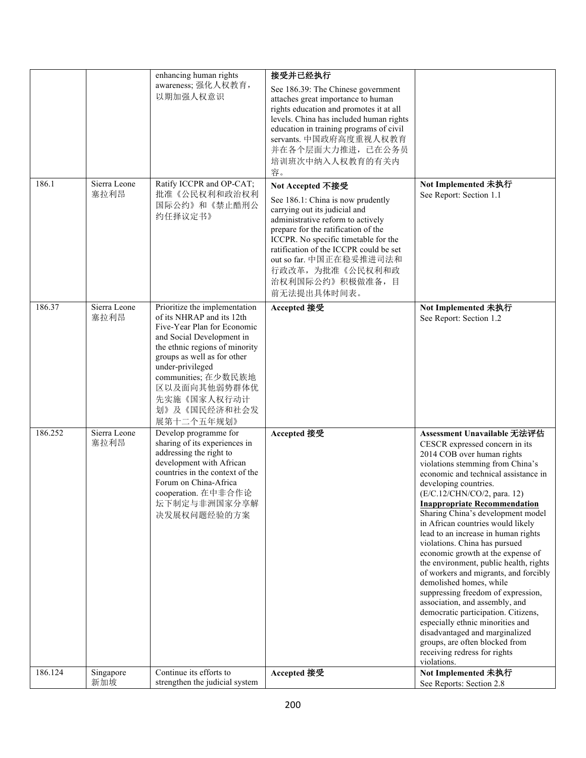| | | | | |
|---|---|---|---|---|
| | | enhancing human rights awareness; 强化人权教育，以期加强人权意识 | **接受并已经执行**<br>See 186.39: The Chinese government attaches great importance to human rights education and promotes it at all levels. China has included human rights education in training programs of civil servants. 中国政府高度重视人权教育并在各个层面大力推进，已在公务员培训班次中纳入人权教育的有关内容。 | |
| 186.1 | Sierra Leone 塞拉利昂 | Ratify ICCPR and OP-CAT; 批准《公民权利和政治权利国际公约》和《禁止酷刑公约任择议定书》 | **Not Accepted 不接受**<br>See 186.1: China is now prudently carrying out its judicial and administrative reform to actively prepare for the ratification of the ICCPR. No specific timetable for the ratification of the ICCPR could be set out so far. 中国正在稳妥推进司法和行政改革，为批准《公民权利和政治权利国际公约》积极做准备，目前无法提出具体时间表。 | **Not Implemented 未执行**<br>See Report: Section 1.1 |
| 186.37 | Sierra Leone 塞拉利昂 | Prioritize the implementation of its NHRAP and its 12th Five-Year Plan for Economic and Social Development in the ethnic regions of minority groups as well as for other under-privileged communities; 在少数民族地区以及面向其他弱势群体优先实施《国家人权行动计划》及《国民经济和社会发展第十二个五年规划》 | **Accepted 接受** | **Not Implemented 未执行**<br>See Report: Section 1.2 |
| 186.252 | Sierra Leone 塞拉利昂 | Develop programme for sharing of its experiences in addressing the right to development with African countries in the context of the Forum on China-Africa cooperation. 在中非合作论坛下制定与非洲国家分享解决发展权问题经验的方案 | **Accepted 接受** | **Assessment Unavailable 无法评估**<br>CESCR expressed concern in its 2014 COB over human rights violations stemming from China's economic and technical assistance in developing countries. (E/C.12/CHN/CO/2, para. 12)<br>**Inappropriate Recommendation**<br>Sharing China's development model in African countries would likely lead to an increase in human rights violations. China has pursued economic growth at the expense of the environment, public health, rights of workers and migrants, and forcibly demolished homes, while suppressing freedom of expression, association, and assembly, and democratic participation. Citizens, especially ethnic minorities and disadvantaged and marginalized groups, are often blocked from receiving redress for rights violations. |
| 186.124 | Singapore 新加坡 | Continue its efforts to strengthen the judicial system | **Accepted 接受** | **Not Implemented 未执行**<br>See Reports: Section 2.8 |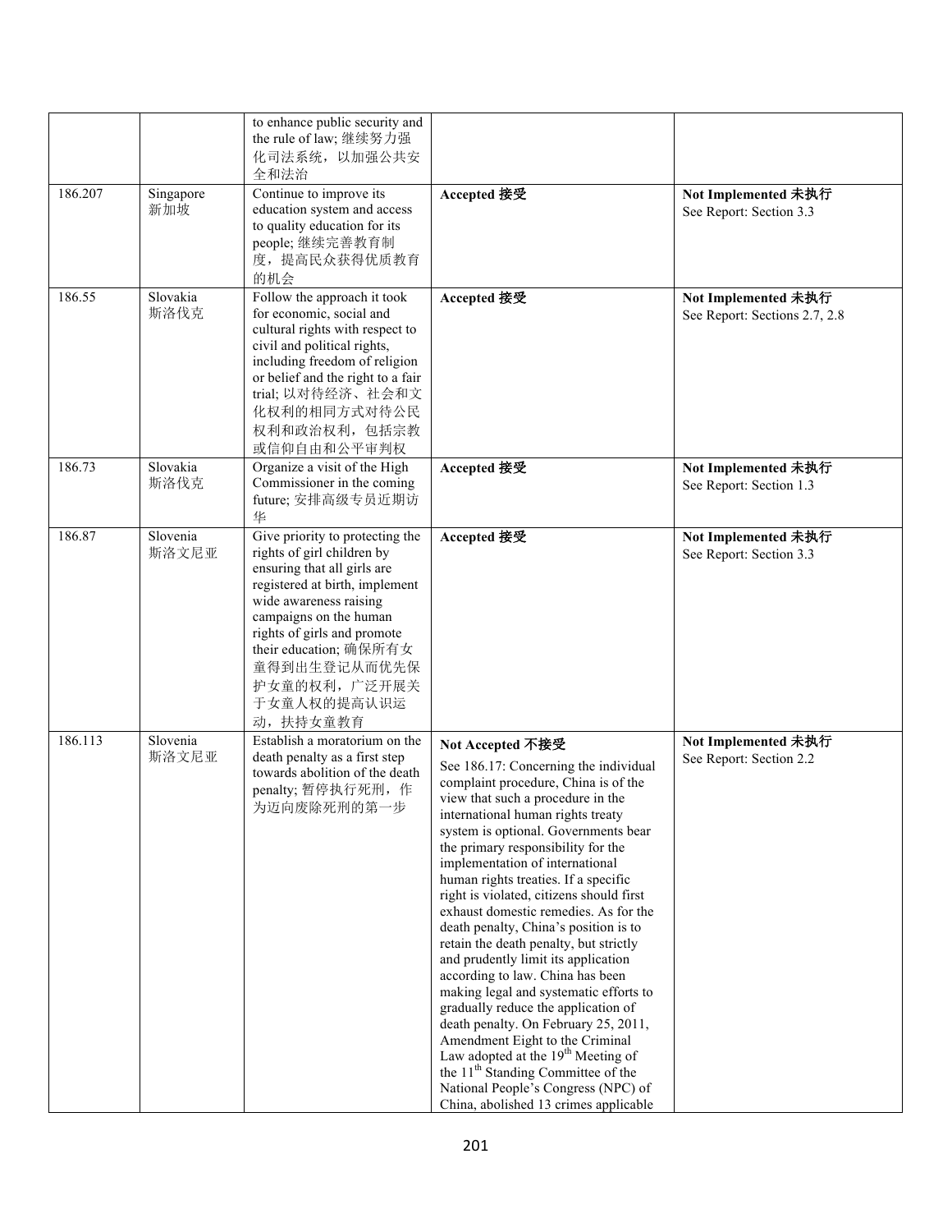| | | to enhance public security and the rule of law; 继续努力强化司法系统，以加强公共安全和法治 | | |
|---|---|---|---|---|
| 186.207 | Singapore 新加坡 | Continue to improve its education system and access to quality education for its people; 继续完善教育制度，提高民众获得优质教育的机会 | **Accepted 接受** | **Not Implemented 未执行** See Report: Section 3.3 |
| 186.55 | Slovakia 斯洛伐克 | Follow the approach it took for economic, social and cultural rights with respect to civil and political rights, including freedom of religion or belief and the right to a fair trial; 以对待经济、社会和文化权利的相同方式对待公民权利和政治权利，包括宗教或信仰自由和公平审判权 | **Accepted 接受** | **Not Implemented 未执行** See Report: Sections 2.7, 2.8 |
| 186.73 | Slovakia 斯洛伐克 | Organize a visit of the High Commissioner in the coming future; 安排高级专员近期访华 | **Accepted 接受** | **Not Implemented 未执行** See Report: Section 1.3 |
| 186.87 | Slovenia 斯洛文尼亚 | Give priority to protecting the rights of girl children by ensuring that all girls are registered at birth, implement wide awareness raising campaigns on the human rights of girls and promote their education; 确保所有女童得到出生登记从而优先保护女童的权利，广泛开展关于女童人权的提高认识运动，扶持女童教育 | **Accepted 接受** | **Not Implemented 未执行** See Report: Section 3.3 |
| 186.113 | Slovenia 斯洛文尼亚 | Establish a moratorium on the death penalty as a first step towards abolition of the death penalty; 暂停执行死刑，作为迈向废除死刑的第一步 | **Not Accepted 不接受** See 186.17: Concerning the individual complaint procedure, China is of the view that such a procedure in the international human rights treaty system is optional. Governments bear the primary responsibility for the implementation of international human rights treaties. If a specific right is violated, citizens should first exhaust domestic remedies. As for the death penalty, China's position is to retain the death penalty, but strictly and prudently limit its application according to law. China has been making legal and systematic efforts to gradually reduce the application of death penalty. On February 25, 2011, Amendment Eight to the Criminal Law adopted at the 19th Meeting of the 11th Standing Committee of the National People's Congress (NPC) of China, abolished 13 crimes applicable | **Not Implemented 未执行** See Report: Section 2.2 |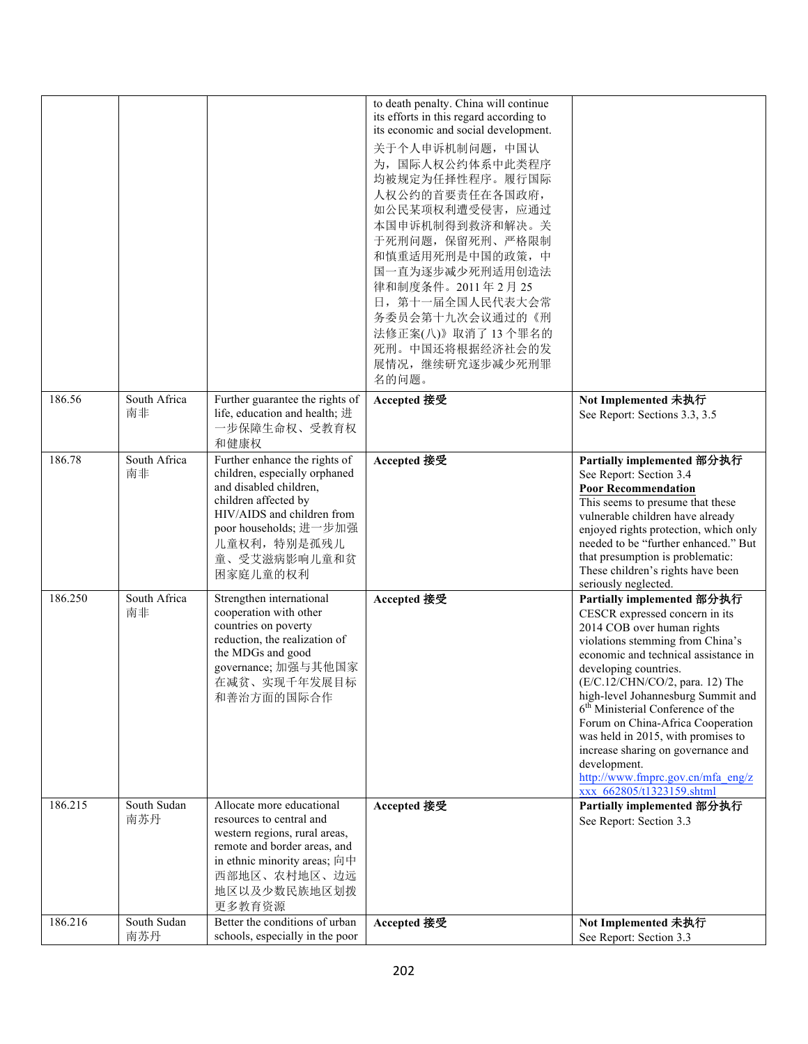| | | | | |
|---|---|---|---|---|
| | | | to death penalty. China will continue its efforts in this regard according to its economic and social development.<br>关于个人申诉机制问题，中国认为，国际人权公约体系中此类程序均被规定为任择性程序。履行国际人权公约的首要责任在各国政府，如公民某项权利遭受侵害，应通过本国申诉机制得到救济和解决。关于死刑问题，保留死刑、严格限制和慎重适用死刑是中国的政策，中国一直为逐步减少死刑适用创造法律和制度条件。2011 年 2 月 25 日，第十一届全国人民代表大会常务委员会第十九次会议通过的《刑法修正案(八)》取消了 13 个罪名的死刑。中国还将根据经济社会的发展情况，继续研究逐步减少死刑罪名的问题。 | |
| 186.56 | South Africa 南非 | Further guarantee the rights of life, education and health; 进一步保障生命权、受教育权和健康权 | **Accepted 接受** | **Not Implemented 未执行**<br>See Report: Sections 3.3, 3.5 |
| 186.78 | South Africa 南非 | Further enhance the rights of children, especially orphaned and disabled children, children affected by HIV/AIDS and children from poor households; 进一步加强儿童权利，特别是孤残儿童、受艾滋病影响儿童和贫困家庭儿童的权利 | **Accepted 接受** | **Partially implemented 部分执行**<br>See Report: Section 3.4<br>**Poor Recommendation**<br>This seems to presume that these vulnerable children have already enjoyed rights protection, which only needed to be "further enhanced." But that presumption is problematic: These children's rights have been seriously neglected. |
| 186.250 | South Africa 南非 | Strengthen international cooperation with other countries on poverty reduction, the realization of the MDGs and good governance; 加强与其他国家在减贫、实现千年发展目标和善治方面的国际合作 | **Accepted 接受** | **Partially implemented 部分执行**<br>CESCR expressed concern in its 2014 COB over human rights violations stemming from China's economic and technical assistance in developing countries. (E/C.12/CHN/CO/2, para. 12) The high-level Johannesburg Summit and 6th Ministerial Conference of the Forum on China-Africa Cooperation was held in 2015, with promises to increase sharing on governance and development.<br>http://www.fmprc.gov.cn/mfa_eng/zxxx_662805/t1323159.shtml |
| 186.215 | South Sudan 南苏丹 | Allocate more educational resources to central and western regions, rural areas, remote and border areas, and in ethnic minority areas; 向中西部地区、农村地区、边远地区以及少数民族地区划拨更多教育资源 | **Accepted 接受** | **Partially implemented 部分执行**<br>See Report: Section 3.3 |
| 186.216 | South Sudan 南苏丹 | Better the conditions of urban schools, especially in the poor | **Accepted 接受** | **Not Implemented 未执行**<br>See Report: Section 3.3 |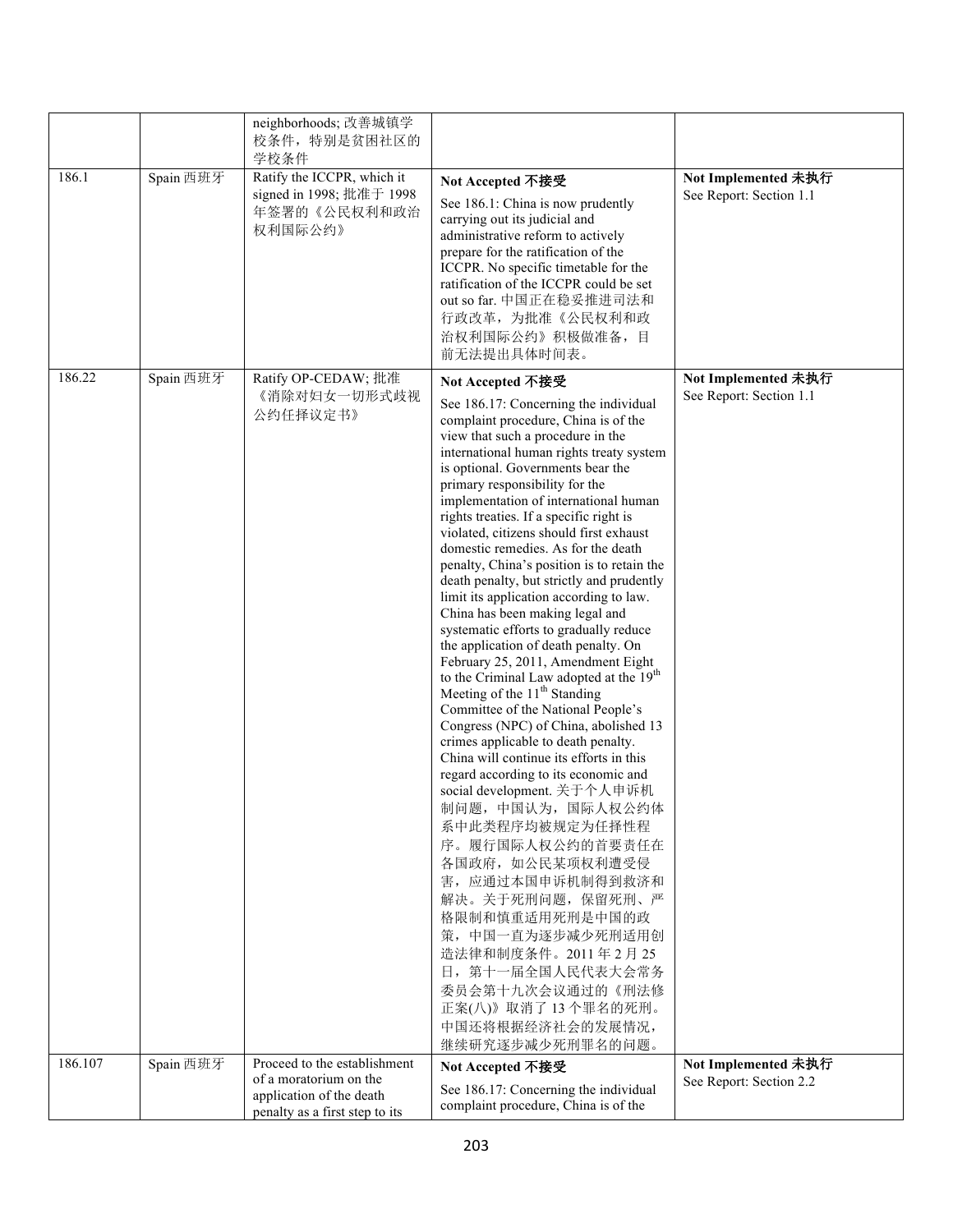| | | neighborhoods; 改善城镇学校条件，特别是贫困社区的学校条件 | | |
|---|---|---|---|---|
| 186.1 | Spain 西班牙 | Ratify the ICCPR, which it signed in 1998; 批准于 1998 年签署的《公民权利和政治权利国际公约》 | **Not Accepted 不接受**<br>See 186.1: China is now prudently carrying out its judicial and administrative reform to actively prepare for the ratification of the ICCPR. No specific timetable for the ratification of the ICCPR could be set out so far. 中国正在稳妥推进司法和行政改革，为批准《公民权利和政治权利国际公约》积极做准备，目前无法提出具体时间表。 | **Not Implemented 未执行**<br>See Report: Section 1.1 |
| 186.22 | Spain 西班牙 | Ratify OP-CEDAW; 批准《消除对妇女一切形式歧视公约任择议定书》 | **Not Accepted 不接受**<br>See 186.17: Concerning the individual complaint procedure, China is of the view that such a procedure in the international human rights treaty system is optional. Governments bear the primary responsibility for the implementation of international human rights treaties. If a specific right is violated, citizens should first exhaust domestic remedies. As for the death penalty, China's position is to retain the death penalty, but strictly and prudently limit its application according to law. China has been making legal and systematic efforts to gradually reduce the application of death penalty. On February 25, 2011, Amendment Eight to the Criminal Law adopted at the 19th Meeting of the 11th Standing Committee of the National People's Congress (NPC) of China, abolished 13 crimes applicable to death penalty. China will continue its efforts in this regard according to its economic and social development. 关于个人申诉机制问题，中国认为，国际人权公约体系中此类程序均被规定为任择性程序。履行国际人权公约的首要责任在各国政府，如公民某项权利遭受侵害，应通过本国申诉机制得到救济和解决。关于死刑问题，保留死刑、严格限制和慎重适用死刑是中国的政策，中国一直为逐步减少死刑适用创造法律和制度条件。2011 年 2 月 25 日，第十一届全国人民代表大会常务委员会第十九次会议通过的《刑法修正案(八)》取消了 13 个罪名的死刑。中国还将根据经济社会的发展情况，继续研究逐步减少死刑罪名的问题。 | **Not Implemented 未执行**<br>See Report: Section 1.1 |
| 186.107 | Spain 西班牙 | Proceed to the establishment of a moratorium on the application of the death penalty as a first step to its | **Not Accepted 不接受**<br>See 186.17: Concerning the individual complaint procedure, China is of the | **Not Implemented 未执行**<br>See Report: Section 2.2 |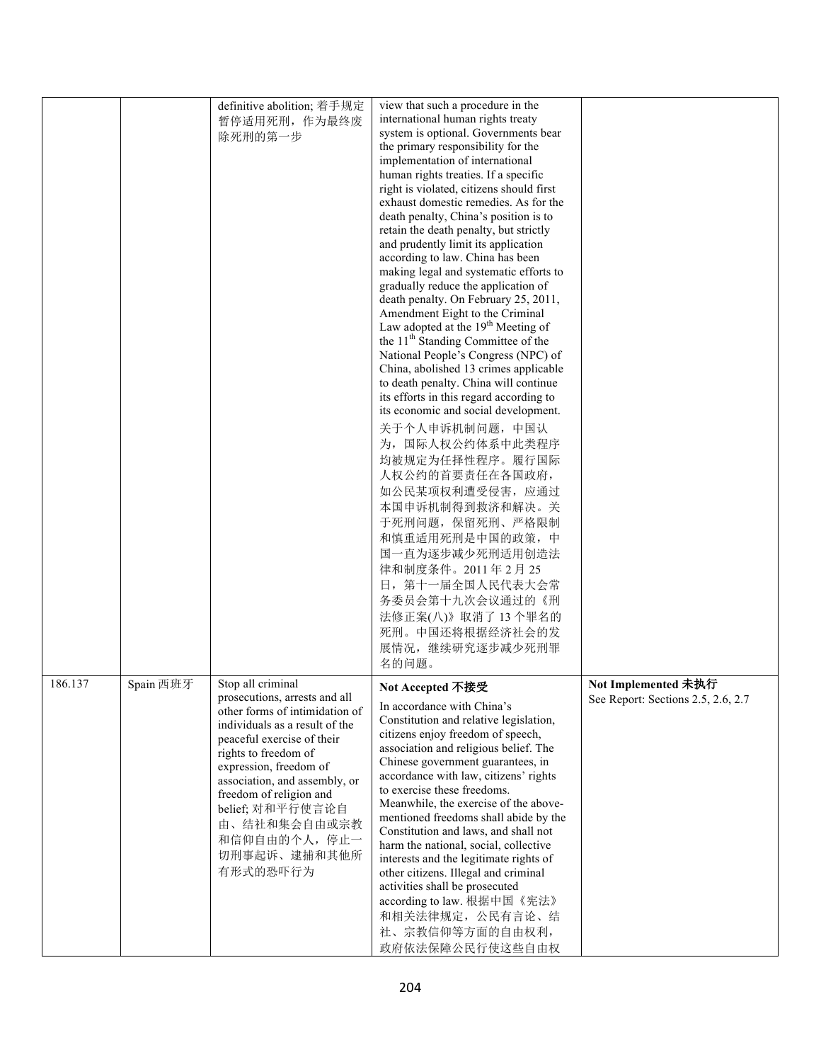| | | | | |
|---|---|---|---|---|
| | | definitive abolition; 着手规定暂停适用死刑，作为最终废除死刑的第一步 | view that such a procedure in the international human rights treaty system is optional. Governments bear the primary responsibility for the implementation of international human rights treaties. If a specific right is violated, citizens should first exhaust domestic remedies. As for the death penalty, China's position is to retain the death penalty, but strictly and prudently limit its application according to law. China has been making legal and systematic efforts to gradually reduce the application of death penalty. On February 25, 2011, Amendment Eight to the Criminal Law adopted at the 19th Meeting of the 11th Standing Committee of the National People's Congress (NPC) of China, abolished 13 crimes applicable to death penalty. China will continue its efforts in this regard according to its economic and social development. 关于个人申诉机制问题，中国认为，国际人权公约体系中此类程序均被规定为任择性程序。履行国际人权公约的首要责任在各国政府，如公民某项权利遭受侵害，应通过本国申诉机制得到救济和解决。关于死刑问题，保留死刑、严格限制和慎重适用死刑是中国的政策，中国一直为逐步减少死刑适用创造法律和制度条件。2011 年 2 月 25 日，第十一届全国人民代表大会常务委员会第十九次会议通过的《刑法修正案(八)》取消了 13 个罪名的死刑。中国还将根据经济社会的发展情况，继续研究逐步减少死刑罪名的问题。 | |
| 186.137 | Spain 西班牙 | Stop all criminal prosecutions, arrests and all other forms of intimidation of individuals as a result of the peaceful exercise of their rights to freedom of expression, freedom of association, and assembly, or freedom of religion and belief; 对和平行使言论自由、结社和集会自由或宗教和信仰自由的个人，停止一切刑事起诉、逮捕和其他所有形式的恐吓行为 | **Not Accepted 不接受** In accordance with China's Constitution and relative legislation, citizens enjoy freedom of speech, association and religious belief. The Chinese government guarantees, in accordance with law, citizens' rights to exercise these freedoms. Meanwhile, the exercise of the above-mentioned freedoms shall abide by the Constitution and laws, and shall not harm the national, social, collective interests and the legitimate rights of other citizens. Illegal and criminal activities shall be prosecuted according to law. 根据中国《宪法》和相关法律规定，公民有言论、结社、宗教信仰等方面的自由权利，政府依法保障公民行使这些自由权 | **Not Implemented 未执行** See Report: Sections 2.5, 2.6, 2.7 |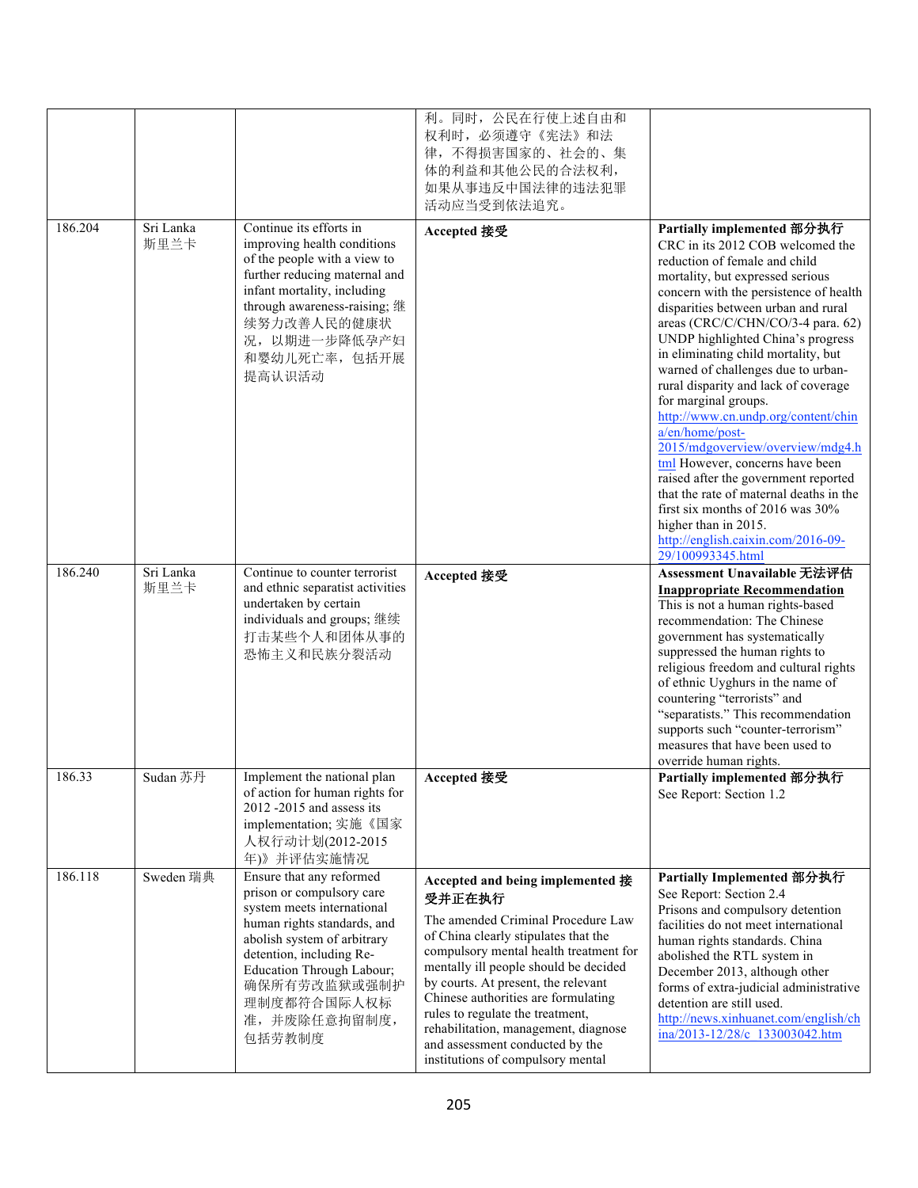|  |  |  |  |  |
|---|---|---|---|---|
|  |  |  | 利。同时，公民在行使上述自由和权利时，必须遵守《宪法》和法律，不得损害国家的、社会的、集体的利益和其他公民的合法权利，如果从事违反中国法律的违法犯罪活动应当受到依法追究。 |  |
| 186.204 | Sri Lanka 斯里兰卡 | Continue its efforts in improving health conditions of the people with a view to further reducing maternal and infant mortality, including through awareness-raising; 继续努力改善人民的健康状况，以期进一步降低孕产妇和婴幼儿死亡率，包括开展提高认识活动 | **Accepted 接受** | **Partially implemented 部分执行** CRC in its 2012 COB welcomed the reduction of female and child mortality, but expressed serious concern with the persistence of health disparities between urban and rural areas (CRC/C/CHN/CO/3-4 para. 62) UNDP highlighted China's progress in eliminating child mortality, but warned of challenges due to urban-rural disparity and lack of coverage for marginal groups. http://www.cn.undp.org/content/china/en/home/post-2015/mdgoverview/overview/mdg4.html However, concerns have been raised after the government reported that the rate of maternal deaths in the first six months of 2016 was 30% higher than in 2015. http://english.caixin.com/2016-09-29/100993345.html |
| 186.240 | Sri Lanka 斯里兰卡 | Continue to counter terrorist and ethnic separatist activities undertaken by certain individuals and groups; 继续打击某些个人和团体从事的恐怖主义和民族分裂活动 | **Accepted 接受** | **Assessment Unavailable 无法评估** **Inappropriate Recommendation** This is not a human rights-based recommendation: The Chinese government has systematically suppressed the human rights to religious freedom and cultural rights of ethnic Uyghurs in the name of countering "terrorists" and "separatists." This recommendation supports such "counter-terrorism" measures that have been used to override human rights. |
| 186.33 | Sudan 苏丹 | Implement the national plan of action for human rights for 2012 -2015 and assess its implementation; 实施《国家人权行动计划(2012-2015年)》并评估实施情况 | **Accepted 接受** | **Partially implemented 部分执行** See Report: Section 1.2 |
| 186.118 | Sweden 瑞典 | Ensure that any reformed prison or compulsory care system meets international human rights standards, and abolish system of arbitrary detention, including Re-Education Through Labour; 确保所有劳改监狱或强制护理制度都符合国际人权标准，并废除任意拘留制度，包括劳教制度 | **Accepted and being implemented 接受并正在执行** The amended Criminal Procedure Law of China clearly stipulates that the compulsory mental health treatment for mentally ill people should be decided by courts. At present, the relevant Chinese authorities are formulating rules to regulate the treatment, rehabilitation, management, diagnose and assessment conducted by the institutions of compulsory mental | **Partially Implemented 部分执行** See Report: Section 2.4 Prisons and compulsory detention facilities do not meet international human rights standards. China abolished the RTL system in December 2013, although other forms of extra-judicial administrative detention are still used. http://news.xinhuanet.com/english/china/2013-12/28/c_133003042.htm |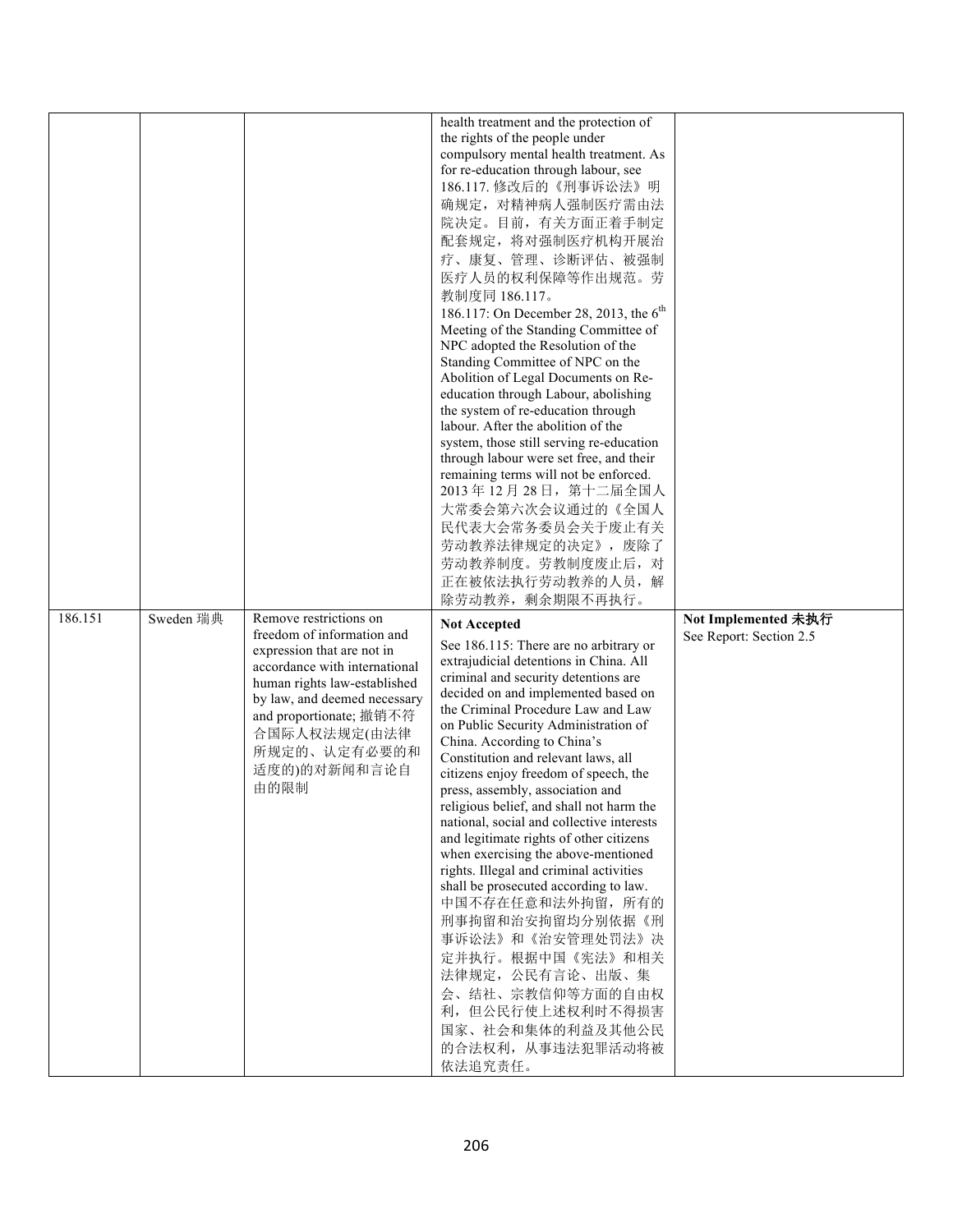| | | | | |
|---|---|---|---|---|
| | | | health treatment and the protection of the rights of the people under compulsory mental health treatment. As for re-education through labour, see 186.117. 修改后的《刑事诉讼法》明确规定，对精神病人强制医疗需由法院决定。目前，有关方面正着手制定配套规定，将对强制医疗机构开展治疗、康复、管理、诊断评估、被强制医疗人员的权利保障等作出规范。劳教制度同 186.117。<br>186.117: On December 28, 2013, the 6th Meeting of the Standing Committee of NPC adopted the Resolution of the Standing Committee of NPC on the Abolition of Legal Documents on Re-education through Labour, abolishing the system of re-education through labour. After the abolition of the system, those still serving re-education through labour were set free, and their remaining terms will not be enforced. 2013 年 12 月 28 日，第十二届全国人大常委会第六次会议通过的《全国人民代表大会常务委员会关于废止有关劳动教养法律规定的决定》，废除了劳动教养制度。劳教制度废止后，对正在被依法执行劳动教养的人员，解除劳动教养，剩余期限不再执行。 | |
| 186.151 | Sweden 瑞典 | Remove restrictions on freedom of information and expression that are not in accordance with international human rights law-established by law, and deemed necessary and proportionate; 撤销不符合国际人权法规定(由法律所规定的、认定有必要的和适度的)的对新闻和言论自由的限制 | **Not Accepted**<br>See 186.115: There are no arbitrary or extrajudicial detentions in China. All criminal and security detentions are decided on and implemented based on the Criminal Procedure Law and Law on Public Security Administration of China. According to China's Constitution and relevant laws, all citizens enjoy freedom of speech, the press, assembly, association and religious belief, and shall not harm the national, social and collective interests and legitimate rights of other citizens when exercising the above-mentioned rights. Illegal and criminal activities shall be prosecuted according to law. 中国不存在任意和法外拘留，所有的刑事拘留和治安拘留均分别依据《刑事诉讼法》和《治安管理处罚法》决定并执行。根据中国《宪法》和相关法律规定，公民有言论、出版、集会、结社、宗教信仰等方面的自由权利，但公民行使上述权利时不得损害国家、社会和集体的利益及其他公民的合法权利，从事违法犯罪活动将被依法追究责任。 | **Not Implemented 未执行**<br>See Report: Section 2.5 |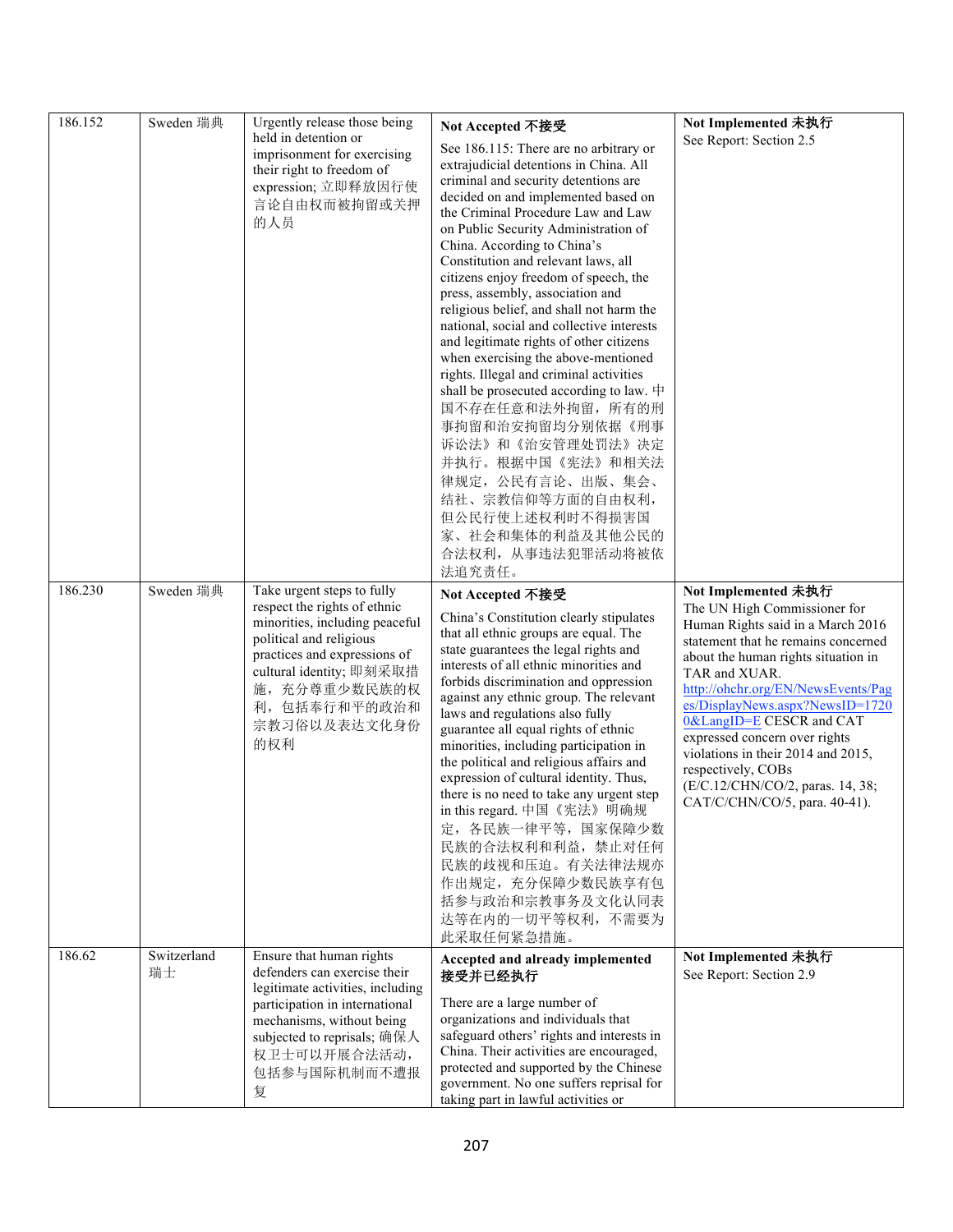| 186.152 | Sweden 瑞典 | Urgently release those being held in detention or imprisonment for exercising their right to freedom of expression; 立即释放因行使言论自由权而被拘留或关押的人员 | **Not Accepted 不接受**<br><br>See 186.115: There are no arbitrary or extrajudicial detentions in China. All criminal and security detentions are decided on and implemented based on the Criminal Procedure Law and Law on Public Security Administration of China. According to China's Constitution and relevant laws, all citizens enjoy freedom of speech, the press, assembly, association and religious belief, and shall not harm the national, social and collective interests and legitimate rights of other citizens when exercising the above-mentioned rights. Illegal and criminal activities shall be prosecuted according to law. 中国不存在任意和法外拘留，所有的刑事拘留和治安拘留均分别依据《刑事诉讼法》和《治安管理处罚法》决定并执行。根据中国《宪法》和相关法律规定，公民有言论、出版、集会、结社、宗教信仰等方面的自由权利，但公民行使上述权利时不得损害国家、社会和集体的利益及其他公民的合法权利，从事违法犯罪活动将被依法追究责任。 | **Not Implemented 未执行**<br>See Report: Section 2.5 |
|---|---|---|---|---|
| 186.230 | Sweden 瑞典 | Take urgent steps to fully respect the rights of ethnic minorities, including peaceful political and religious practices and expressions of cultural identity; 即刻采取措施，充分尊重少数民族的权利，包括奉行和平的政治和宗教习俗以及表达文化身份的权利 | **Not Accepted 不接受**<br><br>China's Constitution clearly stipulates that all ethnic groups are equal. The state guarantees the legal rights and interests of all ethnic minorities and forbids discrimination and oppression against any ethnic group. The relevant laws and regulations also fully guarantee all equal rights of ethnic minorities, including participation in the political and religious affairs and expression of cultural identity. Thus, there is no need to take any urgent step in this regard. 中国《宪法》明确规定，各民族一律平等，国家保障少数民族的合法权利和利益，禁止对任何民族的歧视和压迫。有关法律法规亦作出规定，充分保障少数民族享有包括参与政治和宗教事务及文化认同表达等在内的一切平等权利，不需要为此采取任何紧急措施。 | **Not Implemented 未执行**<br>The UN High Commissioner for Human Rights said in a March 2016 statement that he remains concerned about the human rights situation in TAR and XUAR. http://ohchr.org/EN/NewsEvents/Pages/DisplayNews.aspx?NewsID=17200&LangID=E CESCR and CAT expressed concern over rights violations in their 2014 and 2015, respectively, COBs (E/C.12/CHN/CO/2, paras. 14, 38; CAT/C/CHN/CO/5, para. 40-41). |
| 186.62 | Switzerland 瑞士 | Ensure that human rights defenders can exercise their legitimate activities, including participation in international mechanisms, without being subjected to reprisals; 确保人权卫士可以开展合法活动，包括参与国际机制而不遭报复 | **Accepted and already implemented 接受并已经执行**<br><br>There are a large number of organizations and individuals that safeguard others' rights and interests in China. Their activities are encouraged, protected and supported by the Chinese government. No one suffers reprisal for taking part in lawful activities or | **Not Implemented 未执行**<br>See Report: Section 2.9 |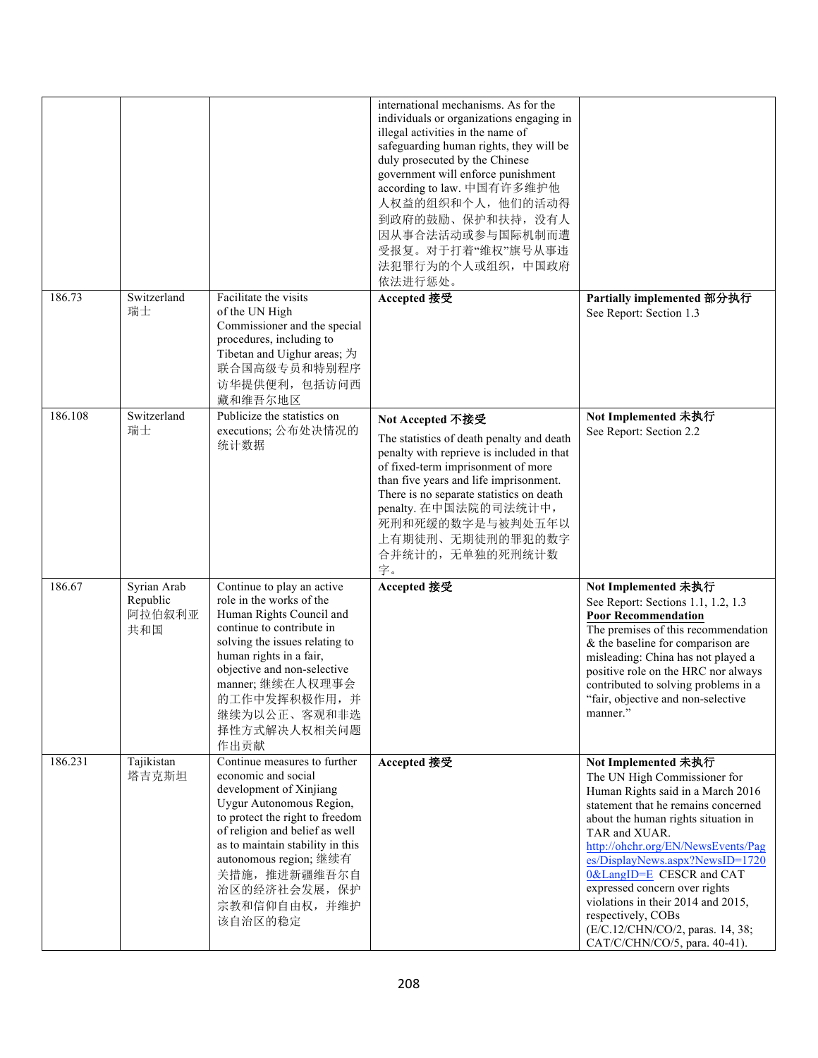| | | | | |
|---|---|---|---|---|
| | | | international mechanisms. As for the individuals or organizations engaging in illegal activities in the name of safeguarding human rights, they will be duly prosecuted by the Chinese government will enforce punishment according to law. 中国有许多维护他人权益的组织和个人，他们的活动得到政府的鼓励、保护和扶持，没有人因从事合法活动或参与国际机制而遭受报复。对于打着"维权"旗号从事违法犯罪行为的个人或组织，中国政府依法进行惩处。 | |
| 186.73 | Switzerland 瑞士 | Facilitate the visits of the UN High Commissioner and the special procedures, including to Tibetan and Uighur areas; 为联合国高级专员和特别程序访华提供便利，包括访问西藏和维吾尔地区 | **Accepted 接受** | **Partially implemented 部分执行**<br>See Report: Section 1.3 |
| 186.108 | Switzerland 瑞士 | Publicize the statistics on executions; 公布处决情况的统计数据 | **Not Accepted 不接受**<br>The statistics of death penalty and death penalty with reprieve is included in that of fixed-term imprisonment of more than five years and life imprisonment. There is no separate statistics on death penalty. 在中国法院的司法统计中，死刑和死缓的数字是与被判处五年以上有期徒刑、无期徒刑的罪犯的数字合并统计的，无单独的死刑统计数字。 | **Not Implemented 未执行**<br>See Report: Section 2.2 |
| 186.67 | Syrian Arab Republic 阿拉伯叙利亚共和国 | Continue to play an active role in the works of the Human Rights Council and continue to contribute in solving the issues relating to human rights in a fair, objective and non-selective manner; 继续在人权理事会的工作中发挥积极作用，并继续为以公正、客观和非选择性方式解决人权相关问题作出贡献 | **Accepted 接受** | **Not Implemented 未执行**<br>See Report: Sections 1.1, 1.2, 1.3<br>**Poor Recommendation**<br>The premises of this recommendation & the baseline for comparison are misleading: China has not played a positive role on the HRC nor always contributed to solving problems in a "fair, objective and non-selective manner." |
| 186.231 | Tajikistan 塔吉克斯坦 | Continue measures to further economic and social development of Xinjiang Uygur Autonomous Region, to protect the right to freedom of religion and belief as well as to maintain stability in this autonomous region; 继续有关措施，推进新疆维吾尔自治区的经济社会发展，保护宗教和信仰自由权，并维护该自治区的稳定 | **Accepted 接受** | **Not Implemented 未执行**<br>The UN High Commissioner for Human Rights said in a March 2016 statement that he remains concerned about the human rights situation in TAR and XUAR. http://ohchr.org/EN/NewsEvents/Pages/DisplayNews.aspx?NewsID=17200&LangID=E CESCR and CAT expressed concern over rights violations in their 2014 and 2015, respectively, COBs (E/C.12/CHN/CO/2, paras. 14, 38; CAT/C/CHN/CO/5, para. 40-41). |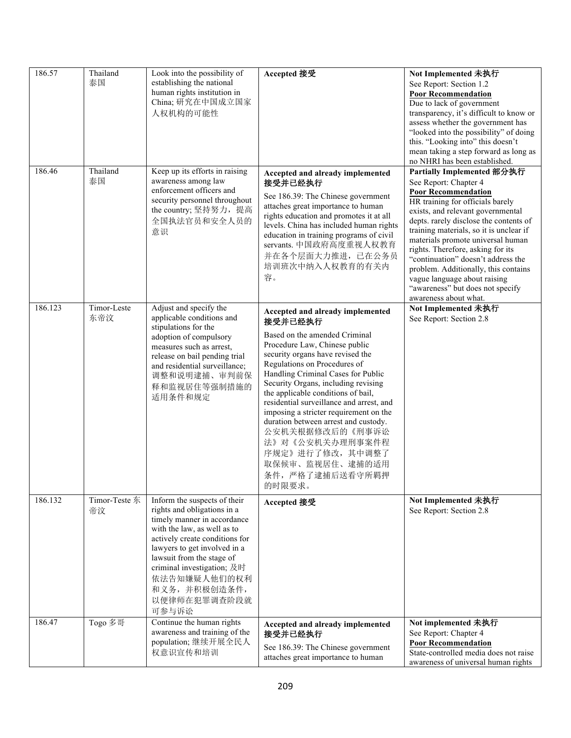| | | | | |
|---|---|---|---|---|
| 186.57 | Thailand 泰国 | Look into the possibility of establishing the national human rights institution in China; 研究在中国成立国家人权机构的可能性 | **Accepted 接受** | **Not Implemented 未执行**<br>See Report: Section 1.2<br>**Poor Recommendation**<br>Due to lack of government transparency, it's difficult to know or assess whether the government has "looked into the possibility" of doing this. "Looking into" this doesn't mean taking a step forward as long as no NHRI has been established. |
| 186.46 | Thailand 泰国 | Keep up its efforts in raising awareness among law enforcement officers and security personnel throughout the country; 坚持努力，提高全国执法官员和安全人员的意识 | **Accepted and already implemented 接受并已经执行**<br>See 186.39: The Chinese government attaches great importance to human rights education and promotes it at all levels. China has included human rights education in training programs of civil servants. 中国政府高度重视人权教育并在各个层面大力推进，已在公务员培训班次中纳入人权教育的有关内容。 | **Partially Implemented 部分执行**<br>See Report: Chapter 4<br>**Poor Recommendation**<br>HR training for officials barely exists, and relevant governmental depts. rarely disclose the contents of training materials, so it is unclear if materials promote universal human rights. Therefore, asking for its "continuation" doesn't address the problem. Additionally, this contains vague language about raising "awareness" but does not specify awareness about what. |
| 186.123 | Timor-Leste 东帝汶 | Adjust and specify the applicable conditions and stipulations for the adoption of compulsory measures such as arrest, release on bail pending trial and residential surveillance; 调整和说明逮捕、审判前保释和监视居住等强制措施的适用条件和规定 | **Accepted and already implemented 接受并已经执行**<br>Based on the amended Criminal Procedure Law, Chinese public security organs have revised the Regulations on Procedures of Handling Criminal Cases for Public Security Organs, including revising the applicable conditions of bail, residential surveillance and arrest, and imposing a stricter requirement on the duration between arrest and custody. 公安机关根据修改后的《刑事诉讼法》对《公安机关办理刑事案件程序规定》进行了修改，其中调整了取保候审、监视居住、逮捕的适用条件，严格了逮捕后送看守所羁押的时限要求。 | **Not Implemented 未执行**<br>See Report: Section 2.8 |
| 186.132 | Timor-Teste 东帝汶 | Inform the suspects of their rights and obligations in a timely manner in accordance with the law, as well as to actively create conditions for lawyers to get involved in a lawsuit from the stage of criminal investigation; 及时依法告知嫌疑人他们的权利和义务，并积极创造条件，以便律师在犯罪调查阶段就可参与诉讼 | **Accepted 接受** | **Not Implemented 未执行**<br>See Report: Section 2.8 |
| 186.47 | Togo 多哥 | Continue the human rights awareness and training of the population; 继续开展全民人权意识宣传和培训 | **Accepted and already implemented 接受并已经执行**<br>See 186.39: The Chinese government attaches great importance to human | **Not implemented 未执行**<br>See Report: Chapter 4<br>**Poor Recommendation**<br>State-controlled media does not raise awareness of universal human rights |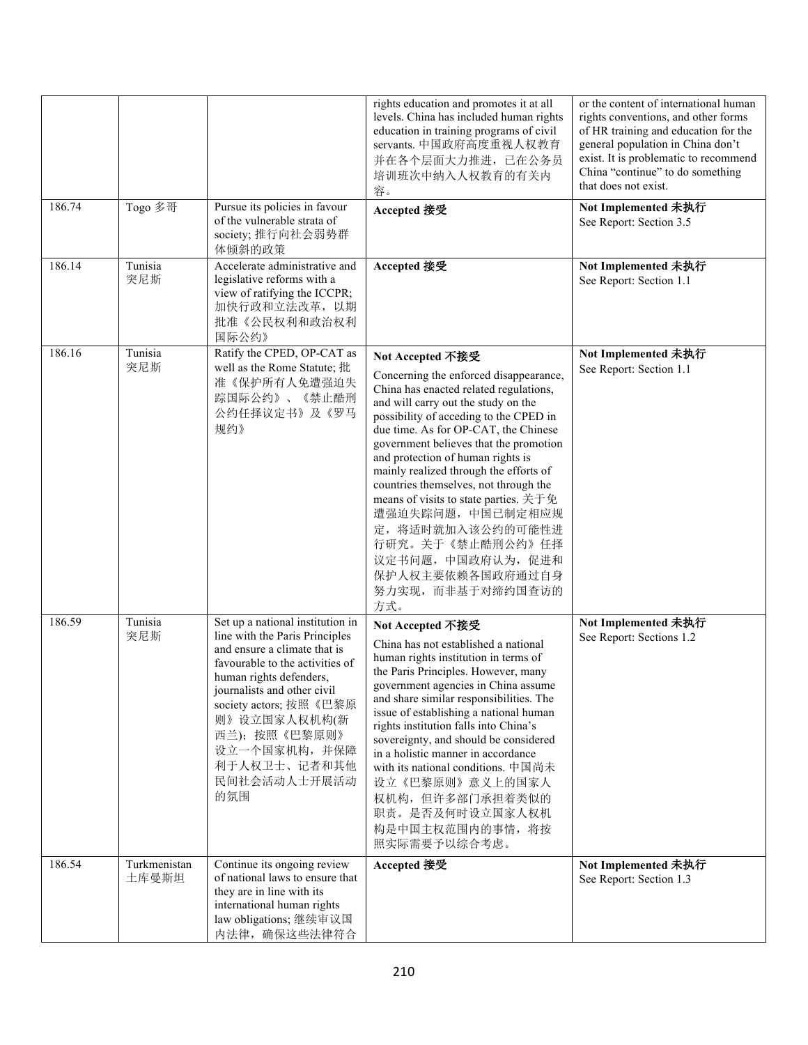| | | | | |
|---|---|---|---|---|
| | | | rights education and promotes it at all levels. China has included human rights education in training programs of civil servants. 中国政府高度重视人权教育并在各个层面大力推进，已在公务员培训班次中纳入人权教育的有关内容。 | or the content of international human rights conventions, and other forms of HR training and education for the general population in China don't exist. It is problematic to recommend China "continue" to do something that does not exist. |
| 186.74 | Togo 多哥 | Pursue its policies in favour of the vulnerable strata of society; 推行向社会弱势群体倾斜的政策 | **Accepted 接受** | **Not Implemented 未执行**<br>See Report: Section 3.5 |
| 186.14 | Tunisia 突尼斯 | Accelerate administrative and legislative reforms with a view of ratifying the ICCPR; 加快行政和立法改革，以期批准《公民权利和政治权利国际公约》 | **Accepted 接受** | **Not Implemented 未执行**<br>See Report: Section 1.1 |
| 186.16 | Tunisia 突尼斯 | Ratify the CPED, OP-CAT as well as the Rome Statute; 批准《保护所有人免遭强迫失踪国际公约》、《禁止酷刑公约任择议定书》及《罗马规约》 | **Not Accepted 不接受**<br>Concerning the enforced disappearance, China has enacted related regulations, and will carry out the study on the possibility of acceding to the CPED in due time. As for OP-CAT, the Chinese government believes that the promotion and protection of human rights is mainly realized through the efforts of countries themselves, not through the means of visits to state parties. 关于免遭强迫失踪问题，中国已制定相应规定，将适时就加入该公约的可能性进行研究。关于《禁止酷刑公约》任择议定书问题，中国政府认为，促进和保护人权主要依赖各国政府通过自身努力实现，而非基于对缔约国查访的方式。 | **Not Implemented 未执行**<br>See Report: Section 1.1 |
| 186.59 | Tunisia 突尼斯 | Set up a national institution in line with the Paris Principles and ensure a climate that is favourable to the activities of human rights defenders, journalists and other civil society actors; 按照《巴黎原则》设立国家人权机构(新西兰)；按照《巴黎原则》设立一个国家机构，并保障利于人权卫士、记者和其他民间社会活动人士开展活动的氛围 | **Not Accepted 不接受**<br>China has not established a national human rights institution in terms of the Paris Principles. However, many government agencies in China assume and share similar responsibilities. The issue of establishing a national human rights institution falls into China's sovereignty, and should be considered in a holistic manner in accordance with its national conditions. 中国尚未设立《巴黎原则》意义上的国家人权机构，但许多部门承担着类似的职责。是否及何时设立国家人权机构是中国主权范围内的事情，将按照实际需要予以综合考虑。 | **Not Implemented 未执行**<br>See Report: Sections 1.2 |
| 186.54 | Turkmenistan 土库曼斯坦 | Continue its ongoing review of national laws to ensure that they are in line with its international human rights law obligations; 继续审议国内法律，确保这些法律符合 | **Accepted 接受** | **Not Implemented 未执行**<br>See Report: Section 1.3 |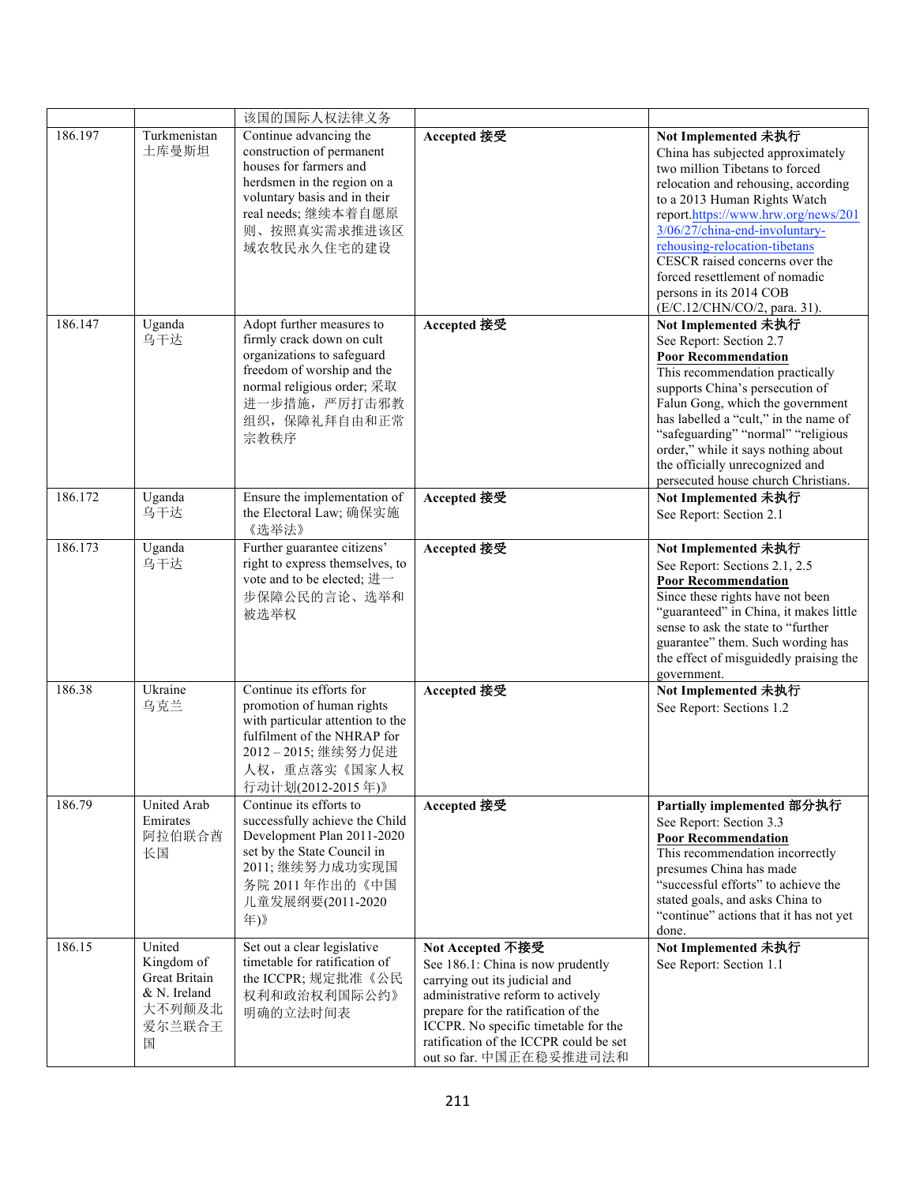| | | | | |
|---|---|---|---|---|
| | | 该国的国际人权法律义务 | | |
| 186.197 | Turkmenistan 土库曼斯坦 | Continue advancing the construction of permanent houses for farmers and herdsmen in the region on a voluntary basis and in their real needs; 继续本着自愿原则、按照真实需求推进该区域农牧民永久住宅的建设 | **Accepted 接受** | **Not Implemented 未执行** China has subjected approximately two million Tibetans to forced relocation and rehousing, according to a 2013 Human Rights Watch report.https://www.hrw.org/news/2013/06/27/china-end-involuntary-rehousing-relocation-tibetans CESCR raised concerns over the forced resettlement of nomadic persons in its 2014 COB (E/C.12/CHN/CO/2, para. 31). |
| 186.147 | Uganda 乌干达 | Adopt further measures to firmly crack down on cult organizations to safeguard freedom of worship and the normal religious order; 采取进一步措施，严厉打击邪教组织，保障礼拜自由和正常宗教秩序 | **Accepted 接受** | **Not Implemented 未执行** See Report: Section 2.7 **Poor Recommendation** This recommendation practically supports China's persecution of Falun Gong, which the government has labelled a "cult," in the name of "safeguarding" "normal" "religious order," while it says nothing about the officially unrecognized and persecuted house church Christians. |
| 186.172 | Uganda 乌干达 | Ensure the implementation of the Electoral Law; 确保实施《选举法》 | **Accepted 接受** | **Not Implemented 未执行** See Report: Section 2.1 |
| 186.173 | Uganda 乌干达 | Further guarantee citizens' right to express themselves, to vote and to be elected; 进一步保障公民的言论、选举和被选举权 | **Accepted 接受** | **Not Implemented 未执行** See Report: Sections 2.1, 2.5 **Poor Recommendation** Since these rights have not been "guaranteed" in China, it makes little sense to ask the state to "further guarantee" them. Such wording has the effect of misguidedly praising the government. |
| 186.38 | Ukraine 乌克兰 | Continue its efforts for promotion of human rights with particular attention to the fulfilment of the NHRAP for 2012 – 2015; 继续努力促进人权，重点落实《国家人权行动计划(2012-2015 年)》 | **Accepted 接受** | **Not Implemented 未执行** See Report: Sections 1.2 |
| 186.79 | United Arab Emirates 阿拉伯联合酋长国 | Continue its efforts to successfully achieve the Child Development Plan 2011-2020 set by the State Council in 2011; 继续努力成功实现国务院 2011 年作出的《中国儿童发展纲要(2011-2020 年)》 | **Accepted 接受** | **Partially implemented 部分执行** See Report: Section 3.3 **Poor Recommendation** This recommendation incorrectly presumes China has made "successful efforts" to achieve the stated goals, and asks China to "continue" actions that it has not yet done. |
| 186.15 | United Kingdom of Great Britain & N. Ireland 大不列颠及北爱尔兰联合王国 | Set out a clear legislative timetable for ratification of the ICCPR; 规定批准《公民权利和政治权利国际公约》明确的立法时间表 | **Not Accepted 不接受** See 186.1: China is now prudently carrying out its judicial and administrative reform to actively prepare for the ratification of the ICCPR. No specific timetable for the ratification of the ICCPR could be set out so far. 中国正在稳妥推进司法和 | **Not Implemented 未执行** See Report: Section 1.1 |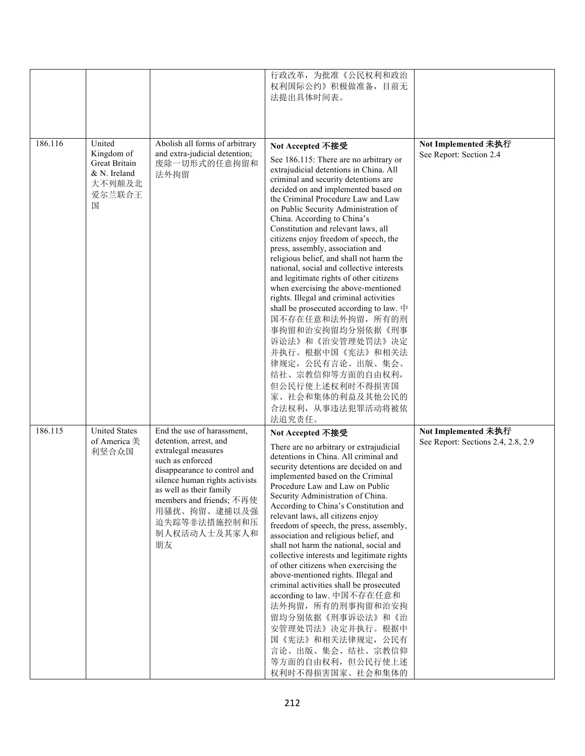| | | | | |
|---|---|---|---|---|
| | | | 行政改革，为批准《公民权利和政治权利国际公约》积极做准备，目前无法提出具体时间表。 | |
| 186.116 | United Kingdom of Great Britain & N. Ireland 大不列颠及北爱尔兰联合王国 | Abolish all forms of arbitrary and extra-judicial detention; 废除一切形式的任意拘留和法外拘留 | **Not Accepted 不接受**<br>See 186.115: There are no arbitrary or extrajudicial detentions in China. All criminal and security detentions are decided on and implemented based on the Criminal Procedure Law and Law on Public Security Administration of China. According to China's Constitution and relevant laws, all citizens enjoy freedom of speech, the press, assembly, association and religious belief, and shall not harm the national, social and collective interests and legitimate rights of other citizens when exercising the above-mentioned rights. Illegal and criminal activities shall be prosecuted according to law. 中国不存在任意和法外拘留，所有的刑事拘留和治安拘留均分别依据《刑事诉讼法》和《治安管理处罚法》决定并执行。根据中国《宪法》和相关法律规定，公民有言论、出版、集会、结社、宗教信仰等方面的自由权利，但公民行使上述权利时不得损害国家、社会和集体的利益及其他公民的合法权利，从事违法犯罪活动将被依法追究责任。 | **Not Implemented 未执行**<br>See Report: Section 2.4 |
| 186.115 | United States of America 美利坚合众国 | End the use of harassment, detention, arrest, and extralegal measures such as enforced disappearance to control and silence human rights activists as well as their family members and friends; 不再使用骚扰、拘留、逮捕以及强迫失踪等非法措施控制和压制人权活动人士及其家人和朋友 | **Not Accepted 不接受**<br>There are no arbitrary or extrajudicial detentions in China. All criminal and security detentions are decided on and implemented based on the Criminal Procedure Law and Law on Public Security Administration of China. According to China's Constitution and relevant laws, all citizens enjoy freedom of speech, the press, assembly, association and religious belief, and shall not harm the national, social and collective interests and legitimate rights of other citizens when exercising the above-mentioned rights. Illegal and criminal activities shall be prosecuted according to law. 中国不存在任意和法外拘留，所有的刑事拘留和治安拘留均分别依据《刑事诉讼法》和《治安管理处罚法》决定并执行。根据中国《宪法》和相关法律规定，公民有言论、出版、集会、结社、宗教信仰等方面的自由权利，但公民行使上述权利时不得损害国家、社会和集体的 | **Not Implemented 未执行**<br>See Report: Sections 2.4, 2.8, 2.9 |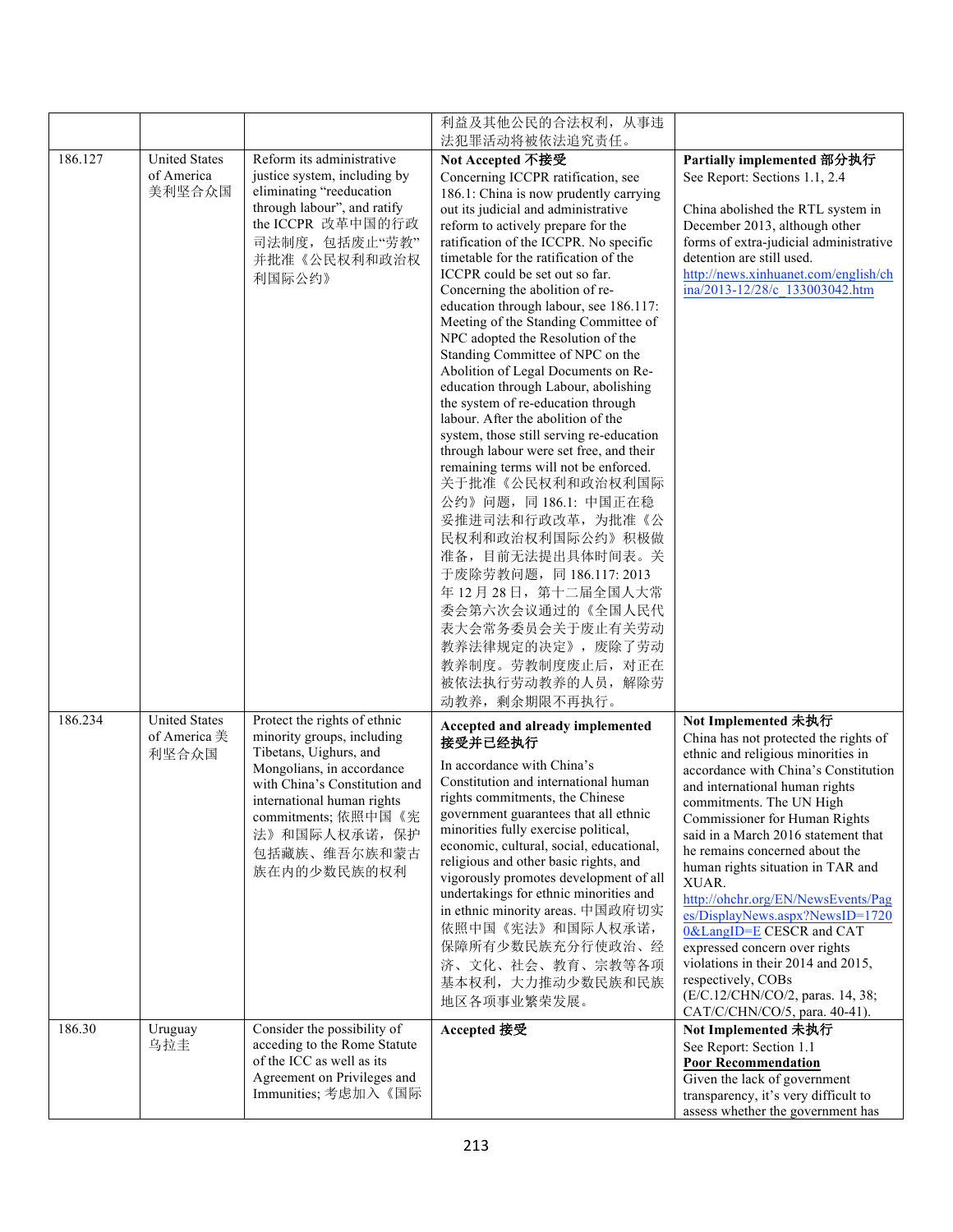| | | | 利益及其他公民的合法权利，从事违法犯罪活动将被依法追究责任。 | |
|---|---|---|---|---|
| 186.127 | United States of America 美利坚合众国 | Reform its administrative justice system, including by eliminating "reeducation through labour", and ratify the ICCPR 改革中国的行政司法制度，包括废止"劳教"并批准《公民权利和政治权利国际公约》 | **Not Accepted 不接受** Concerning ICCPR ratification, see 186.1: China is now prudently carrying out its judicial and administrative reform to actively prepare for the ratification of the ICCPR. No specific timetable for the ratification of the ICCPR could be set out so far. Concerning the abolition of re-education through labour, see 186.117: Meeting of the Standing Committee of NPC adopted the Resolution of the Standing Committee of NPC on the Abolition of Legal Documents on Re-education through Labour, abolishing the system of re-education through labour. After the abolition of the system, those still serving re-education through labour were set free, and their remaining terms will not be enforced. 关于批准《公民权利和政治权利国际公约》问题，同 186.1: 中国正在稳妥推进司法和行政改革，为批准《公民权利和政治权利国际公约》积极做准备，目前无法提出具体时间表。关于废除劳教问题，同 186.117: 2013 年 12 月 28 日，第十二届全国人大常委会第六次会议通过的《全国人民代表大会常务委员会关于废止有关劳动教养法律规定的决定》，废除了劳动教养制度。劳教制度废止后，对正在被依法执行劳动教养的人员，解除劳动教养，剩余期限不再执行。 | **Partially implemented 部分执行** See Report: Sections 1.1, 2.4<br><br>China abolished the RTL system in December 2013, although other forms of extra-judicial administrative detention are still used. http://news.xinhuanet.com/english/china/2013-12/28/c_133003042.htm |
| 186.234 | United States of America 美利坚合众国 | Protect the rights of ethnic minority groups, including Tibetans, Uighurs, and Mongolians, in accordance with China's Constitution and international human rights commitments; 依照中国《宪法》和国际人权承诺，保护包括藏族、维吾尔族和蒙古族在内的少数民族的权利 | **Accepted and already implemented 接受并已经执行**<br><br>In accordance with China's Constitution and international human rights commitments, the Chinese government guarantees that all ethnic minorities fully exercise political, economic, cultural, social, educational, religious and other basic rights, and vigorously promotes development of all undertakings for ethnic minorities and in ethnic minority areas. 中国政府切实依照中国《宪法》和国际人权承诺，保障所有少数民族充分行使政治、经济、文化、社会、教育、宗教等各项基本权利，大力推动少数民族和民族地区各项事业繁荣发展。 | **Not Implemented 未执行** China has not protected the rights of ethnic and religious minorities in accordance with China's Constitution and international human rights commitments. The UN High Commissioner for Human Rights said in a March 2016 statement that he remains concerned about the human rights situation in TAR and XUAR. http://ohchr.org/EN/NewsEvents/Pages/DisplayNews.aspx?NewsID=17200&LangID=E CESCR and CAT expressed concern over rights violations in their 2014 and 2015, respectively, COBs (E/C.12/CHN/CO/2, paras. 14, 38; CAT/C/CHN/CO/5, para. 40-41). |
| 186.30 | Uruguay 乌拉圭 | Consider the possibility of acceding to the Rome Statute of the ICC as well as its Agreement on Privileges and Immunities; 考虑加入《国际 | **Accepted 接受** | **Not Implemented 未执行** See Report: Section 1.1 **Poor Recommendation** Given the lack of government transparency, it's very difficult to assess whether the government has |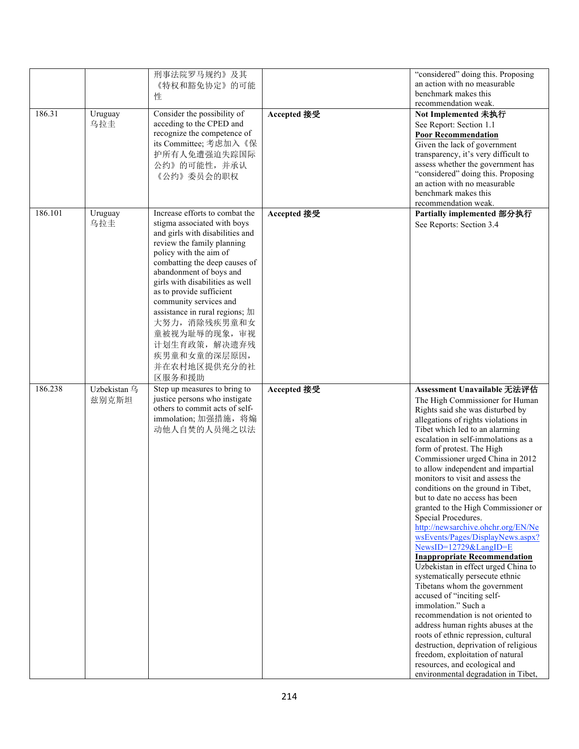| | | | | |
|---|---|---|---|---|
| | | 刑事法院罗马规约》及其《特权和豁免协定》的可能性 | | "considered" doing this. Proposing an action with no measurable benchmark makes this recommendation weak. |
| 186.31 | Uruguay 乌拉圭 | Consider the possibility of acceding to the CPED and recognize the competence of its Committee; 考虑加入《保护所有人免遭强迫失踪国际公约》的可能性，并承认《公约》委员会的职权 | **Accepted 接受** | **Not Implemented 未执行**<br>See Report: Section 1.1<br>**Poor Recommendation**<br>Given the lack of government transparency, it's very difficult to assess whether the government has "considered" doing this. Proposing an action with no measurable benchmark makes this recommendation weak. |
| 186.101 | Uruguay 乌拉圭 | Increase efforts to combat the stigma associated with boys and girls with disabilities and review the family planning policy with the aim of combatting the deep causes of abandonment of boys and girls with disabilities as well as to provide sufficient community services and assistance in rural regions; 加大努力，消除残疾男童和女童被视为耻辱的现象，审视计划生育政策，解决遗弃残疾男童和女童的深层原因，并在农村地区提供充分的社区服务和援助 | **Accepted 接受** | **Partially implemented 部分执行**<br>See Reports: Section 3.4 |
| 186.238 | Uzbekistan 乌兹别克斯坦 | Step up measures to bring to justice persons who instigate others to commit acts of self-immolation; 加强措施，将煽动他人自焚的人员绳之以法 | **Accepted 接受** | **Assessment Unavailable 无法评估**<br>The High Commissioner for Human Rights said she was disturbed by allegations of rights violations in Tibet which led to an alarming escalation in self-immolations as a form of protest. The High Commissioner urged China in 2012 to allow independent and impartial monitors to visit and assess the conditions on the ground in Tibet, but to date no access has been granted to the High Commissioner or Special Procedures.<br>http://newsarchive.ohchr.org/EN/NewsEvents/Pages/DisplayNews.aspx?NewsID=12729&LangID=E<br>**Inappropriate Recommendation**<br>Uzbekistan in effect urged China to systematically persecute ethnic Tibetans whom the government accused of "inciting self-immolation." Such a recommendation is not oriented to address human rights abuses at the roots of ethnic repression, cultural destruction, deprivation of religious freedom, exploitation of natural resources, and ecological and environmental degradation in Tibet, |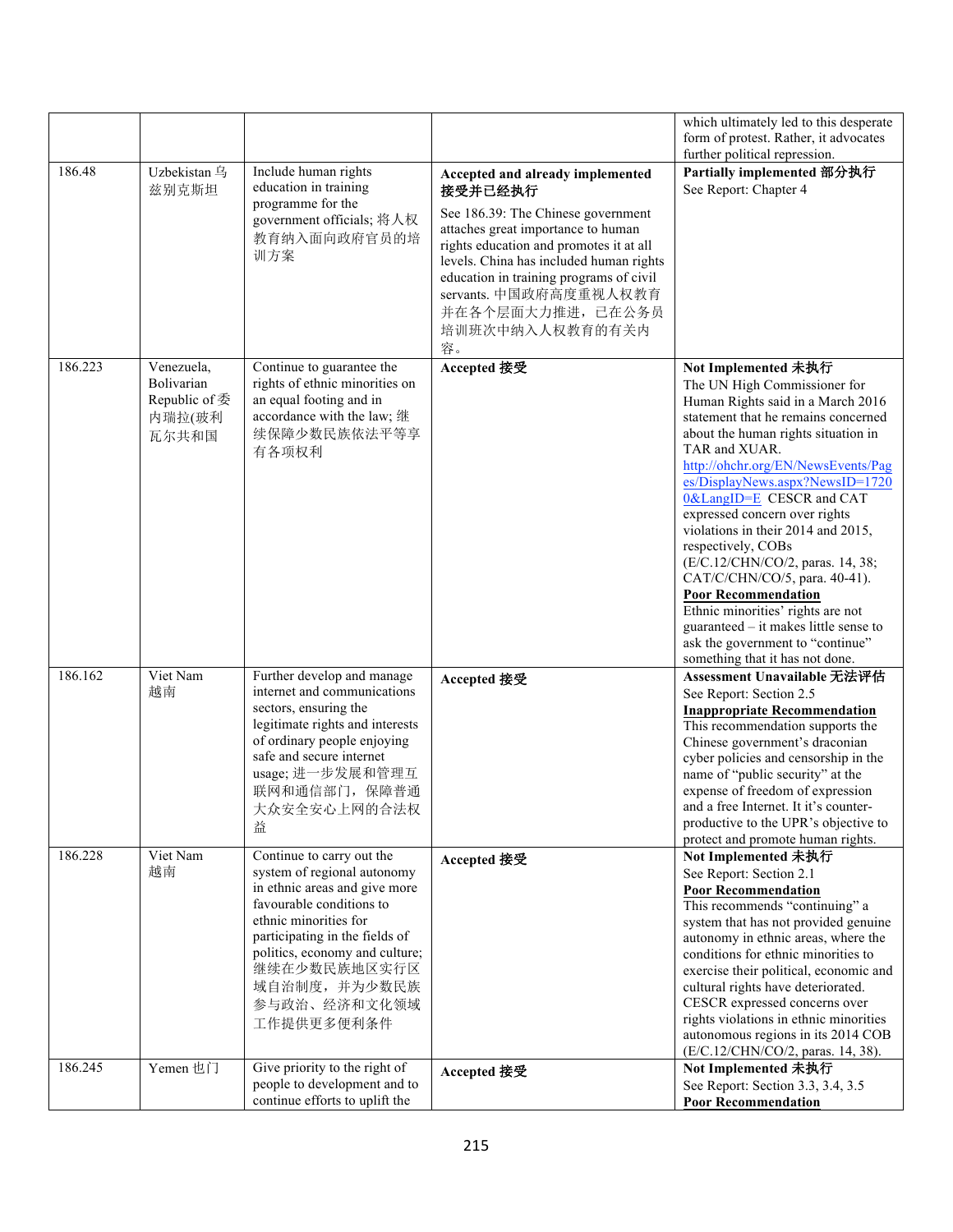| | | | | |
|---|---|---|---|---|
| | | | | which ultimately led to this desperate form of protest. Rather, it advocates further political repression. |
| 186.48 | Uzbekistan 乌兹别克斯坦 | Include human rights education in training programme for the government officials; 将人权教育纳入面向政府官员的培训方案 | **Accepted and already implemented 接受并已经执行** See 186.39: The Chinese government attaches great importance to human rights education and promotes it at all levels. China has included human rights education in training programs of civil servants. 中国政府高度重视人权教育并在各个层面大力推进，已在公务员培训班次中纳入人权教育的有关内容。 | **Partially implemented 部分执行** See Report: Chapter 4 |
| 186.223 | Venezuela, Bolivarian Republic of 委内瑞拉(玻利瓦尔共和国 | Continue to guarantee the rights of ethnic minorities on an equal footing and in accordance with the law; 继续保障少数民族依法平等享有各项权利 | **Accepted 接受** | **Not Implemented 未执行** The UN High Commissioner for Human Rights said in a March 2016 statement that he remains concerned about the human rights situation in TAR and XUAR. http://ohchr.org/EN/NewsEvents/Pages/DisplayNews.aspx?NewsID=17200&LangID=E CESCR and CAT expressed concern over rights violations in their 2014 and 2015, respectively, COBs (E/C.12/CHN/CO/2, paras. 14, 38; CAT/C/CHN/CO/5, para. 40-41). **Poor Recommendation** Ethnic minorities' rights are not guaranteed – it makes little sense to ask the government to "continue" something that it has not done. |
| 186.162 | Viet Nam 越南 | Further develop and manage internet and communications sectors, ensuring the legitimate rights and interests of ordinary people enjoying safe and secure internet usage; 进一步发展和管理互联网和通信部门，保障普通大众安全安心上网的合法权益 | **Accepted 接受** | **Assessment Unavailable 无法评估** See Report: Section 2.5 **Inappropriate Recommendation** This recommendation supports the Chinese government's draconian cyber policies and censorship in the name of "public security" at the expense of freedom of expression and a free Internet. It it's counter-productive to the UPR's objective to protect and promote human rights. |
| 186.228 | Viet Nam 越南 | Continue to carry out the system of regional autonomy in ethnic areas and give more favourable conditions to ethnic minorities for participating in the fields of politics, economy and culture; 继续在少数民族地区实行区域自治制度，并为少数民族参与政治、经济和文化领域工作提供更多便利条件 | **Accepted 接受** | **Not Implemented 未执行** See Report: Section 2.1 **Poor Recommendation** This recommends "continuing" a system that has not provided genuine autonomy in ethnic areas, where the conditions for ethnic minorities to exercise their political, economic and cultural rights have deteriorated. CESCR expressed concerns over rights violations in ethnic minorities autonomous regions in its 2014 COB (E/C.12/CHN/CO/2, paras. 14, 38). |
| 186.245 | Yemen 也门 | Give priority to the right of people to development and to continue efforts to uplift the | **Accepted 接受** | **Not Implemented 未执行** See Report: Section 3.3, 3.4, 3.5 **Poor Recommendation** |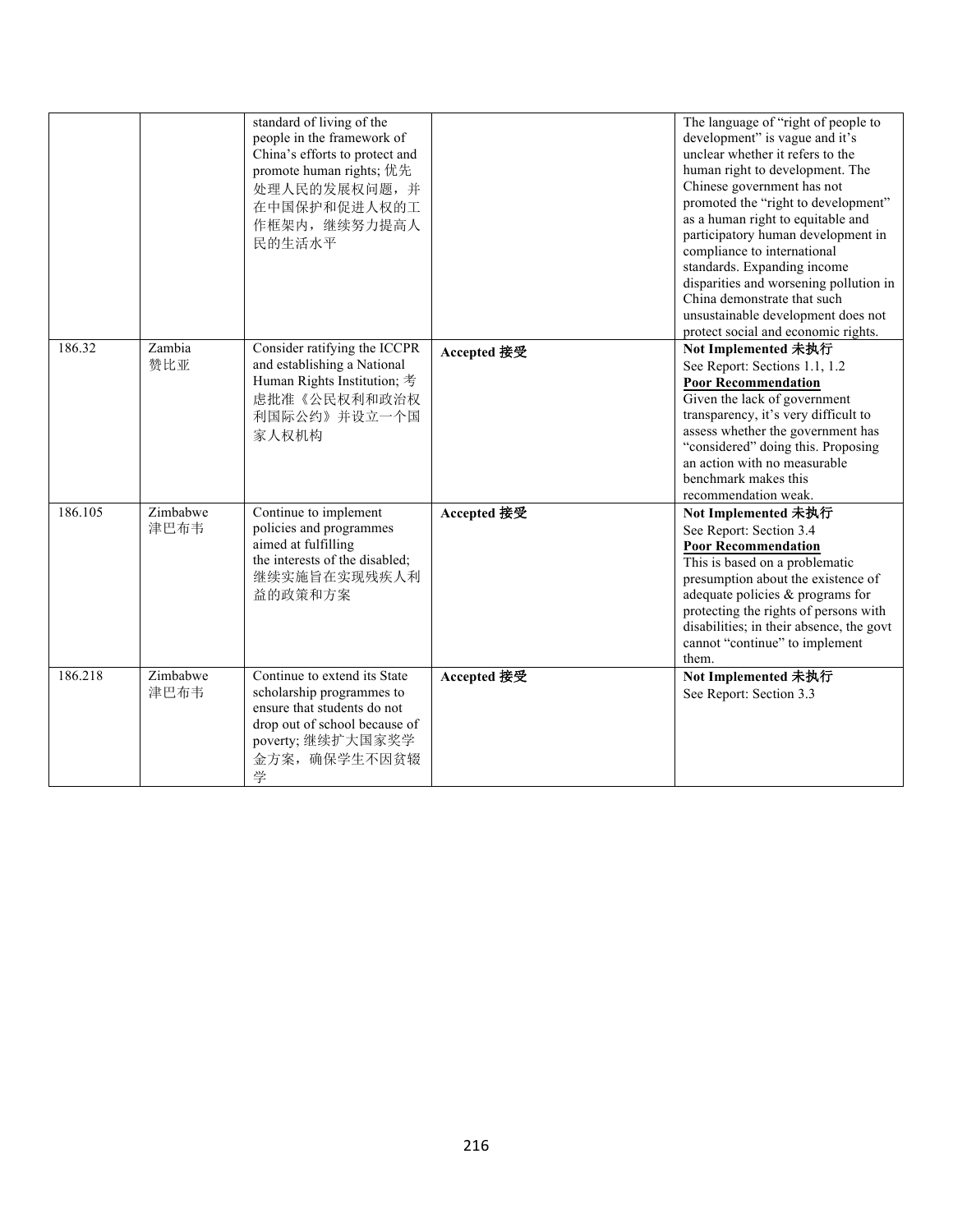| | | | | |
|---|---|---|---|---|
| | | standard of living of the people in the framework of China's efforts to protect and promote human rights; 优先处理人民的发展权问题，并在中国保护和促进人权的工作框架内，继续努力提高人民的生活水平 | | The language of "right of people to development" is vague and it's unclear whether it refers to the human right to development. The Chinese government has not promoted the "right to development" as a human right to equitable and participatory human development in compliance to international standards. Expanding income disparities and worsening pollution in China demonstrate that such unsustainable development does not protect social and economic rights. |
| 186.32 | Zambia 赞比亚 | Consider ratifying the ICCPR and establishing a National Human Rights Institution; 考虑批准《公民权利和政治权利国际公约》并设立一个国家人权机构 | **Accepted 接受** | **Not Implemented 未执行** See Report: Sections 1.1, 1.2 **Poor Recommendation** Given the lack of government transparency, it's very difficult to assess whether the government has "considered" doing this. Proposing an action with no measurable benchmark makes this recommendation weak. |
| 186.105 | Zimbabwe 津巴布韦 | Continue to implement policies and programmes aimed at fulfilling the interests of the disabled; 继续实施旨在实现残疾人利益的政策和方案 | **Accepted 接受** | **Not Implemented 未执行** See Report: Section 3.4 **Poor Recommendation** This is based on a problematic presumption about the existence of adequate policies & programs for protecting the rights of persons with disabilities; in their absence, the govt cannot "continue" to implement them. |
| 186.218 | Zimbabwe 津巴布韦 | Continue to extend its State scholarship programmes to ensure that students do not drop out of school because of poverty; 继续扩大国家奖学金方案，确保学生不因贫辍学 | **Accepted 接受** | **Not Implemented 未执行** See Report: Section 3.3 |